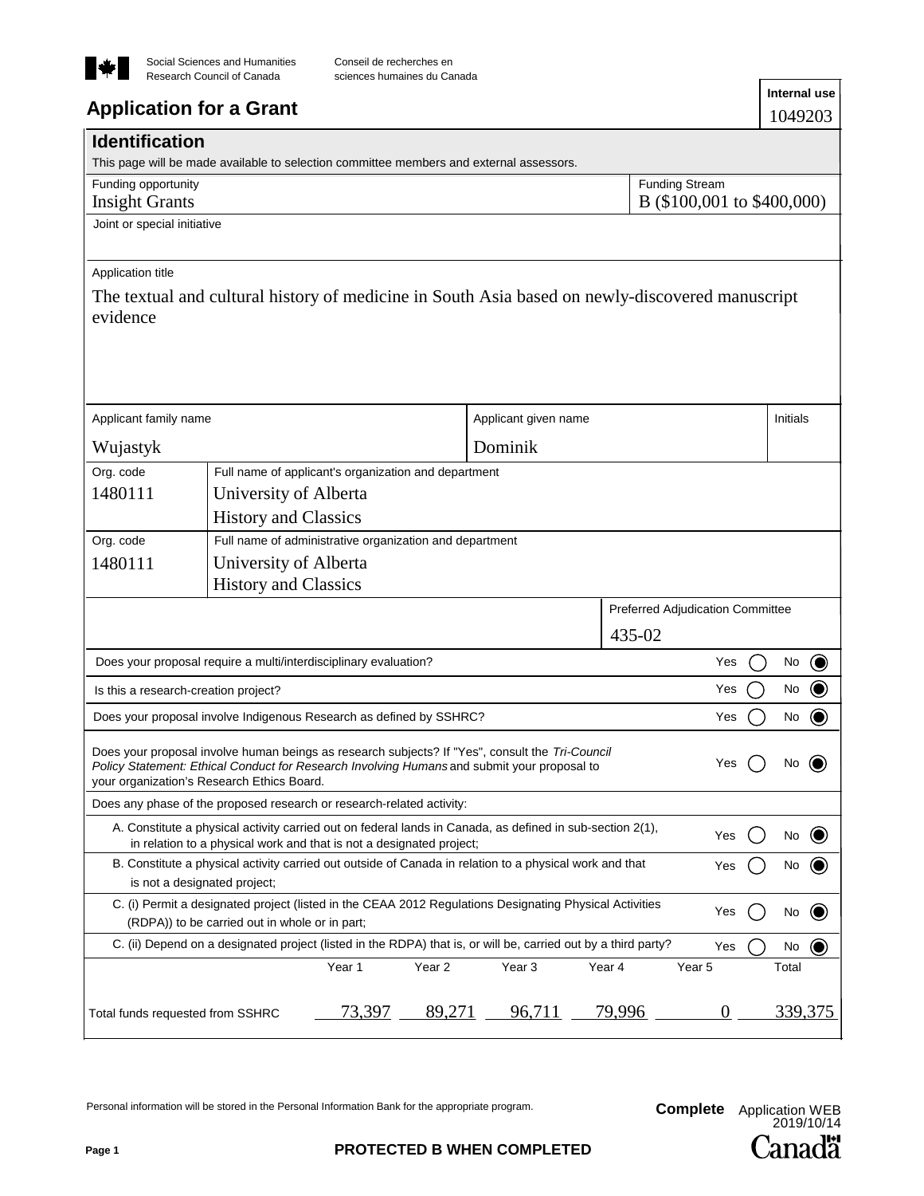Social Sciences and Humanities Research Council of Canada | Conseil de recherches en sciences humaines du Canada

# Application for a Grant

**Internal use**
1049203

## Identification

This page will be made available to selection committee members and external assessors.

| Funding opportunity | Funding Stream |
|---|---|
| Insight Grants | B ($100,001 to $400,000) |

Joint or special initiative

Application title

The textual and cultural history of medicine in South Asia based on newly-discovered manuscript evidence

| Applicant family name | Applicant given name | Initials |
|---|---|---|
| Wujastyk | Dominik | |

| Org. code | Full name of applicant's organization and department |
|---|---|
| 1480111 | University of Alberta<br>History and Classics |

| Org. code | Full name of administrative organization and department |
|---|---|
| 1480111 | University of Alberta<br>History and Classics |

Preferred Adjudication Committee: 435-02

| Question | Answer |
|---|---|
| Does your proposal require a multi/interdisciplinary evaluation? | No |
| Is this a research-creation project? | No |
| Does your proposal involve Indigenous Research as defined by SSHRC? | No |
| Does your proposal involve human beings as research subjects? If "Yes", consult the *Tri-Council Policy Statement: Ethical Conduct for Research Involving Humans* and submit your proposal to your organization's Research Ethics Board. | No |

Does any phase of the proposed research or research-related activity:

| Question | Answer |
|---|---|
| A. Constitute a physical activity carried out on federal lands in Canada, as defined in sub-section 2(1), in relation to a physical work and that is not a designated project; | No |
| B. Constitute a physical activity carried out outside of Canada in relation to a physical work and that is not a designated project; | No |
| C. (i) Permit a designated project (listed in the CEAA 2012 Regulations Designating Physical Activities (RDPA)) to be carried out in whole or in part; | No |
| C. (ii) Depend on a designated project (listed in the RDPA) that is, or will be, carried out by a third party? | No |

| | Year 1 | Year 2 | Year 3 | Year 4 | Year 5 | Total |
|---|---|---|---|---|---|---|
| Total funds requested from SSHRC | 73,397 | 89,271 | 96,711 | 79,996 | 0 | 339,375 |

Personal information will be stored in the Personal Information Bank for the appropriate program.

**Complete** Application WEB 2019/10/14

**PROTECTED B WHEN COMPLETED**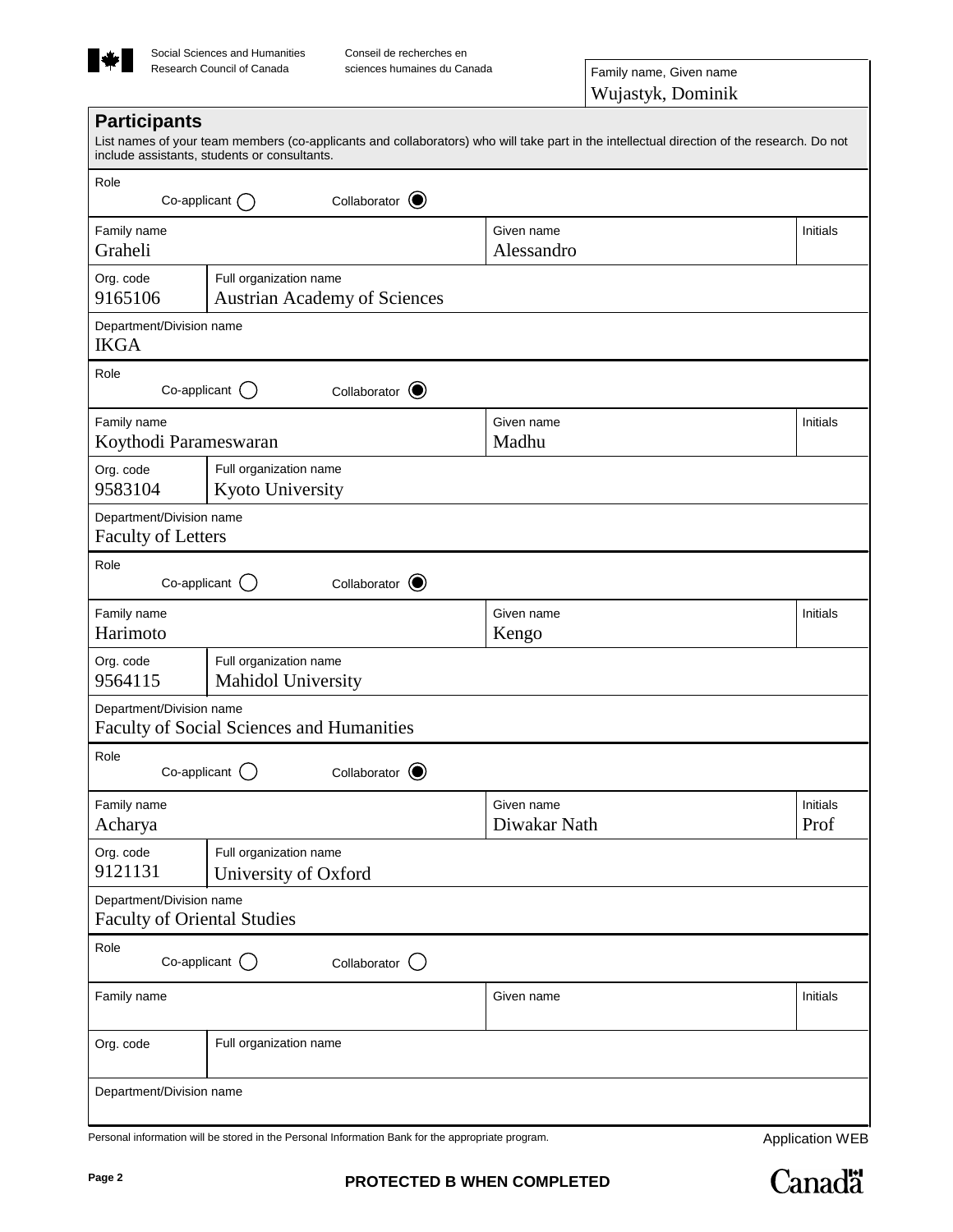Social Sciences and Humanities Research Council of Canada | Conseil de recherches en sciences humaines du Canada

| Family name, Given name |
|---|
| Wujastyk, Dominik |

## Participants

List names of your team members (co-applicants and collaborators) who will take part in the intellectual direction of the research. Do not include assistants, students or consultants.

**Role:** Co-applicant ○ Collaborator ◉

| Family name | Given name | Initials |
|---|---|---|
| Graheli | Alessandro | |

| Org. code | Full organization name |
|---|---|
| 9165106 | Austrian Academy of Sciences |

Department/Division name: IKGA

**Role:** Co-applicant ○ Collaborator ◉

| Family name | Given name | Initials |
|---|---|---|
| Koythodi Parameswaran | Madhu | |

| Org. code | Full organization name |
|---|---|
| 9583104 | Kyoto University |

Department/Division name: Faculty of Letters

**Role:** Co-applicant ○ Collaborator ◉

| Family name | Given name | Initials |
|---|---|---|
| Harimoto | Kengo | |

| Org. code | Full organization name |
|---|---|
| 9564115 | Mahidol University |

Department/Division name: Faculty of Social Sciences and Humanities

**Role:** Co-applicant ○ Collaborator ◉

| Family name | Given name | Initials |
|---|---|---|
| Acharya | Diwakar Nath | Prof |

| Org. code | Full organization name |
|---|---|
| 9121131 | University of Oxford |

Department/Division name: Faculty of Oriental Studies

**Role:** Co-applicant ○ Collaborator ○

| Family name | Given name | Initials |
|---|---|---|
| | | |

| Org. code | Full organization name |
|---|---|
| | |

Department/Division name:

Personal information will be stored in the Personal Information Bank for the appropriate program.

Application WEB

PROTECTED B WHEN COMPLETED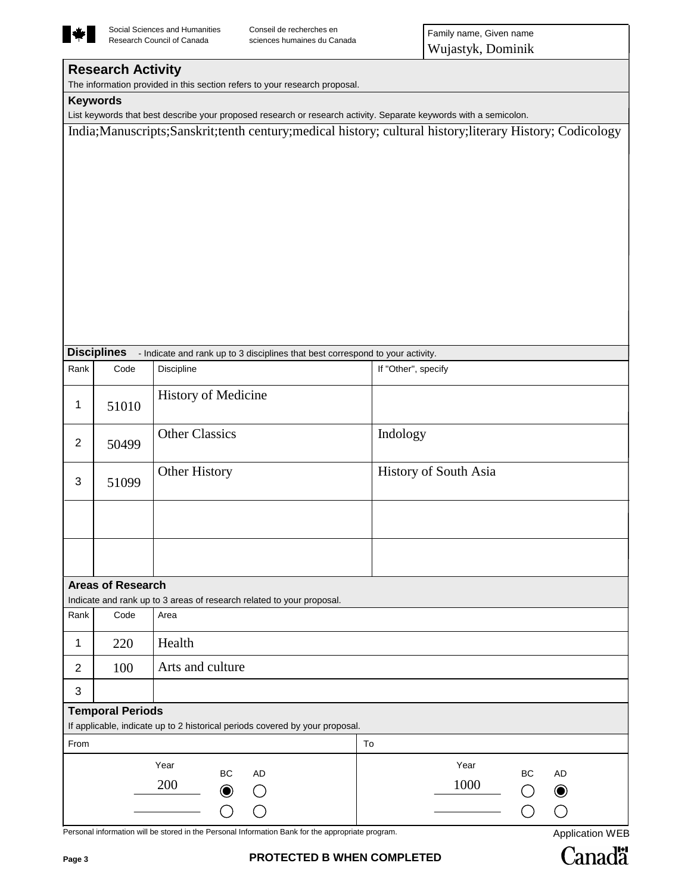Social Sciences and Humanities Research Council of Canada

Conseil de recherches en sciences humaines du Canada

Family name, Given name
Wujastyk, Dominik

## Research Activity

The information provided in this section refers to your research proposal.

### Keywords

List keywords that best describe your proposed research or research activity. Separate keywords with a semicolon.

India;Manuscripts;Sanskrit;tenth century;medical history; cultural history;literary History; Codicology

### Disciplines

- Indicate and rank up to 3 disciplines that best correspond to your activity.

| Rank | Code | Discipline | If "Other", specify |
|---|---|---|---|
| 1 | 51010 | History of Medicine | |
| 2 | 50499 | Other Classics | Indology |
| 3 | 51099 | Other History | History of South Asia |
| | | | |
| | | | |

### Areas of Research

Indicate and rank up to 3 areas of research related to your proposal.

| Rank | Code | Area |
|---|---|---|
| 1 | 220 | Health |
| 2 | 100 | Arts and culture |
| 3 | | |

### Temporal Periods

If applicable, indicate up to 2 historical periods covered by your proposal.

| From Year | BC | AD | To Year | BC | AD |
|---|---|---|---|---|---|
| 200 | ◉ | ○ | 1000 | ○ | ◉ |
| | ○ | ○ | | ○ | ○ |

Personal information will be stored in the Personal Information Bank for the appropriate program.

Application WEB

PROTECTED B WHEN COMPLETED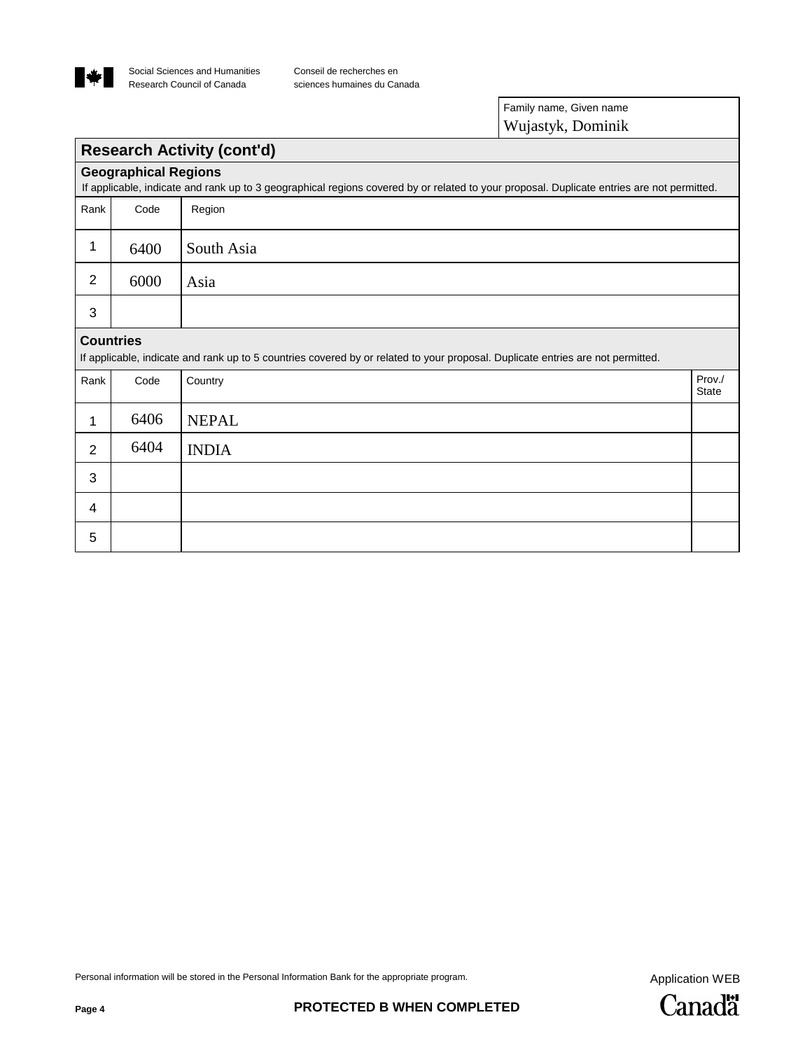Social Sciences and Humanities Research Council of Canada

Conseil de recherches en sciences humaines du Canada

| Family name, Given name |
|---|
| Wujastyk, Dominik |

## Research Activity (cont'd)

### Geographical Regions

If applicable, indicate and rank up to 3 geographical regions covered by or related to your proposal. Duplicate entries are not permitted.

| Rank | Code | Region |
|---|---|---|
| 1 | 6400 | South Asia |
| 2 | 6000 | Asia |
| 3 | | |

### Countries

If applicable, indicate and rank up to 5 countries covered by or related to your proposal. Duplicate entries are not permitted.

| Rank | Code | Country | Prov./ State |
|---|---|---|---|
| 1 | 6406 | NEPAL | |
| 2 | 6404 | INDIA | |
| 3 | | | |
| 4 | | | |
| 5 | | | |

Personal information will be stored in the Personal Information Bank for the appropriate program.

Application WEB

PROTECTED B WHEN COMPLETED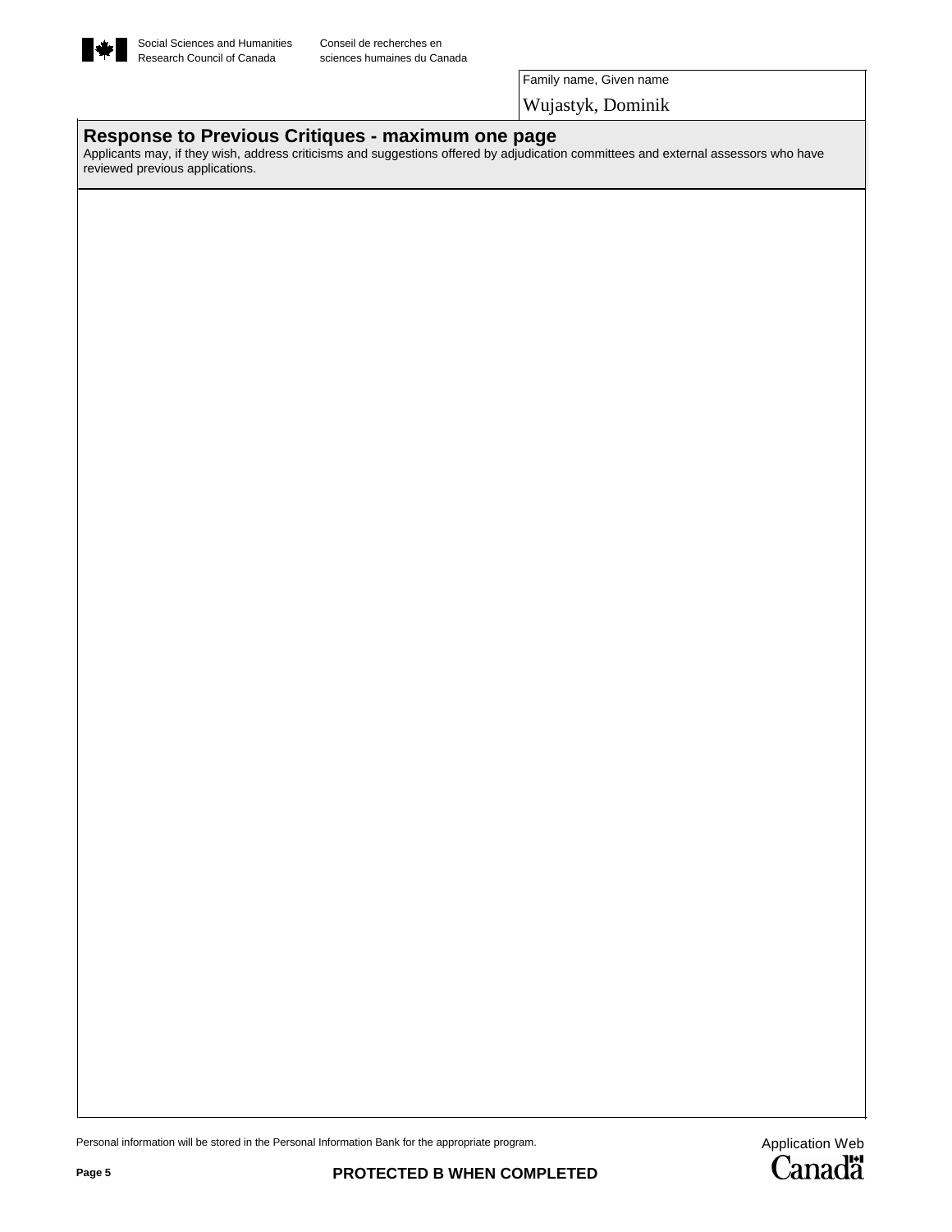Family name, Given name

Wujastyk, Dominik

## Response to Previous Critiques - maximum one page

Applicants may, if they wish, address criticisms and suggestions offered by adjudication committees and external assessors who have reviewed previous applications.

Personal information will be stored in the Personal Information Bank for the appropriate program.

**PROTECTED B WHEN COMPLETED**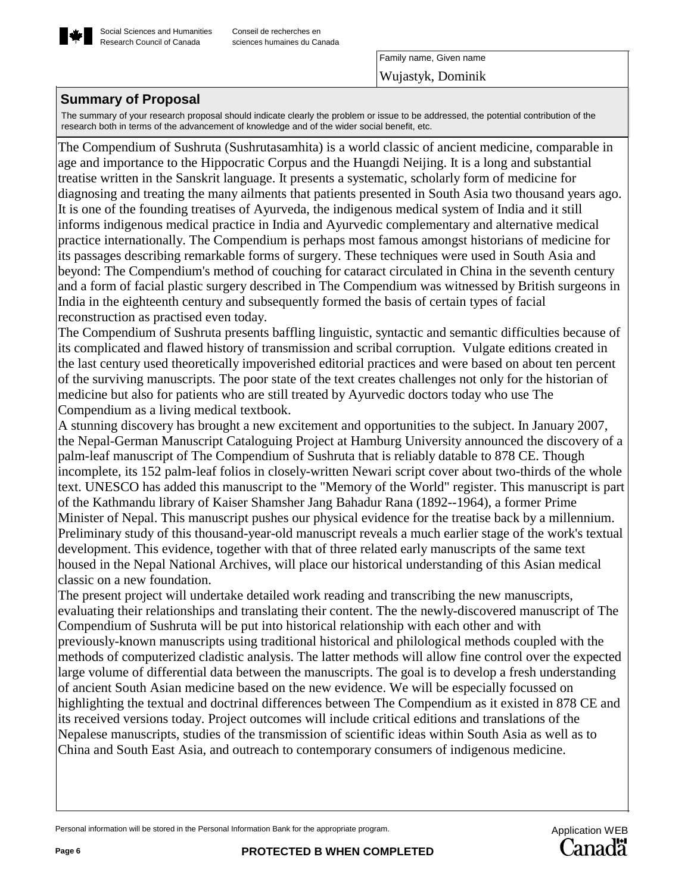Social Sciences and Humanities Research Council of Canada

Conseil de recherches en sciences humaines du Canada

| Family name, Given name |
|---|
| Wujastyk, Dominik |

## Summary of Proposal

The summary of your research proposal should indicate clearly the problem or issue to be addressed, the potential contribution of the research both in terms of the advancement of knowledge and of the wider social benefit, etc.

The Compendium of Sushruta (Sushrutasamhita) is a world classic of ancient medicine, comparable in age and importance to the Hippocratic Corpus and the Huangdi Neijing. It is a long and substantial treatise written in the Sanskrit language. It presents a systematic, scholarly form of medicine for diagnosing and treating the many ailments that patients presented in South Asia two thousand years ago. It is one of the founding treatises of Ayurveda, the indigenous medical system of India and it still informs indigenous medical practice in India and Ayurvedic complementary and alternative medical practice internationally. The Compendium is perhaps most famous amongst historians of medicine for its passages describing remarkable forms of surgery. These techniques were used in South Asia and beyond: The Compendium's method of couching for cataract circulated in China in the seventh century and a form of facial plastic surgery described in The Compendium was witnessed by British surgeons in India in the eighteenth century and subsequently formed the basis of certain types of facial reconstruction as practised even today.

The Compendium of Sushruta presents baffling linguistic, syntactic and semantic difficulties because of its complicated and flawed history of transmission and scribal corruption. Vulgate editions created in the last century used theoretically impoverished editorial practices and were based on about ten percent of the surviving manuscripts. The poor state of the text creates challenges not only for the historian of medicine but also for patients who are still treated by Ayurvedic doctors today who use The Compendium as a living medical textbook.

A stunning discovery has brought a new excitement and opportunities to the subject. In January 2007, the Nepal-German Manuscript Cataloguing Project at Hamburg University announced the discovery of a palm-leaf manuscript of The Compendium of Sushruta that is reliably datable to 878 CE. Though incomplete, its 152 palm-leaf folios in closely-written Newari script cover about two-thirds of the whole text. UNESCO has added this manuscript to the "Memory of the World" register. This manuscript is part of the Kathmandu library of Kaiser Shamsher Jang Bahadur Rana (1892--1964), a former Prime Minister of Nepal. This manuscript pushes our physical evidence for the treatise back by a millennium. Preliminary study of this thousand-year-old manuscript reveals a much earlier stage of the work's textual development. This evidence, together with that of three related early manuscripts of the same text housed in the Nepal National Archives, will place our historical understanding of this Asian medical classic on a new foundation.

The present project will undertake detailed work reading and transcribing the new manuscripts, evaluating their relationships and translating their content. The the newly-discovered manuscript of The Compendium of Sushruta will be put into historical relationship with each other and with previously-known manuscripts using traditional historical and philological methods coupled with the methods of computerized cladistic analysis. The latter methods will allow fine control over the expected large volume of differential data between the manuscripts. The goal is to develop a fresh understanding of ancient South Asian medicine based on the new evidence. We will be especially focussed on highlighting the textual and doctrinal differences between The Compendium as it existed in 878 CE and its received versions today. Project outcomes will include critical editions and translations of the Nepalese manuscripts, studies of the transmission of scientific ideas within South Asia as well as to China and South East Asia, and outreach to contemporary consumers of indigenous medicine.

Personal information will be stored in the Personal Information Bank for the appropriate program.

PROTECTED B WHEN COMPLETED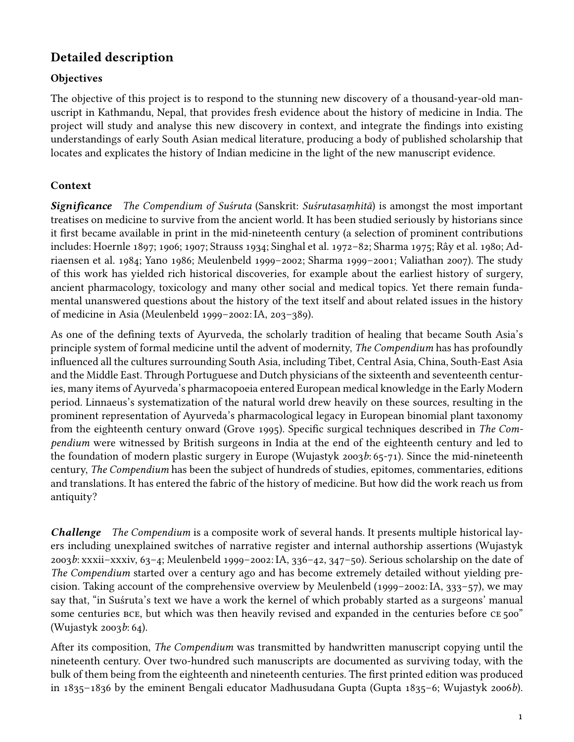## Detailed description

### Objectives

The objective of this project is to respond to the stunning new discovery of a thousand-year-old manuscript in Kathmandu, Nepal, that provides fresh evidence about the history of medicine in India. The project will study and analyse this new discovery in context, and integrate the findings into existing understandings of early South Asian medical literature, producing a body of published scholarship that locates and explicates the history of Indian medicine in the light of the new manuscript evidence.

### Context

***Significance*** *The Compendium of Suśruta* (Sanskrit: *Suśrutasaṃhitā*) is amongst the most important treatises on medicine to survive from the ancient world. It has been studied seriously by historians since it first became available in print in the mid-nineteenth century (a selection of prominent contributions includes: Hoernle 1897; 1906; 1907; Strauss 1934; Singhal et al. 1972–82; Sharma 1975; Rây et al. 1980; Adriaensen et al. 1984; Yano 1986; Meulenbeld 1999–2002; Sharma 1999–2001; Valiathan 2007). The study of this work has yielded rich historical discoveries, for example about the earliest history of surgery, ancient pharmacology, toxicology and many other social and medical topics. Yet there remain fundamental unanswered questions about the history of the text itself and about related issues in the history of medicine in Asia (Meulenbeld 1999–2002: IA, 203–389).

As one of the defining texts of Ayurveda, the scholarly tradition of healing that became South Asia's principle system of formal medicine until the advent of modernity, *The Compendium* has has profoundly influenced all the cultures surrounding South Asia, including Tibet, Central Asia, China, South-East Asia and the Middle East. Through Portuguese and Dutch physicians of the sixteenth and seventeenth centuries, many items of Ayurveda's pharmacopoeia entered European medical knowledge in the Early Modern period. Linnaeus's systematization of the natural world drew heavily on these sources, resulting in the prominent representation of Ayurveda's pharmacological legacy in European binomial plant taxonomy from the eighteenth century onward (Grove 1995). Specific surgical techniques described in *The Compendium* were witnessed by British surgeons in India at the end of the eighteenth century and led to the foundation of modern plastic surgery in Europe (Wujastyk 2003*b*: 65-71). Since the mid-nineteenth century, *The Compendium* has been the subject of hundreds of studies, epitomes, commentaries, editions and translations. It has entered the fabric of the history of medicine. But how did the work reach us from antiquity?

***Challenge*** *The Compendium* is a composite work of several hands. It presents multiple historical layers including unexplained switches of narrative register and internal authorship assertions (Wujastyk 2003*b*: xxxii–xxxiv, 63–4; Meulenbeld 1999–2002: IA, 336–42, 347–50). Serious scholarship on the date of *The Compendium* started over a century ago and has become extremely detailed without yielding precision. Taking account of the comprehensive overview by Meulenbeld (1999–2002: IA, 333–57), we may say that, "in Suśruta's text we have a work the kernel of which probably started as a surgeons' manual some centuries BCE, but which was then heavily revised and expanded in the centuries before CE 500" (Wujastyk 2003*b*: 64).

After its composition, *The Compendium* was transmitted by handwritten manuscript copying until the nineteenth century. Over two-hundred such manuscripts are documented as surviving today, with the bulk of them being from the eighteenth and nineteenth centuries. The first printed edition was produced in 1835–1836 by the eminent Bengali educator Madhusudana Gupta (Gupta 1835–6; Wujastyk 2006*b*).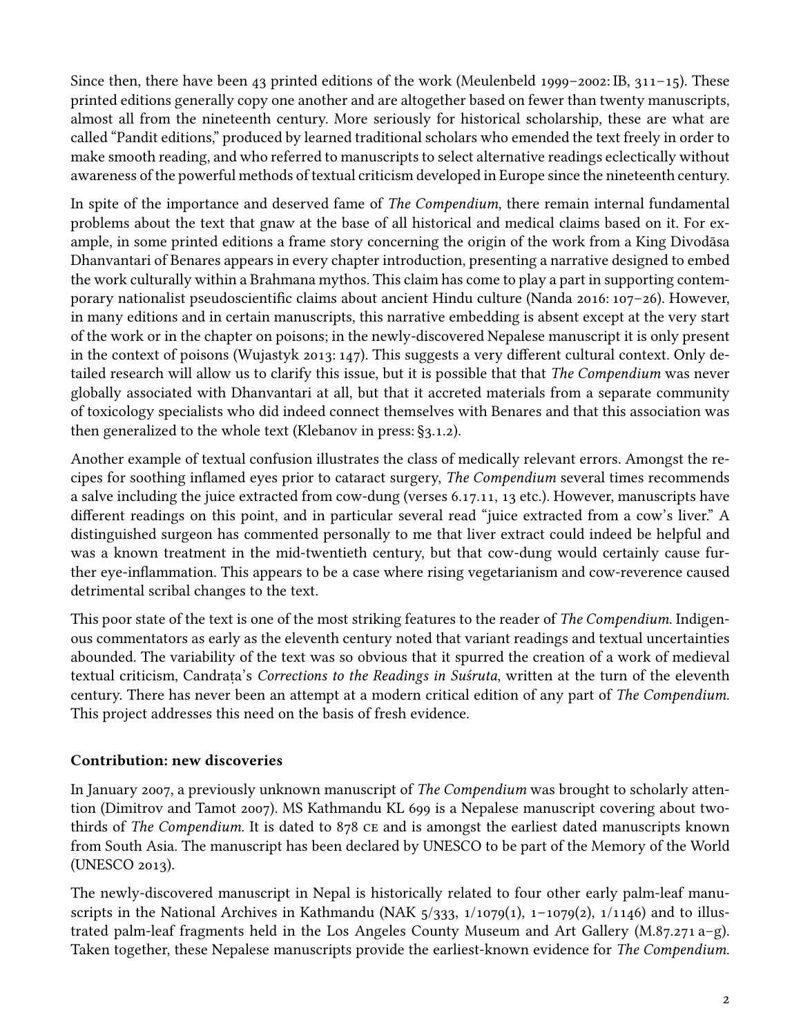Since then, there have been 43 printed editions of the work (Meulenbeld 1999–2002: IB, 311–15). These printed editions generally copy one another and are altogether based on fewer than twenty manuscripts, almost all from the nineteenth century. More seriously for historical scholarship, these are what are called "Pandit editions," produced by learned traditional scholars who emended the text freely in order to make smooth reading, and who referred to manuscripts to select alternative readings eclectically without awareness of the powerful methods of textual criticism developed in Europe since the nineteenth century.

In spite of the importance and deserved fame of *The Compendium*, there remain internal fundamental problems about the text that gnaw at the base of all historical and medical claims based on it. For example, in some printed editions a frame story concerning the origin of the work from a King Divodāsa Dhanvantari of Benares appears in every chapter introduction, presenting a narrative designed to embed the work culturally within a Brahmana mythos. This claim has come to play a part in supporting contemporary nationalist pseudoscientific claims about ancient Hindu culture (Nanda 2016: 107–26). However, in many editions and in certain manuscripts, this narrative embedding is absent except at the very start of the work or in the chapter on poisons; in the newly-discovered Nepalese manuscript it is only present in the context of poisons (Wujastyk 2013: 147). This suggests a very different cultural context. Only detailed research will allow us to clarify this issue, but it is possible that that *The Compendium* was never globally associated with Dhanvantari at all, but that it accreted materials from a separate community of toxicology specialists who did indeed connect themselves with Benares and that this association was then generalized to the whole text (Klebanov in press: §3.1.2).

Another example of textual confusion illustrates the class of medically relevant errors. Amongst the recipes for soothing inflamed eyes prior to cataract surgery, *The Compendium* several times recommends a salve including the juice extracted from cow-dung (verses 6.17.11, 13 etc.). However, manuscripts have different readings on this point, and in particular several read "juice extracted from a cow's liver." A distinguished surgeon has commented personally to me that liver extract could indeed be helpful and was a known treatment in the mid-twentieth century, but that cow-dung would certainly cause further eye-inflammation. This appears to be a case where rising vegetarianism and cow-reverence caused detrimental scribal changes to the text.

This poor state of the text is one of the most striking features to the reader of *The Compendium*. Indigenous commentators as early as the eleventh century noted that variant readings and textual uncertainties abounded. The variability of the text was so obvious that it spurred the creation of a work of medieval textual criticism, Candraṭa's *Corrections to the Readings in Suśruta*, written at the turn of the eleventh century. There has never been an attempt at a modern critical edition of any part of *The Compendium*. This project addresses this need on the basis of fresh evidence.

**Contribution: new discoveries**

In January 2007, a previously unknown manuscript of *The Compendium* was brought to scholarly attention (Dimitrov and Tamot 2007). MS Kathmandu KL 699 is a Nepalese manuscript covering about two-thirds of *The Compendium*. It is dated to 878 CE and is amongst the earliest dated manuscripts known from South Asia. The manuscript has been declared by UNESCO to be part of the Memory of the World (UNESCO 2013).

The newly-discovered manuscript in Nepal is historically related to four other early palm-leaf manuscripts in the National Archives in Kathmandu (NAK 5/333, 1/1079(1), 1–1079(2), 1/1146) and to illustrated palm-leaf fragments held in the Los Angeles County Museum and Art Gallery (M.87.271 a–g). Taken together, these Nepalese manuscripts provide the earliest-known evidence for *The Compendium*.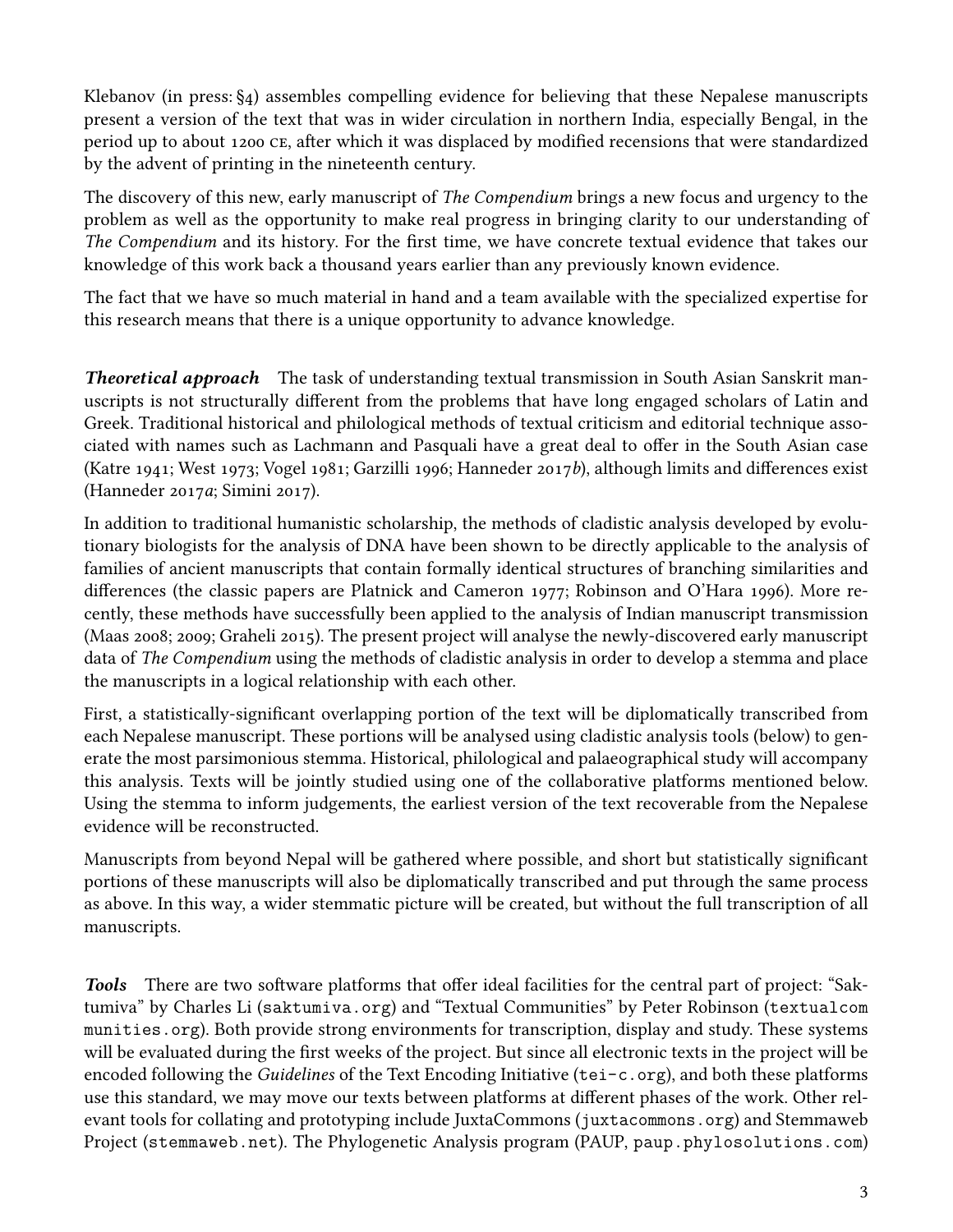Klebanov (in press: §4) assembles compelling evidence for believing that these Nepalese manuscripts present a version of the text that was in wider circulation in northern India, especially Bengal, in the period up to about 1200 CE, after which it was displaced by modified recensions that were standardized by the advent of printing in the nineteenth century.

The discovery of this new, early manuscript of *The Compendium* brings a new focus and urgency to the problem as well as the opportunity to make real progress in bringing clarity to our understanding of *The Compendium* and its history. For the first time, we have concrete textual evidence that takes our knowledge of this work back a thousand years earlier than any previously known evidence.

The fact that we have so much material in hand and a team available with the specialized expertise for this research means that there is a unique opportunity to advance knowledge.

***Theoretical approach*** The task of understanding textual transmission in South Asian Sanskrit manuscripts is not structurally different from the problems that have long engaged scholars of Latin and Greek. Traditional historical and philological methods of textual criticism and editorial technique associated with names such as Lachmann and Pasquali have a great deal to offer in the South Asian case (Katre 1941; West 1973; Vogel 1981; Garzilli 1996; Hanneder 2017*b*), although limits and differences exist (Hanneder 2017*a*; Simini 2017).

In addition to traditional humanistic scholarship, the methods of cladistic analysis developed by evolutionary biologists for the analysis of DNA have been shown to be directly applicable to the analysis of families of ancient manuscripts that contain formally identical structures of branching similarities and differences (the classic papers are Platnick and Cameron 1977; Robinson and O'Hara 1996). More recently, these methods have successfully been applied to the analysis of Indian manuscript transmission (Maas 2008; 2009; Graheli 2015). The present project will analyse the newly-discovered early manuscript data of *The Compendium* using the methods of cladistic analysis in order to develop a stemma and place the manuscripts in a logical relationship with each other.

First, a statistically-significant overlapping portion of the text will be diplomatically transcribed from each Nepalese manuscript. These portions will be analysed using cladistic analysis tools (below) to generate the most parsimonious stemma. Historical, philological and palaeographical study will accompany this analysis. Texts will be jointly studied using one of the collaborative platforms mentioned below. Using the stemma to inform judgements, the earliest version of the text recoverable from the Nepalese evidence will be reconstructed.

Manuscripts from beyond Nepal will be gathered where possible, and short but statistically significant portions of these manuscripts will also be diplomatically transcribed and put through the same process as above. In this way, a wider stemmatic picture will be created, but without the full transcription of all manuscripts.

***Tools*** There are two software platforms that offer ideal facilities for the central part of project: "Saktumiva" by Charles Li (`saktumiva.org`) and "Textual Communities" by Peter Robinson (`textualcommunities.org`). Both provide strong environments for transcription, display and study. These systems will be evaluated during the first weeks of the project. But since all electronic texts in the project will be encoded following the *Guidelines* of the Text Encoding Initiative (`tei-c.org`), and both these platforms use this standard, we may move our texts between platforms at different phases of the work. Other relevant tools for collating and prototyping include JuxtaCommons (`juxtacommons.org`) and Stemmaweb Project (`stemmaweb.net`). The Phylogenetic Analysis program (PAUP, `paup.phylosolutions.com`)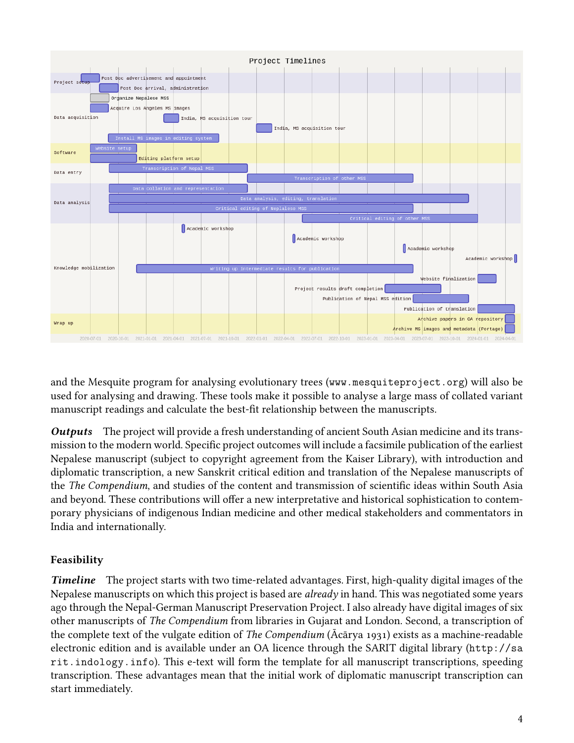Project Timelines

Project setup
Post Doc advertisement and appointment
Post Doc arrival, administration

Data acquisition
Organize Nepalese MSS
Acquire Los Angeles MS images
India, MS acquisition tour
India, MS acquisition tour
Install MS images in editing system

Software
Website setup
Editing platform setup

Data entry
Transcription of Nepal MSS
Transcription of other MSS

Data analysis
Data collation and representation
Data analysis, editing, translation
Critical editing of Neplalese MSS
Critical editing of other MSS

Knowledge mobilization
Academic workshop
Academic workshop
Academic workshop
Academic workshop
Writing up intermediate results for publication
Website finalization
Project results draft completion
Publication of Nepal MSS edition
Publication of translation

Wrap up
Archive papers in OA repository
Archive MS images and metadata (Portage)

2020-07-01 2020-10-01 2021-01-01 2021-04-01 2021-07-01 2021-10-01 2022-01-01 2022-04-01 2022-07-01 2022-10-01 2023-01-01 2023-04-01 2023-07-01 2023-10-01 2024-01-01 2024-04-01

and the Mesquite program for analysing evolutionary trees (www.mesquiteproject.org) will also be used for analysing and drawing. These tools make it possible to analyse a large mass of collated variant manuscript readings and calculate the best-fit relationship between the manuscripts.

***Outputs*** The project will provide a fresh understanding of ancient South Asian medicine and its transmission to the modern world. Specific project outcomes will include a facsimile publication of the earliest Nepalese manuscript (subject to copyright agreement from the Kaiser Library), with introduction and diplomatic transcription, a new Sanskrit critical edition and translation of the Nepalese manuscripts of the *The Compendium*, and studies of the content and transmission of scientific ideas within South Asia and beyond. These contributions will offer a new interpretative and historical sophistication to contemporary physicians of indigenous Indian medicine and other medical stakeholders and commentators in India and internationally.

## Feasibility

***Timeline*** The project starts with two time-related advantages. First, high-quality digital images of the Nepalese manuscripts on which this project is based are *already* in hand. This was negotiated some years ago through the Nepal-German Manuscript Preservation Project. I also already have digital images of six other manuscripts of *The Compendium* from libraries in Gujarat and London. Second, a transcription of the complete text of the vulgate edition of *The Compendium* (Ācārya 1931) exists as a machine-readable electronic edition and is available under an OA licence through the SARIT digital library (http://sarit.indology.info). This e-text will form the template for all manuscript transcriptions, speeding transcription. These advantages mean that the initial work of diplomatic manuscript transcription can start immediately.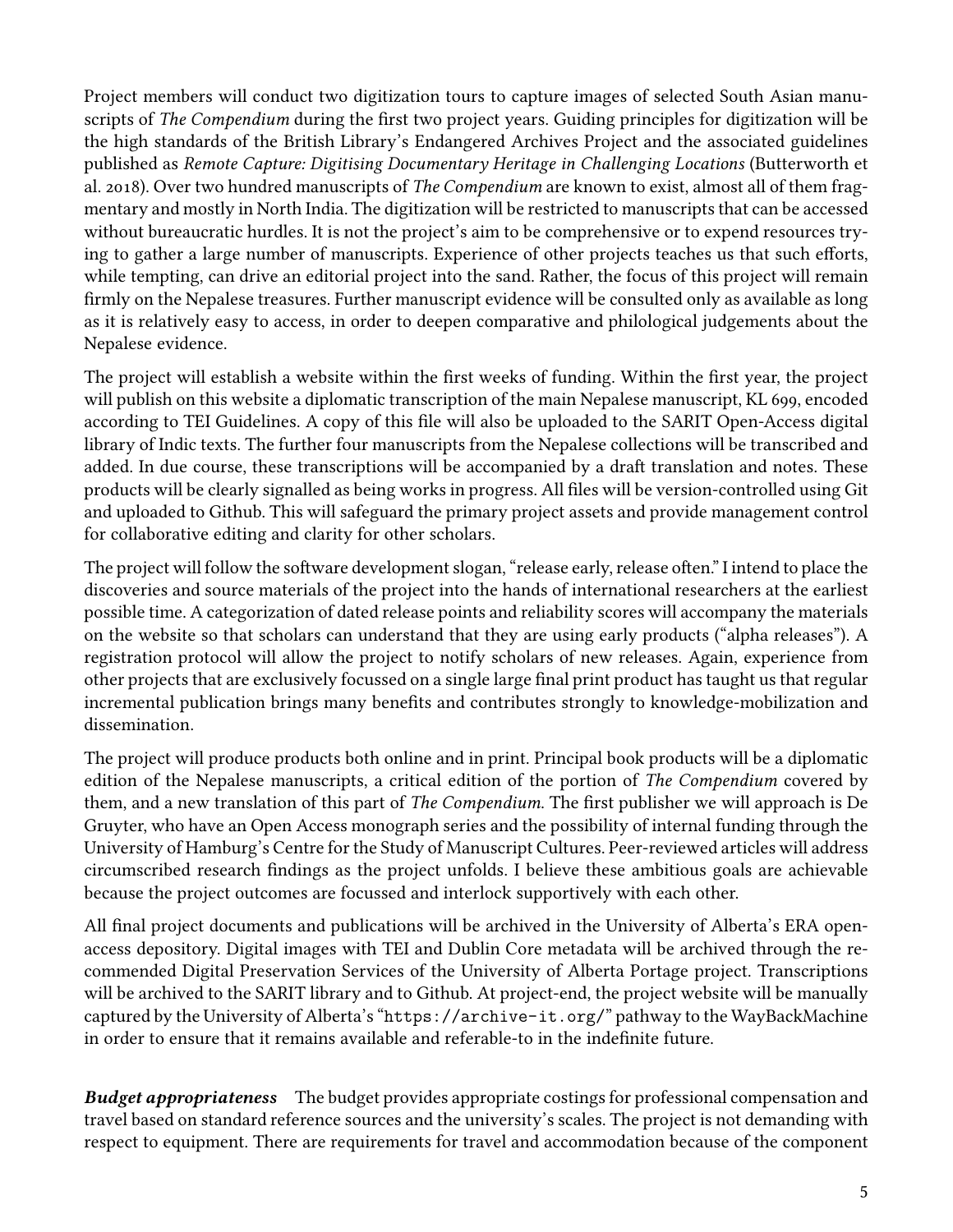Project members will conduct two digitization tours to capture images of selected South Asian manuscripts of *The Compendium* during the first two project years. Guiding principles for digitization will be the high standards of the British Library's Endangered Archives Project and the associated guidelines published as *Remote Capture: Digitising Documentary Heritage in Challenging Locations* (Butterworth et al. 2018). Over two hundred manuscripts of *The Compendium* are known to exist, almost all of them fragmentary and mostly in North India. The digitization will be restricted to manuscripts that can be accessed without bureaucratic hurdles. It is not the project's aim to be comprehensive or to expend resources trying to gather a large number of manuscripts. Experience of other projects teaches us that such efforts, while tempting, can drive an editorial project into the sand. Rather, the focus of this project will remain firmly on the Nepalese treasures. Further manuscript evidence will be consulted only as available as long as it is relatively easy to access, in order to deepen comparative and philological judgements about the Nepalese evidence.

The project will establish a website within the first weeks of funding. Within the first year, the project will publish on this website a diplomatic transcription of the main Nepalese manuscript, KL 699, encoded according to TEI Guidelines. A copy of this file will also be uploaded to the SARIT Open-Access digital library of Indic texts. The further four manuscripts from the Nepalese collections will be transcribed and added. In due course, these transcriptions will be accompanied by a draft translation and notes. These products will be clearly signalled as being works in progress. All files will be version-controlled using Git and uploaded to Github. This will safeguard the primary project assets and provide management control for collaborative editing and clarity for other scholars.

The project will follow the software development slogan, "release early, release often." I intend to place the discoveries and source materials of the project into the hands of international researchers at the earliest possible time. A categorization of dated release points and reliability scores will accompany the materials on the website so that scholars can understand that they are using early products ("alpha releases"). A registration protocol will allow the project to notify scholars of new releases. Again, experience from other projects that are exclusively focussed on a single large final print product has taught us that regular incremental publication brings many benefits and contributes strongly to knowledge-mobilization and dissemination.

The project will produce products both online and in print. Principal book products will be a diplomatic edition of the Nepalese manuscripts, a critical edition of the portion of *The Compendium* covered by them, and a new translation of this part of *The Compendium*. The first publisher we will approach is De Gruyter, who have an Open Access monograph series and the possibility of internal funding through the University of Hamburg's Centre for the Study of Manuscript Cultures. Peer-reviewed articles will address circumscribed research findings as the project unfolds. I believe these ambitious goals are achievable because the project outcomes are focussed and interlock supportively with each other.

All final project documents and publications will be archived in the University of Alberta's ERA open-access depository. Digital images with TEI and Dublin Core metadata will be archived through the recommended Digital Preservation Services of the University of Alberta Portage project. Transcriptions will be archived to the SARIT library and to Github. At project-end, the project website will be manually captured by the University of Alberta's "`https://archive-it.org/`" pathway to the WayBackMachine in order to ensure that it remains available and referable-to in the indefinite future.

***Budget appropriateness*** The budget provides appropriate costings for professional compensation and travel based on standard reference sources and the university's scales. The project is not demanding with respect to equipment. There are requirements for travel and accommodation because of the component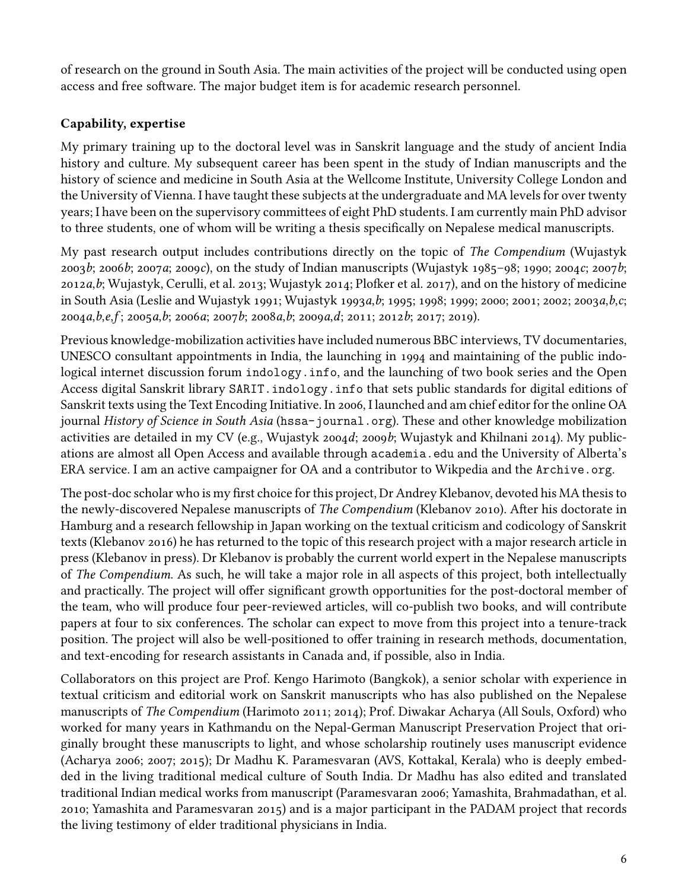of research on the ground in South Asia. The main activities of the project will be conducted using open access and free software. The major budget item is for academic research personnel.

**Capability, expertise**

My primary training up to the doctoral level was in Sanskrit language and the study of ancient India history and culture. My subsequent career has been spent in the study of Indian manuscripts and the history of science and medicine in South Asia at the Wellcome Institute, University College London and the University of Vienna. I have taught these subjects at the undergraduate and MA levels for over twenty years; I have been on the supervisory committees of eight PhD students. I am currently main PhD advisor to three students, one of whom will be writing a thesis specifically on Nepalese medical manuscripts.

My past research output includes contributions directly on the topic of *The Compendium* (Wujastyk 2003*b*; 2006*b*; 2007*a*; 2009*c*), on the study of Indian manuscripts (Wujastyk 1985–98; 1990; 2004*c*; 2007*b*; 2012*a*,*b*; Wujastyk, Cerulli, et al. 2013; Wujastyk 2014; Plofker et al. 2017), and on the history of medicine in South Asia (Leslie and Wujastyk 1991; Wujastyk 1993*a*,*b*; 1995; 1998; 1999; 2000; 2001; 2002; 2003*a*,*b*,*c*; 2004*a*,*b*,*e*,*f*; 2005*a*,*b*; 2006*a*; 2007*b*; 2008*a*,*b*; 2009*a*,*d*; 2011; 2012*b*; 2017; 2019).

Previous knowledge-mobilization activities have included numerous BBC interviews, TV documentaries, UNESCO consultant appointments in India, the launching in 1994 and maintaining of the public indological internet discussion forum `indology.info`, and the launching of two book series and the Open Access digital Sanskrit library `SARIT.indology.info` that sets public standards for digital editions of Sanskrit texts using the Text Encoding Initiative. In 2006, I launched and am chief editor for the online OA journal *History of Science in South Asia* (`hssa-journal.org`). These and other knowledge mobilization activities are detailed in my CV (e.g., Wujastyk 2004*d*; 2009*b*; Wujastyk and Khilnani 2014). My publications are almost all Open Access and available through `academia.edu` and the University of Alberta's ERA service. I am an active campaigner for OA and a contributor to Wikpedia and the `Archive.org`.

The post-doc scholar who is my first choice for this project, Dr Andrey Klebanov, devoted his MA thesis to the newly-discovered Nepalese manuscripts of *The Compendium* (Klebanov 2010). After his doctorate in Hamburg and a research fellowship in Japan working on the textual criticism and codicology of Sanskrit texts (Klebanov 2016) he has returned to the topic of this research project with a major research article in press (Klebanov in press). Dr Klebanov is probably the current world expert in the Nepalese manuscripts of *The Compendium*. As such, he will take a major role in all aspects of this project, both intellectually and practically. The project will offer significant growth opportunities for the post-doctoral member of the team, who will produce four peer-reviewed articles, will co-publish two books, and will contribute papers at four to six conferences. The scholar can expect to move from this project into a tenure-track position. The project will also be well-positioned to offer training in research methods, documentation, and text-encoding for research assistants in Canada and, if possible, also in India.

Collaborators on this project are Prof. Kengo Harimoto (Bangkok), a senior scholar with experience in textual criticism and editorial work on Sanskrit manuscripts who has also published on the Nepalese manuscripts of *The Compendium* (Harimoto 2011; 2014); Prof. Diwakar Acharya (All Souls, Oxford) who worked for many years in Kathmandu on the Nepal-German Manuscript Preservation Project that originally brought these manuscripts to light, and whose scholarship routinely uses manuscript evidence (Acharya 2006; 2007; 2015); Dr Madhu K. Paramesvaran (AVS, Kottakal, Kerala) who is deeply embedded in the living traditional medical culture of South India. Dr Madhu has also edited and translated traditional Indian medical works from manuscript (Paramesvaran 2006; Yamashita, Brahmadathan, et al. 2010; Yamashita and Paramesvaran 2015) and is a major participant in the PADAM project that records the living testimony of elder traditional physicians in India.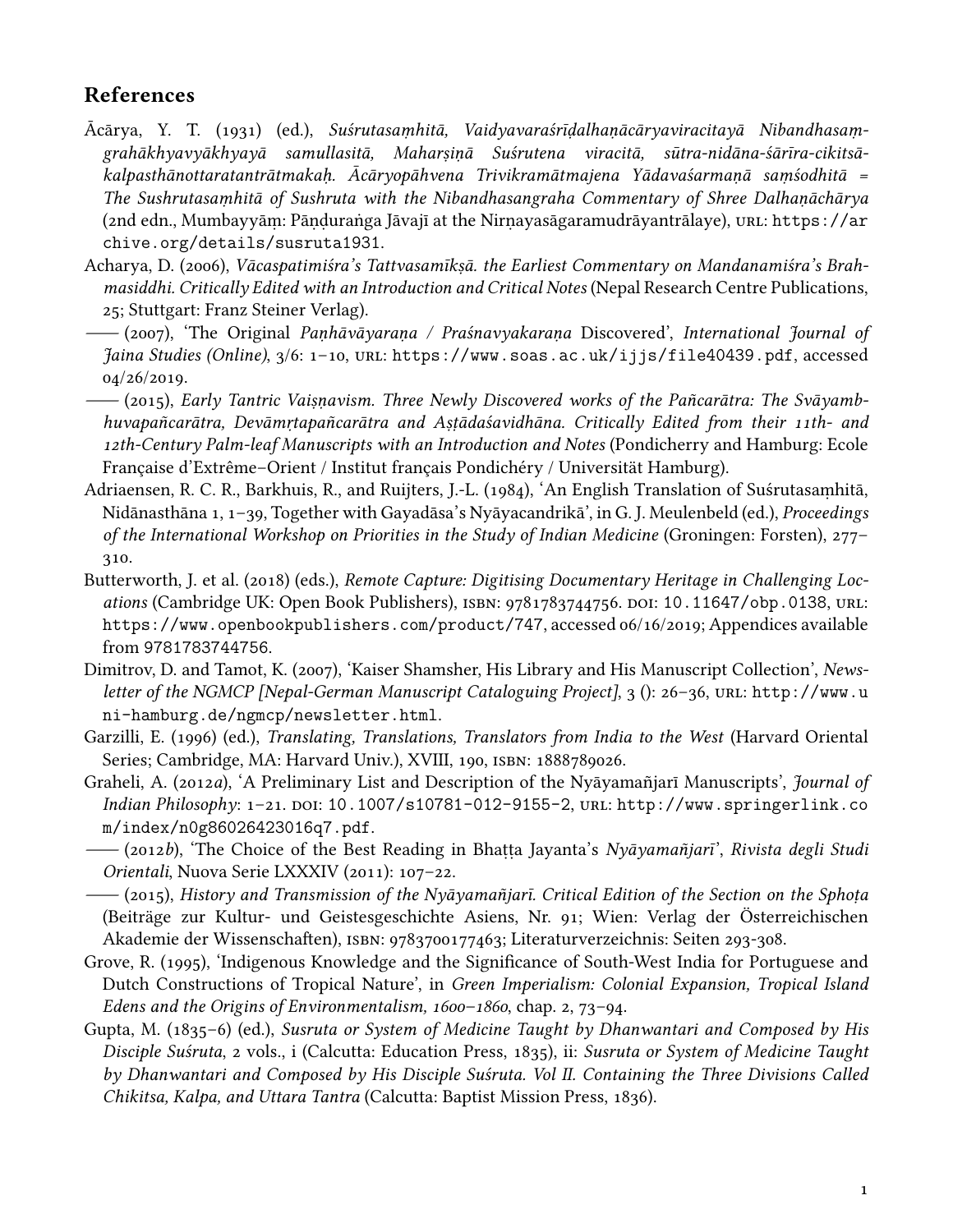## References

Ācārya, Y. T. (1931) (ed.), *Suśrutasaṃhitā, Vaidyavaraśrīḍalhaṇācāryaviracitayā Nibandhasaṃgrahākhyavyākhyayā samullasitā, Maharṣiṇā Suśrutena viracitā, sūtra-nidāna-śārīra-cikitsā-kalpasthānottaratantrātmakaḥ. Ācāryopāhvena Trivikramātmajena Yādavaśarmaṇā saṃśodhitā = The Sushrutasaṃhitā of Sushruta with the Nibandhasangraha Commentary of Shree Dalhaṇāchārya* (2nd edn., Mumbayyāṃ: Pāṇḍuraṅga Jāvajī at the Nirṇayasāgaramudrāyantrālaye), URL: https://archive.org/details/susruta1931.

Acharya, D. (2006), *Vācaspatimiśra's Tattvasamīkṣā. the Earliest Commentary on Mandanamiśra's Brahmasiddhi. Critically Edited with an Introduction and Critical Notes* (Nepal Research Centre Publications, 25; Stuttgart: Franz Steiner Verlag).

—— (2007), 'The Original *Paṇhāvāyaraṇa / Praśnavyakaraṇa* Discovered', *International Journal of Jaina Studies (Online)*, 3/6: 1–10, URL: https://www.soas.ac.uk/ijjs/file40439.pdf, accessed 04/26/2019.

—— (2015), *Early Tantric Vaiṣṇavism. Three Newly Discovered works of the Pañcarātra: The Svāyambhuvapañcarātra, Devāmṛtapañcarātra and Aṣṭādaśavidhāna. Critically Edited from their 11th- and 12th-Century Palm-leaf Manuscripts with an Introduction and Notes* (Pondicherry and Hamburg: Ecole Française d'Extrême–Orient / Institut français Pondichéry / Universität Hamburg).

Adriaensen, R. C. R., Barkhuis, R., and Ruijters, J.-L. (1984), 'An English Translation of Suśrutasaṃhitā, Nidānasthāna 1, 1–39, Together with Gayadāsa's Nyāyacandrikā', in G. J. Meulenbeld (ed.), *Proceedings of the International Workshop on Priorities in the Study of Indian Medicine* (Groningen: Forsten), 277–310.

Butterworth, J. et al. (2018) (eds.), *Remote Capture: Digitising Documentary Heritage in Challenging Locations* (Cambridge UK: Open Book Publishers), ISBN: 9781783744756. DOI: 10.11647/obp.0138, URL: https://www.openbookpublishers.com/product/747, accessed 06/16/2019; Appendices available from 9781783744756.

Dimitrov, D. and Tamot, K. (2007), 'Kaiser Shamsher, His Library and His Manuscript Collection', *Newsletter of the NGMCP [Nepal-German Manuscript Cataloguing Project]*, 3 (): 26–36, URL: http://www.uni-hamburg.de/ngmcp/newsletter.html.

Garzilli, E. (1996) (ed.), *Translating, Translations, Translators from India to the West* (Harvard Oriental Series; Cambridge, MA: Harvard Univ.), XVIII, 190, ISBN: 1888789026.

Graheli, A. (2012*a*), 'A Preliminary List and Description of the Nyāyamañjarī Manuscripts', *Journal of Indian Philosophy*: 1–21. DOI: 10.1007/s10781-012-9155-2, URL: http://www.springerlink.com/index/n0g86026423016q7.pdf.

—— (2012*b*), 'The Choice of the Best Reading in Bhaṭṭa Jayanta's *Nyāyamañjarī*', *Rivista degli Studi Orientali*, Nuova Serie LXXXIV (2011): 107–22.

—— (2015), *History and Transmission of the Nyāyamañjarī. Critical Edition of the Section on the Sphoṭa* (Beiträge zur Kultur- und Geistesgeschichte Asiens, Nr. 91; Wien: Verlag der Österreichischen Akademie der Wissenschaften), ISBN: 9783700177463; Literaturverzeichnis: Seiten 293-308.

Grove, R. (1995), 'Indigenous Knowledge and the Significance of South-West India for Portuguese and Dutch Constructions of Tropical Nature', in *Green Imperialism: Colonial Expansion, Tropical Island Edens and the Origins of Environmentalism, 1600–1860*, chap. 2, 73–94.

Gupta, M. (1835–6) (ed.), *Susruta or System of Medicine Taught by Dhanwantari and Composed by His Disciple Suśruta*, 2 vols., i (Calcutta: Education Press, 1835), ii: *Susruta or System of Medicine Taught by Dhanwantari and Composed by His Disciple Suśruta. Vol II. Containing the Three Divisions Called Chikitsa, Kalpa, and Uttara Tantra* (Calcutta: Baptist Mission Press, 1836).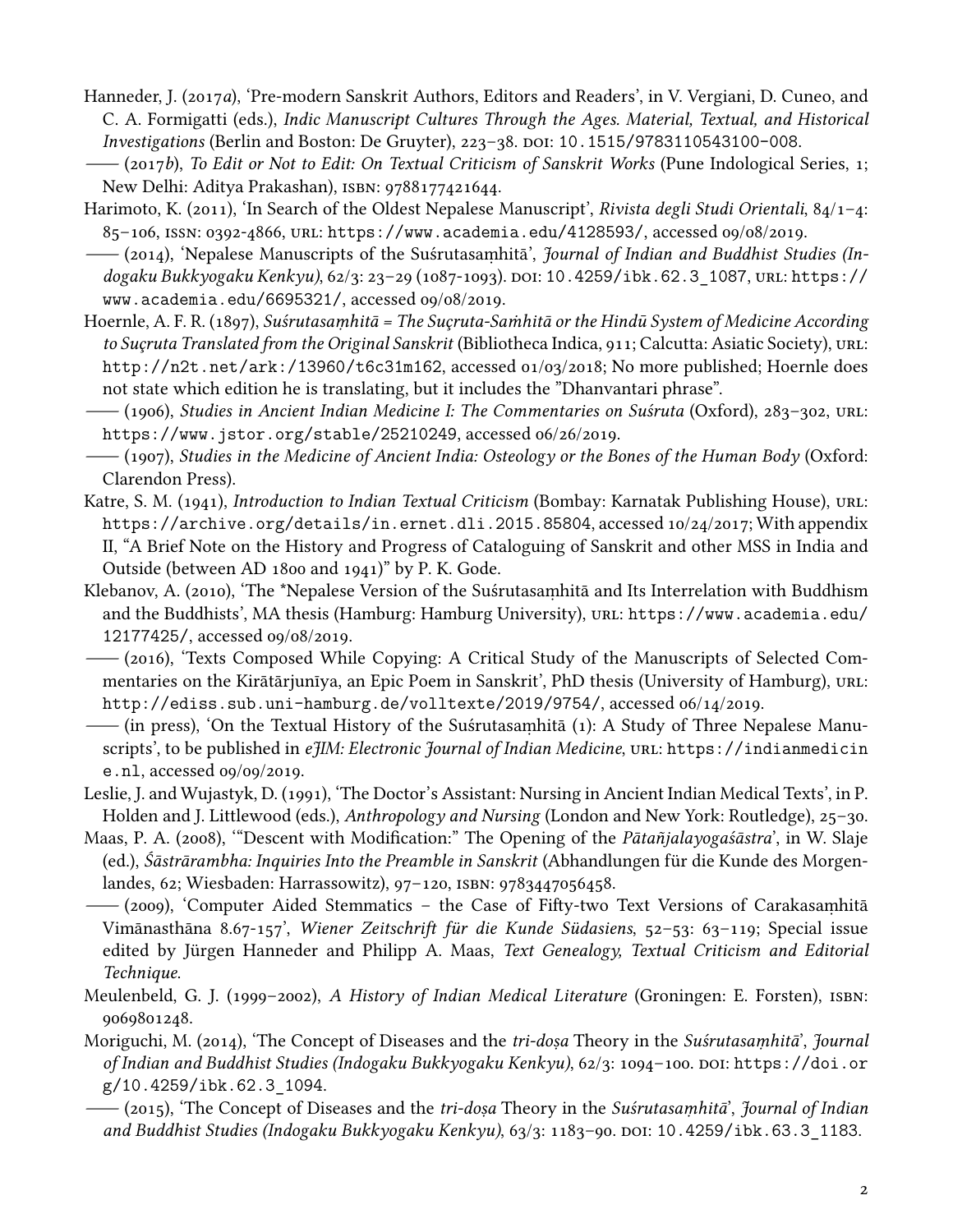Hanneder, J. (2017*a*), 'Pre-modern Sanskrit Authors, Editors and Readers', in V. Vergiani, D. Cuneo, and C. A. Formigatti (eds.), *Indic Manuscript Cultures Through the Ages. Material, Textual, and Historical Investigations* (Berlin and Boston: De Gruyter), 223–38. DOI: 10.1515/9783110543100-008.

—— (2017*b*), *To Edit or Not to Edit: On Textual Criticism of Sanskrit Works* (Pune Indological Series, 1; New Delhi: Aditya Prakashan), ISBN: 9788177421644.

Harimoto, K. (2011), 'In Search of the Oldest Nepalese Manuscript', *Rivista degli Studi Orientali*, 84/1–4: 85–106, ISSN: 0392-4866, URL: https://www.academia.edu/4128593/, accessed 09/08/2019.

—— (2014), 'Nepalese Manuscripts of the Suśrutasaṃhitā', *Journal of Indian and Buddhist Studies (Indogaku Bukkyogaku Kenkyu)*, 62/3: 23–29 (1087-1093). DOI: 10.4259/ibk.62.3_1087, URL: https://www.academia.edu/6695321/, accessed 09/08/2019.

Hoernle, A. F. R. (1897), *Suśrutasaṃhitā = The Suçruta-Saṁhitā or the Hindū System of Medicine According to Suçruta Translated from the Original Sanskrit* (Bibliotheca Indica, 911; Calcutta: Asiatic Society), URL: http://n2t.net/ark:/13960/t6c31m162, accessed 01/03/2018; No more published; Hoernle does not state which edition he is translating, but it includes the "Dhanvantari phrase".

—— (1906), *Studies in Ancient Indian Medicine I: The Commentaries on Suśruta* (Oxford), 283–302, URL: https://www.jstor.org/stable/25210249, accessed 06/26/2019.

—— (1907), *Studies in the Medicine of Ancient India: Osteology or the Bones of the Human Body* (Oxford: Clarendon Press).

Katre, S. M. (1941), *Introduction to Indian Textual Criticism* (Bombay: Karnatak Publishing House), URL: https://archive.org/details/in.ernet.dli.2015.85804, accessed 10/24/2017; With appendix II, "A Brief Note on the History and Progress of Cataloguing of Sanskrit and other MSS in India and Outside (between AD 1800 and 1941)" by P. K. Gode.

Klebanov, A. (2010), 'The \*Nepalese Version of the Suśrutasaṃhitā and Its Interrelation with Buddhism and the Buddhists', MA thesis (Hamburg: Hamburg University), URL: https://www.academia.edu/12177425/, accessed 09/08/2019.

—— (2016), 'Texts Composed While Copying: A Critical Study of the Manuscripts of Selected Commentaries on the Kirātārjunīya, an Epic Poem in Sanskrit', PhD thesis (University of Hamburg), URL: http://ediss.sub.uni-hamburg.de/volltexte/2019/9754/, accessed 06/14/2019.

—— (in press), 'On the Textual History of the Suśrutasaṃhitā (1): A Study of Three Nepalese Manuscripts', to be published in *eJIM: Electronic Journal of Indian Medicine*, URL: https://indianmedicine.nl, accessed 09/09/2019.

Leslie, J. and Wujastyk, D. (1991), 'The Doctor's Assistant: Nursing in Ancient Indian Medical Texts', in P. Holden and J. Littlewood (eds.), *Anthropology and Nursing* (London and New York: Routledge), 25–30.

Maas, P. A. (2008), '"Descent with Modification:" The Opening of the *Pātañjalayogaśāstra*', in W. Slaje (ed.), *Śāstrārambha: Inquiries Into the Preamble in Sanskrit* (Abhandlungen für die Kunde des Morgenlandes, 62; Wiesbaden: Harrassowitz), 97–120, ISBN: 9783447056458.

—— (2009), 'Computer Aided Stemmatics – the Case of Fifty-two Text Versions of Carakasaṃhitā Vimānasthāna 8.67-157', *Wiener Zeitschrift für die Kunde Südasiens*, 52–53: 63–119; Special issue edited by Jürgen Hanneder and Philipp A. Maas, *Text Genealogy, Textual Criticism and Editorial Technique*.

Meulenbeld, G. J. (1999–2002), *A History of Indian Medical Literature* (Groningen: E. Forsten), ISBN: 9069801248.

Moriguchi, M. (2014), 'The Concept of Diseases and the *tri-doṣa* Theory in the *Suśrutasaṃhitā*', *Journal of Indian and Buddhist Studies (Indogaku Bukkyogaku Kenkyu)*, 62/3: 1094–100. DOI: https://doi.org/10.4259/ibk.62.3_1094.

—— (2015), 'The Concept of Diseases and the *tri-doṣa* Theory in the *Suśrutasaṃhitā*', *Journal of Indian and Buddhist Studies (Indogaku Bukkyogaku Kenkyu)*, 63/3: 1183–90. DOI: 10.4259/ibk.63.3_1183.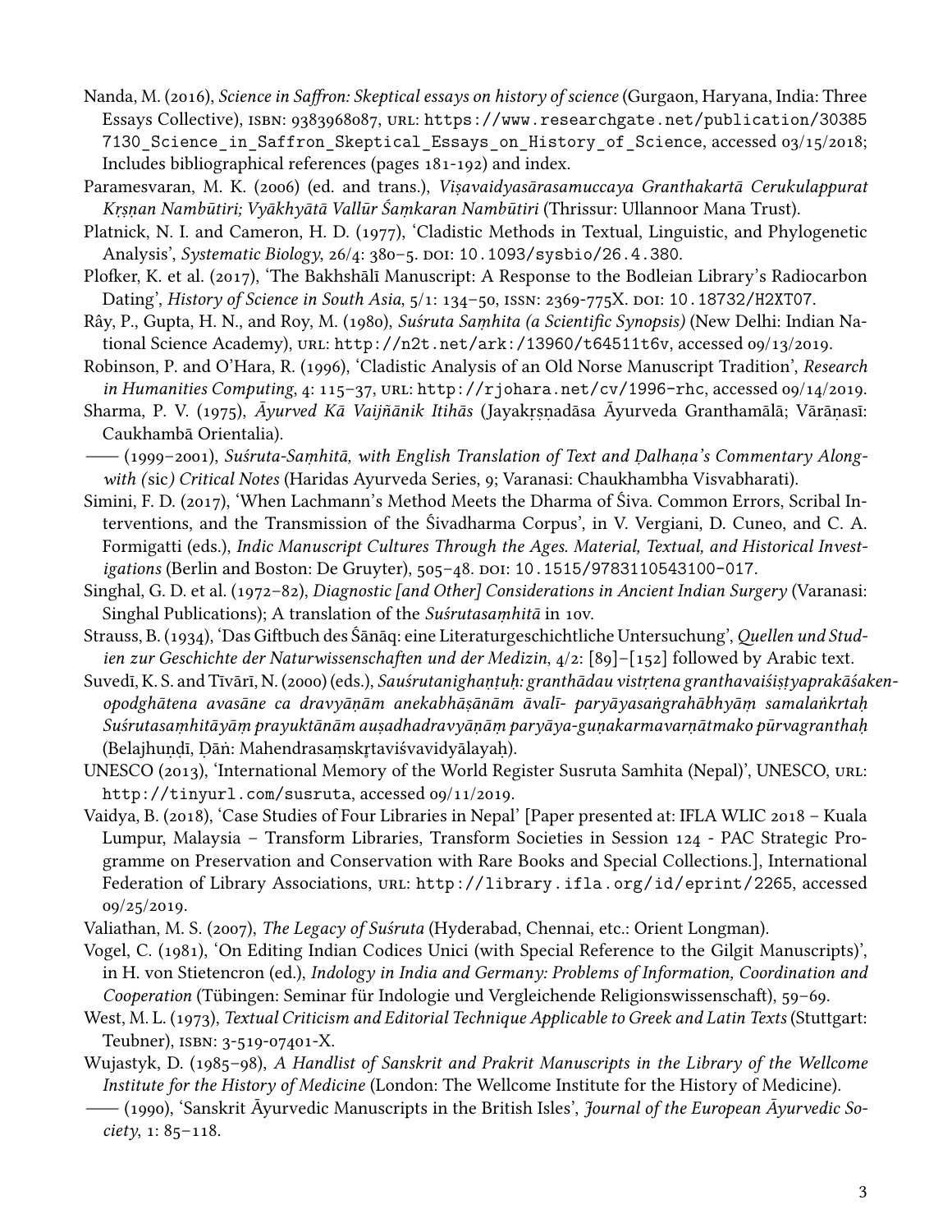Nanda, M. (2016), *Science in Saffron: Skeptical essays on history of science* (Gurgaon, Haryana, India: Three Essays Collective), ISBN: 9383968087, URL: https://www.researchgate.net/publication/303857130_Science_in_Saffron_Skeptical_Essays_on_History_of_Science, accessed 03/15/2018; Includes bibliographical references (pages 181-192) and index.

Paramesvaran, M. K. (2006) (ed. and trans.), *Viṣavaidyasārasamuccaya Granthakartā Cerukulappurat Kṛṣṇan Nambūtiri; Vyākhyātā Vallūr Śaṃkaran Nambūtiri* (Thrissur: Ullannoor Mana Trust).

Platnick, N. I. and Cameron, H. D. (1977), 'Cladistic Methods in Textual, Linguistic, and Phylogenetic Analysis', *Systematic Biology*, 26/4: 380–5. DOI: 10.1093/sysbio/26.4.380.

Plofker, K. et al. (2017), 'The Bakhshālī Manuscript: A Response to the Bodleian Library's Radiocarbon Dating', *History of Science in South Asia*, 5/1: 134–50, ISSN: 2369-775X. DOI: 10.18732/H2XT07.

Rây, P., Gupta, H. N., and Roy, M. (1980), *Suśruta Saṃhita (a Scientific Synopsis)* (New Delhi: Indian National Science Academy), URL: http://n2t.net/ark:/13960/t64511t6v, accessed 09/13/2019.

Robinson, P. and O'Hara, R. (1996), 'Cladistic Analysis of an Old Norse Manuscript Tradition', *Research in Humanities Computing*, 4: 115–37, URL: http://rjohara.net/cv/1996-rhc, accessed 09/14/2019.

Sharma, P. V. (1975), *Āyurved Kā Vaijñānik Itihās* (Jayakṛṣṇadāsa Āyurveda Granthamālā; Vārāṇasī: Caukhambā Orientalia).

—— (1999–2001), *Suśruta-Saṃhitā, with English Translation of Text and Ḍalhaṇa's Commentary Alongwith (*sic*) Critical Notes* (Haridas Ayurveda Series, 9; Varanasi: Chaukhambha Visvabharati).

Simini, F. D. (2017), 'When Lachmann's Method Meets the Dharma of Śiva. Common Errors, Scribal Interventions, and the Transmission of the Śivadharma Corpus', in V. Vergiani, D. Cuneo, and C. A. Formigatti (eds.), *Indic Manuscript Cultures Through the Ages. Material, Textual, and Historical Investigations* (Berlin and Boston: De Gruyter), 505–48. DOI: 10.1515/9783110543100-017.

Singhal, G. D. et al. (1972–82), *Diagnostic [and Other] Considerations in Ancient Indian Surgery* (Varanasi: Singhal Publications); A translation of the *Suśrutasaṃhitā* in 10v.

Strauss, B. (1934), 'Das Giftbuch des Śānāq: eine Literaturgeschichtliche Untersuchung', *Quellen und Studien zur Geschichte der Naturwissenschaften und der Medizin*, 4/2: [89]–[152] followed by Arabic text.

Suvedī, K. S. and Tīvārī, N. (2000) (eds.), *Sauśrutanighaṇṭuḥ: granthādau vistṛtena granthavaiśiṣṭyaprakāśakenopodghātena avasāne ca dravyāṇām anekabhāṣānām āvalī- paryāyasaṅgrahābhyāṃ samalaṅkrtaḥ Suśrutasaṃhitāyāṃ prayuktānāṃ auṣadhadravyāṇāṃ paryāya-guṇakarmavarṇātmako pūrvagranthaḥ* (Belajhuṇḍī, Ḍāṅ: Mahendrasaṃskṛtaviśvavidyālayaḥ).

UNESCO (2013), 'International Memory of the World Register Susruta Samhita (Nepal)', UNESCO, URL: http://tinyurl.com/susruta, accessed 09/11/2019.

Vaidya, B. (2018), 'Case Studies of Four Libraries in Nepal' [Paper presented at: IFLA WLIC 2018 – Kuala Lumpur, Malaysia – Transform Libraries, Transform Societies in Session 124 - PAC Strategic Programme on Preservation and Conservation with Rare Books and Special Collections.], International Federation of Library Associations, URL: http://library.ifla.org/id/eprint/2265, accessed 09/25/2019.

Valiathan, M. S. (2007), *The Legacy of Suśruta* (Hyderabad, Chennai, etc.: Orient Longman).

Vogel, C. (1981), 'On Editing Indian Codices Unici (with Special Reference to the Gilgit Manuscripts)', in H. von Stietencron (ed.), *Indology in India and Germany: Problems of Information, Coordination and Cooperation* (Tübingen: Seminar für Indologie und Vergleichende Religionswissenschaft), 59–69.

West, M. L. (1973), *Textual Criticism and Editorial Technique Applicable to Greek and Latin Texts* (Stuttgart: Teubner), ISBN: 3-519-07401-X.

Wujastyk, D. (1985–98), *A Handlist of Sanskrit and Prakrit Manuscripts in the Library of the Wellcome Institute for the History of Medicine* (London: The Wellcome Institute for the History of Medicine).

—— (1990), 'Sanskrit Āyurvedic Manuscripts in the British Isles', *Journal of the European Āyurvedic Society*, 1: 85–118.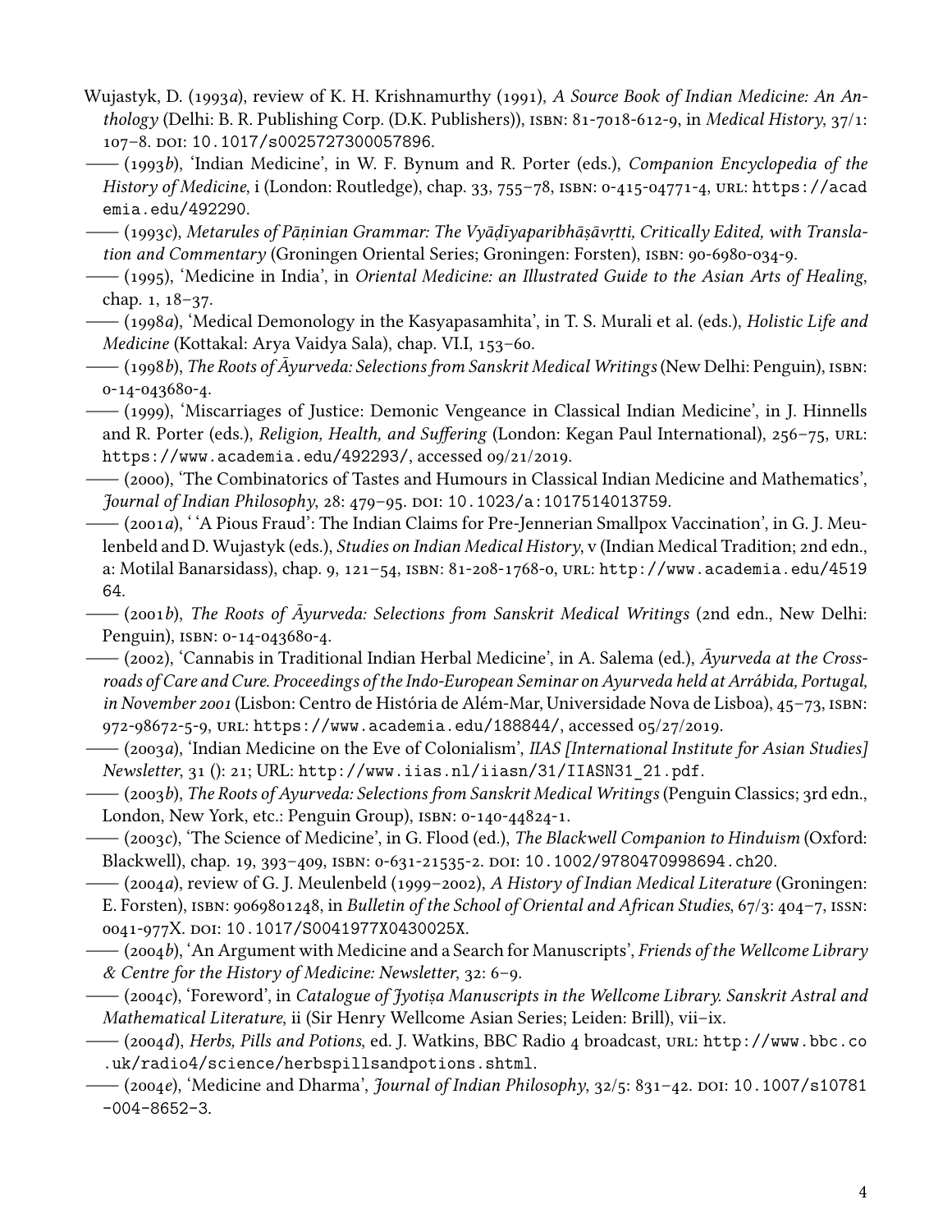Wujastyk, D. (1993*a*), review of K. H. Krishnamurthy (1991), *A Source Book of Indian Medicine: An Anthology* (Delhi: B. R. Publishing Corp. (D.K. Publishers)), ISBN: 81-7018-612-9, in *Medical History*, 37/1: 107–8. DOI: 10.1017/s0025727300057896.

—— (1993*b*), 'Indian Medicine', in W. F. Bynum and R. Porter (eds.), *Companion Encyclopedia of the History of Medicine*, i (London: Routledge), chap. 33, 755–78, ISBN: 0-415-04771-4, URL: https://academia.edu/492290.

—— (1993*c*), *Metarules of Pāṇinian Grammar: The Vyāḍīyaparibhāṣāvṛtti, Critically Edited, with Translation and Commentary* (Groningen Oriental Series; Groningen: Forsten), ISBN: 90-6980-034-9.

—— (1995), 'Medicine in India', in *Oriental Medicine: an Illustrated Guide to the Asian Arts of Healing*, chap. 1, 18–37.

—— (1998*a*), 'Medical Demonology in the Kasyapasamhita', in T. S. Murali et al. (eds.), *Holistic Life and Medicine* (Kottakal: Arya Vaidya Sala), chap. VI.I, 153–60.

—— (1998*b*), *The Roots of Āyurveda: Selections from Sanskrit Medical Writings* (New Delhi: Penguin), ISBN: 0-14-043680-4.

—— (1999), 'Miscarriages of Justice: Demonic Vengeance in Classical Indian Medicine', in J. Hinnells and R. Porter (eds.), *Religion, Health, and Suffering* (London: Kegan Paul International), 256–75, URL: https://www.academia.edu/492293/, accessed 09/21/2019.

—— (2000), 'The Combinatorics of Tastes and Humours in Classical Indian Medicine and Mathematics', *Journal of Indian Philosophy*, 28: 479–95. DOI: 10.1023/a:1017514013759.

—— (2001*a*), ' 'A Pious Fraud': The Indian Claims for Pre-Jennerian Smallpox Vaccination', in G. J. Meulenbeld and D. Wujastyk (eds.), *Studies on Indian Medical History*, v (Indian Medical Tradition; 2nd edn., a: Motilal Banarsidass), chap. 9, 121–54, ISBN: 81-208-1768-0, URL: http://www.academia.edu/451964.

—— (2001*b*), *The Roots of Āyurveda: Selections from Sanskrit Medical Writings* (2nd edn., New Delhi: Penguin), ISBN: 0-14-043680-4.

—— (2002), 'Cannabis in Traditional Indian Herbal Medicine', in A. Salema (ed.), *Āyurveda at the Crossroads of Care and Cure. Proceedings of the Indo-European Seminar on Ayurveda held at Arrábida, Portugal, in November 2001* (Lisbon: Centro de História de Além-Mar, Universidade Nova de Lisboa), 45–73, ISBN: 972-98672-5-9, URL: https://www.academia.edu/188844/, accessed 05/27/2019.

—— (2003*a*), 'Indian Medicine on the Eve of Colonialism', *IIAS [International Institute for Asian Studies] Newsletter*, 31 (): 21; URL: http://www.iias.nl/iiasn/31/IIASN31_21.pdf.

—— (2003*b*), *The Roots of Ayurveda: Selections from Sanskrit Medical Writings* (Penguin Classics; 3rd edn., London, New York, etc.: Penguin Group), ISBN: 0-140-44824-1.

—— (2003*c*), 'The Science of Medicine', in G. Flood (ed.), *The Blackwell Companion to Hinduism* (Oxford: Blackwell), chap. 19, 393–409, ISBN: 0-631-21535-2. DOI: 10.1002/9780470998694.ch20.

—— (2004*a*), review of G. J. Meulenbeld (1999–2002), *A History of Indian Medical Literature* (Groningen: E. Forsten), ISBN: 9069801248, in *Bulletin of the School of Oriental and African Studies*, 67/3: 404–7, ISSN: 0041-977X. DOI: 10.1017/S0041977X0430025X.

—— (2004*b*), 'An Argument with Medicine and a Search for Manuscripts', *Friends of the Wellcome Library & Centre for the History of Medicine: Newsletter*, 32: 6–9.

—— (2004*c*), 'Foreword', in *Catalogue of Jyotiṣa Manuscripts in the Wellcome Library. Sanskrit Astral and Mathematical Literature*, ii (Sir Henry Wellcome Asian Series; Leiden: Brill), vii–ix.

—— (2004*d*), *Herbs, Pills and Potions*, ed. J. Watkins, BBC Radio 4 broadcast, URL: http://www.bbc.co.uk/radio4/science/herbspillsandpotions.shtml.

—— (2004*e*), 'Medicine and Dharma', *Journal of Indian Philosophy*, 32/5: 831–42. DOI: 10.1007/s10781-004-8652-3.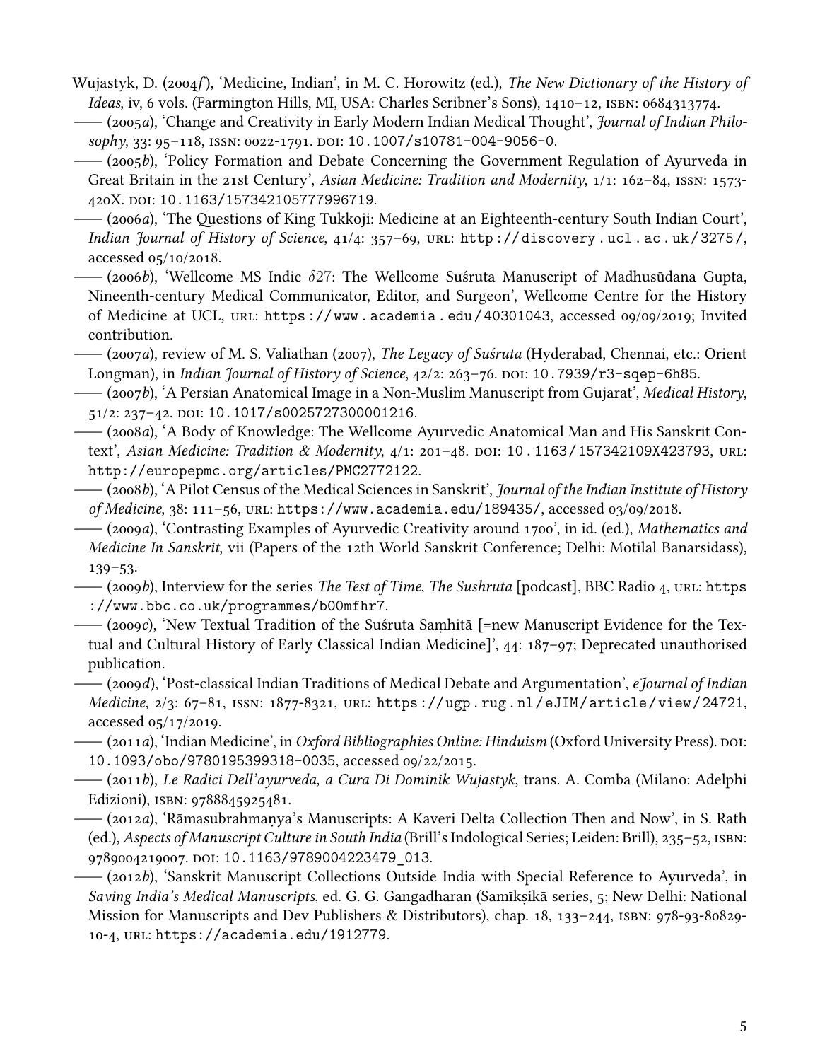Wujastyk, D. (2004*f*), 'Medicine, Indian', in M. C. Horowitz (ed.), *The New Dictionary of the History of Ideas*, iv, 6 vols. (Farmington Hills, MI, USA: Charles Scribner's Sons), 1410–12, ISBN: 0684313774.

—— (2005*a*), 'Change and Creativity in Early Modern Indian Medical Thought', *Journal of Indian Philosophy*, 33: 95–118, ISSN: 0022-1791. DOI: 10.1007/s10781-004-9056-0.

—— (2005*b*), 'Policy Formation and Debate Concerning the Government Regulation of Ayurveda in Great Britain in the 21st Century', *Asian Medicine: Tradition and Modernity*, 1/1: 162–84, ISSN: 1573-420X. DOI: 10.1163/157342105777996719.

—— (2006*a*), 'The Questions of King Tukkoji: Medicine at an Eighteenth-century South Indian Court', *Indian Journal of History of Science*, 41/4: 357–69, URL: http://discovery.ucl.ac.uk/3275/, accessed 05/10/2018.

—— (2006*b*), 'Wellcome MS Indic $\delta 27$: The Wellcome Suśruta Manuscript of Madhusūdana Gupta, Nineenth-century Medical Communicator, Editor, and Surgeon', Wellcome Centre for the History of Medicine at UCL, URL: https://www.academia.edu/40301043, accessed 09/09/2019; Invited contribution.

—— (2007*a*), review of M. S. Valiathan (2007), *The Legacy of Suśruta* (Hyderabad, Chennai, etc.: Orient Longman), in *Indian Journal of History of Science*, 42/2: 263–76. DOI: 10.7939/r3-sqep-6h85.

—— (2007*b*), 'A Persian Anatomical Image in a Non-Muslim Manuscript from Gujarat', *Medical History*, 51/2: 237–42. DOI: 10.1017/s0025727300001216.

—— (2008*a*), 'A Body of Knowledge: The Wellcome Ayurvedic Anatomical Man and His Sanskrit Context', *Asian Medicine: Tradition & Modernity*, 4/1: 201–48. DOI: 10.1163/157342109X423793, URL: http://europepmc.org/articles/PMC2772122.

—— (2008*b*), 'A Pilot Census of the Medical Sciences in Sanskrit', *Journal of the Indian Institute of History of Medicine*, 38: 111–56, URL: https://www.academia.edu/189435/, accessed 03/09/2018.

—— (2009*a*), 'Contrasting Examples of Ayurvedic Creativity around 1700', in id. (ed.), *Mathematics and Medicine In Sanskrit*, vii (Papers of the 12th World Sanskrit Conference; Delhi: Motilal Banarsidass), 139–53.

—— (2009*b*), Interview for the series *The Test of Time*, *The Sushruta* [podcast], BBC Radio 4, URL: https://www.bbc.co.uk/programmes/b00mfhr7.

—— (2009*c*), 'New Textual Tradition of the Suśruta Saṃhitā [=new Manuscript Evidence for the Textual and Cultural History of Early Classical Indian Medicine]', 44: 187–97; Deprecated unauthorised publication.

—— (2009*d*), 'Post-classical Indian Traditions of Medical Debate and Argumentation', *eJournal of Indian Medicine*, 2/3: 67–81, ISSN: 1877-8321, URL: https://ugp.rug.nl/eJIM/article/view/24721, accessed 05/17/2019.

—— (2011*a*), 'Indian Medicine', in *Oxford Bibliographies Online: Hinduism* (Oxford University Press). DOI: 10.1093/obo/9780195399318-0035, accessed 09/22/2015.

—— (2011*b*), *Le Radici Dell'ayurveda, a Cura Di Dominik Wujastyk*, trans. A. Comba (Milano: Adelphi Edizioni), ISBN: 9788845925481.

—— (2012*a*), 'Rāmasubrahmaṇya's Manuscripts: A Kaveri Delta Collection Then and Now', in S. Rath (ed.), *Aspects of Manuscript Culture in South India* (Brill's Indological Series; Leiden: Brill), 235–52, ISBN: 9789004219007. DOI: 10.1163/9789004223479_013.

—— (2012*b*), 'Sanskrit Manuscript Collections Outside India with Special Reference to Ayurveda', in *Saving India's Medical Manuscripts*, ed. G. G. Gangadharan (Samīkṣikā series, 5; New Delhi: National Mission for Manuscripts and Dev Publishers & Distributors), chap. 18, 133–244, ISBN: 978-93-80829-10-4, URL: https://academia.edu/1912779.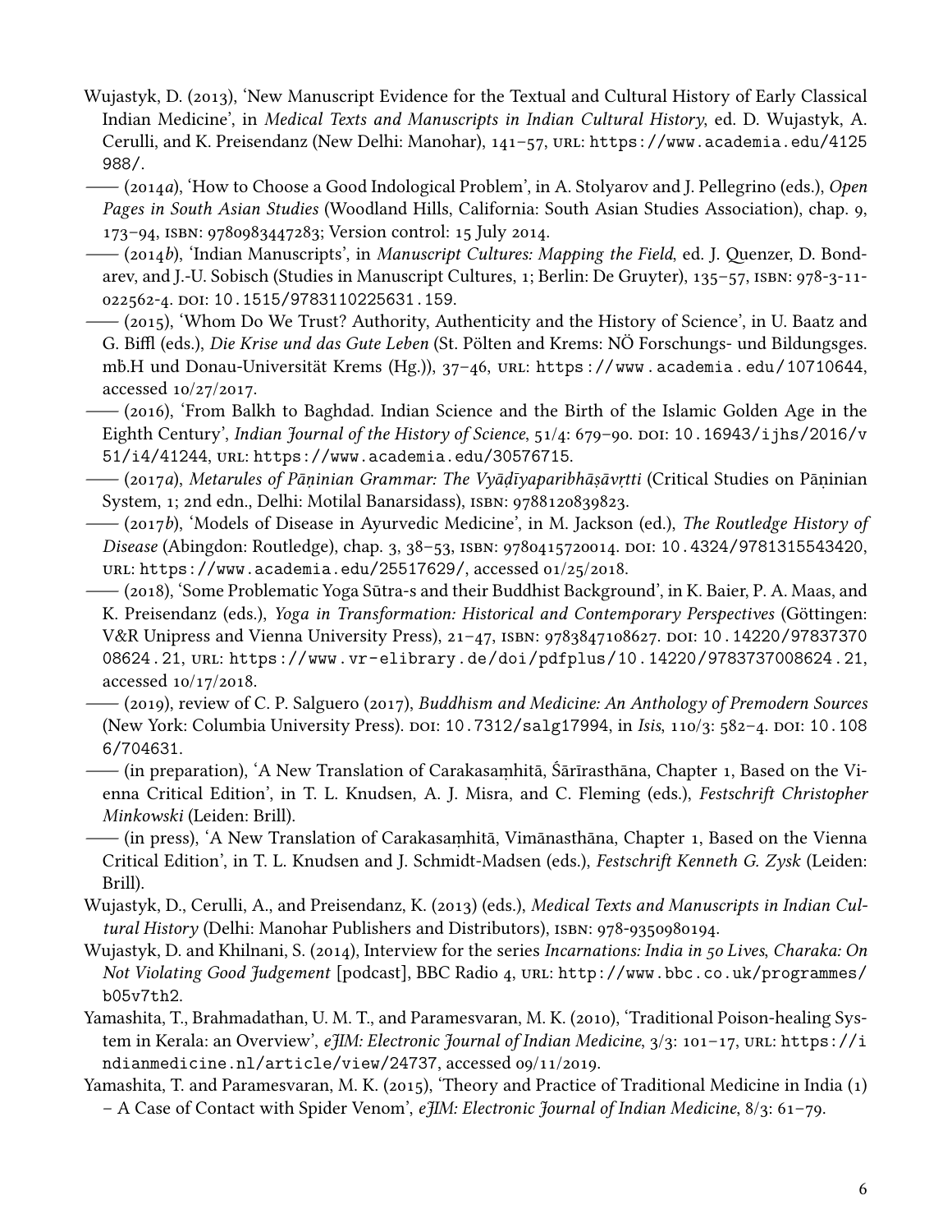Wujastyk, D. (2013), 'New Manuscript Evidence for the Textual and Cultural History of Early Classical Indian Medicine', in *Medical Texts and Manuscripts in Indian Cultural History*, ed. D. Wujastyk, A. Cerulli, and K. Preisendanz (New Delhi: Manohar), 141–57, URL: https://www.academia.edu/4125988/.

—— (2014*a*), 'How to Choose a Good Indological Problem', in A. Stolyarov and J. Pellegrino (eds.), *Open Pages in South Asian Studies* (Woodland Hills, California: South Asian Studies Association), chap. 9, 173–94, ISBN: 9780983447283; Version control: 15 July 2014.

—— (2014*b*), 'Indian Manuscripts', in *Manuscript Cultures: Mapping the Field*, ed. J. Quenzer, D. Bondarev, and J.-U. Sobisch (Studies in Manuscript Cultures, 1; Berlin: De Gruyter), 135–57, ISBN: 978-3-11-022562-4. DOI: 10.1515/9783110225631.159.

—— (2015), 'Whom Do We Trust? Authority, Authenticity and the History of Science', in U. Baatz and G. Biffl (eds.), *Die Krise und das Gute Leben* (St. Pölten and Krems: NÖ Forschungs- und Bildungsges. mb̈.H und Donau-Universität Krems (Hg.)), 37–46, URL: https://www.academia.edu/10710644, accessed 10/27/2017.

—— (2016), 'From Balkh to Baghdad. Indian Science and the Birth of the Islamic Golden Age in the Eighth Century', *Indian Journal of the History of Science*, 51/4: 679–90. DOI: 10.16943/ijhs/2016/v51/i4/41244, URL: https://www.academia.edu/30576715.

—— (2017*a*), *Metarules of Pāṇinian Grammar: The Vyāḍīyaparibhāṣāvṛtti* (Critical Studies on Pāṇinian System, 1; 2nd edn., Delhi: Motilal Banarsidass), ISBN: 9788120839823.

—— (2017*b*), 'Models of Disease in Ayurvedic Medicine', in M. Jackson (ed.), *The Routledge History of Disease* (Abingdon: Routledge), chap. 3, 38–53, ISBN: 9780415720014. DOI: 10.4324/9781315543420, URL: https://www.academia.edu/25517629/, accessed 01/25/2018.

—— (2018), 'Some Problematic Yoga Sūtra-s and their Buddhist Background', in K. Baier, P. A. Maas, and K. Preisendanz (eds.), *Yoga in Transformation: Historical and Contemporary Perspectives* (Göttingen: V&R Unipress and Vienna University Press), 21–47, ISBN: 9783847108627. DOI: 10.14220/9783737008624.21, URL: https://www.vr-elibrary.de/doi/pdfplus/10.14220/9783737008624.21, accessed 10/17/2018.

—— (2019), review of C. P. Salguero (2017), *Buddhism and Medicine: An Anthology of Premodern Sources* (New York: Columbia University Press). DOI: 10.7312/salg17994, in *Isis*, 110/3: 582–4. DOI: 10.1086/704631.

—— (in preparation), 'A New Translation of Carakasaṃhitā, Śārīrasthāna, Chapter 1, Based on the Vienna Critical Edition', in T. L. Knudsen, A. J. Misra, and C. Fleming (eds.), *Festschrift Christopher Minkowski* (Leiden: Brill).

—— (in press), 'A New Translation of Carakasaṃhitā, Vimānasthāna, Chapter 1, Based on the Vienna Critical Edition', in T. L. Knudsen and J. Schmidt-Madsen (eds.), *Festschrift Kenneth G. Zysk* (Leiden: Brill).

Wujastyk, D., Cerulli, A., and Preisendanz, K. (2013) (eds.), *Medical Texts and Manuscripts in Indian Cultural History* (Delhi: Manohar Publishers and Distributors), ISBN: 978-9350980194.

Wujastyk, D. and Khilnani, S. (2014), Interview for the series *Incarnations: India in 50 Lives, Charaka: On Not Violating Good Judgement* [podcast], BBC Radio 4, URL: http://www.bbc.co.uk/programmes/b05v7th2.

Yamashita, T., Brahmadathan, U. M. T., and Paramesvaran, M. K. (2010), 'Traditional Poison-healing System in Kerala: an Overview', *eJIM: Electronic Journal of Indian Medicine*, 3/3: 101–17, URL: https://indianmedicine.nl/article/view/24737, accessed 09/11/2019.

Yamashita, T. and Paramesvaran, M. K. (2015), 'Theory and Practice of Traditional Medicine in India (1) – A Case of Contact with Spider Venom', *eJIM: Electronic Journal of Indian Medicine*, 8/3: 61–79.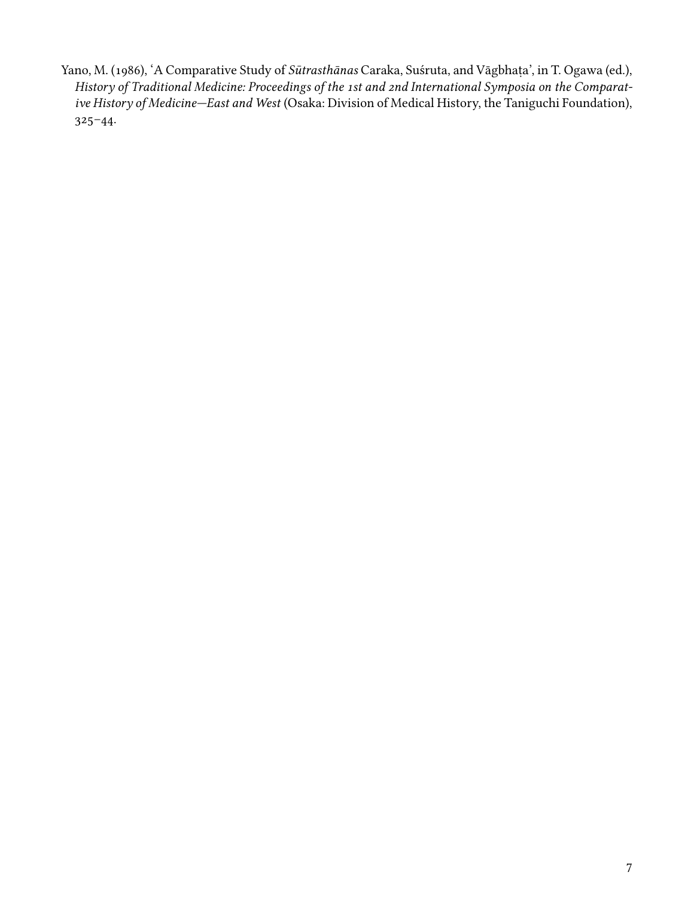Yano, M. (1986), 'A Comparative Study of *Sūtrasthānas* Caraka, Suśruta, and Vāgbhaṭa', in T. Ogawa (ed.), *History of Traditional Medicine: Proceedings of the 1st and 2nd International Symposia on the Comparative History of Medicine—East and West* (Osaka: Division of Medical History, the Taniguchi Foundation), 325–44.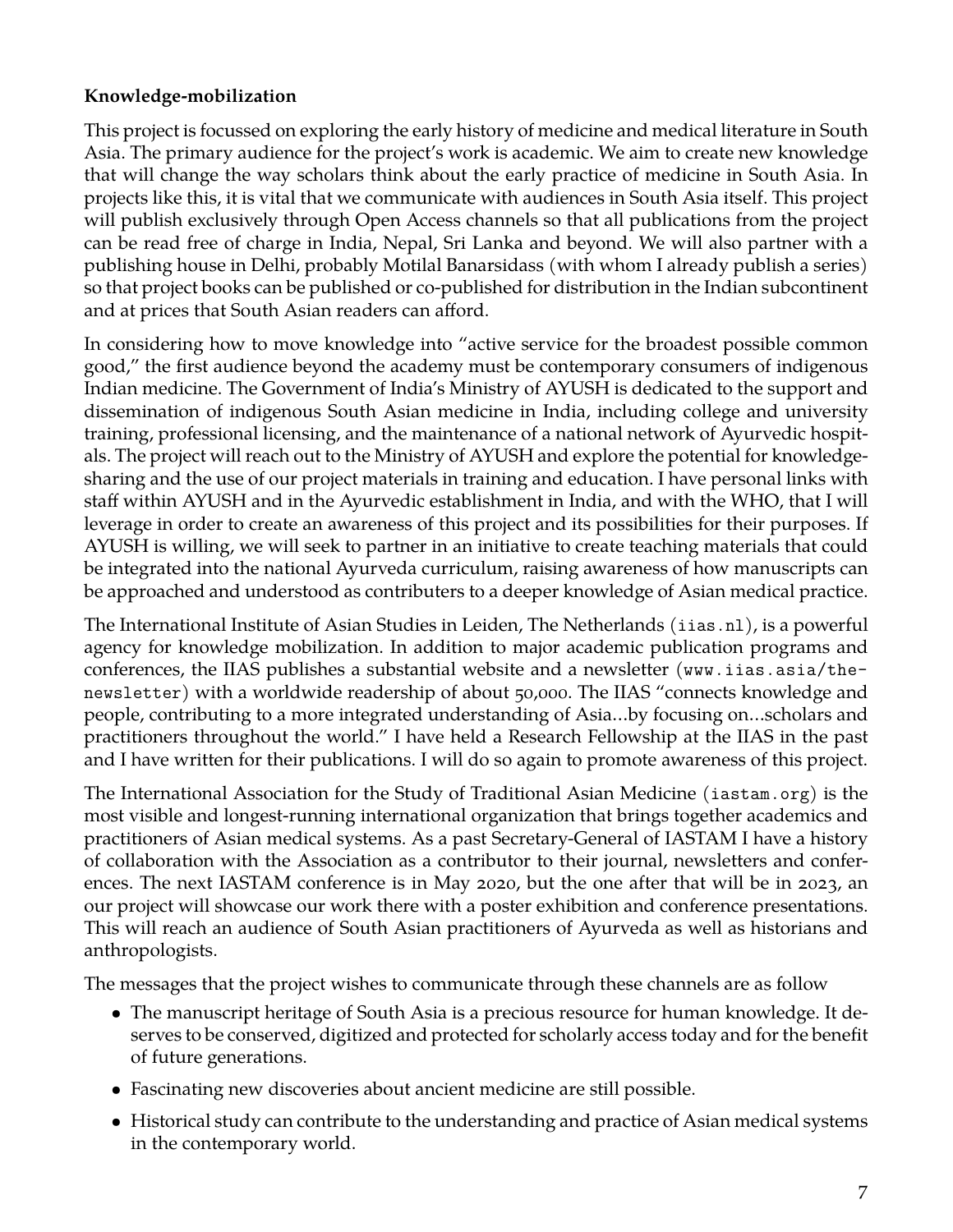**Knowledge-mobilization**

This project is focussed on exploring the early history of medicine and medical literature in South Asia. The primary audience for the project's work is academic. We aim to create new knowledge that will change the way scholars think about the early practice of medicine in South Asia. In projects like this, it is vital that we communicate with audiences in South Asia itself. This project will publish exclusively through Open Access channels so that all publications from the project can be read free of charge in India, Nepal, Sri Lanka and beyond. We will also partner with a publishing house in Delhi, probably Motilal Banarsidass (with whom I already publish a series) so that project books can be published or co-published for distribution in the Indian subcontinent and at prices that South Asian readers can afford.

In considering how to move knowledge into "active service for the broadest possible common good," the first audience beyond the academy must be contemporary consumers of indigenous Indian medicine. The Government of India's Ministry of AYUSH is dedicated to the support and dissemination of indigenous South Asian medicine in India, including college and university training, professional licensing, and the maintenance of a national network of Ayurvedic hospitals. The project will reach out to the Ministry of AYUSH and explore the potential for knowledge-sharing and the use of our project materials in training and education. I have personal links with staff within AYUSH and in the Ayurvedic establishment in India, and with the WHO, that I will leverage in order to create an awareness of this project and its possibilities for their purposes. If AYUSH is willing, we will seek to partner in an initiative to create teaching materials that could be integrated into the national Ayurveda curriculum, raising awareness of how manuscripts can be approached and understood as contributers to a deeper knowledge of Asian medical practice.

The International Institute of Asian Studies in Leiden, The Netherlands (`iias.nl`), is a powerful agency for knowledge mobilization. In addition to major academic publication programs and conferences, the IIAS publishes a substantial website and a newsletter (`www.iias.asia/the-newsletter`) with a worldwide readership of about 50,000. The IIAS "connects knowledge and people, contributing to a more integrated understanding of Asia...by focusing on...scholars and practitioners throughout the world." I have held a Research Fellowship at the IIAS in the past and I have written for their publications. I will do so again to promote awareness of this project.

The International Association for the Study of Traditional Asian Medicine (`iastam.org`) is the most visible and longest-running international organization that brings together academics and practitioners of Asian medical systems. As a past Secretary-General of IASTAM I have a history of collaboration with the Association as a contributor to their journal, newsletters and conferences. The next IASTAM conference is in May 2020, but the one after that will be in 2023, an our project will showcase our work there with a poster exhibition and conference presentations. This will reach an audience of South Asian practitioners of Ayurveda as well as historians and anthropologists.

The messages that the project wishes to communicate through these channels are as follow

- The manuscript heritage of South Asia is a precious resource for human knowledge. It deserves to be conserved, digitized and protected for scholarly access today and for the benefit of future generations.
- Fascinating new discoveries about ancient medicine are still possible.
- Historical study can contribute to the understanding and practice of Asian medical systems in the contemporary world.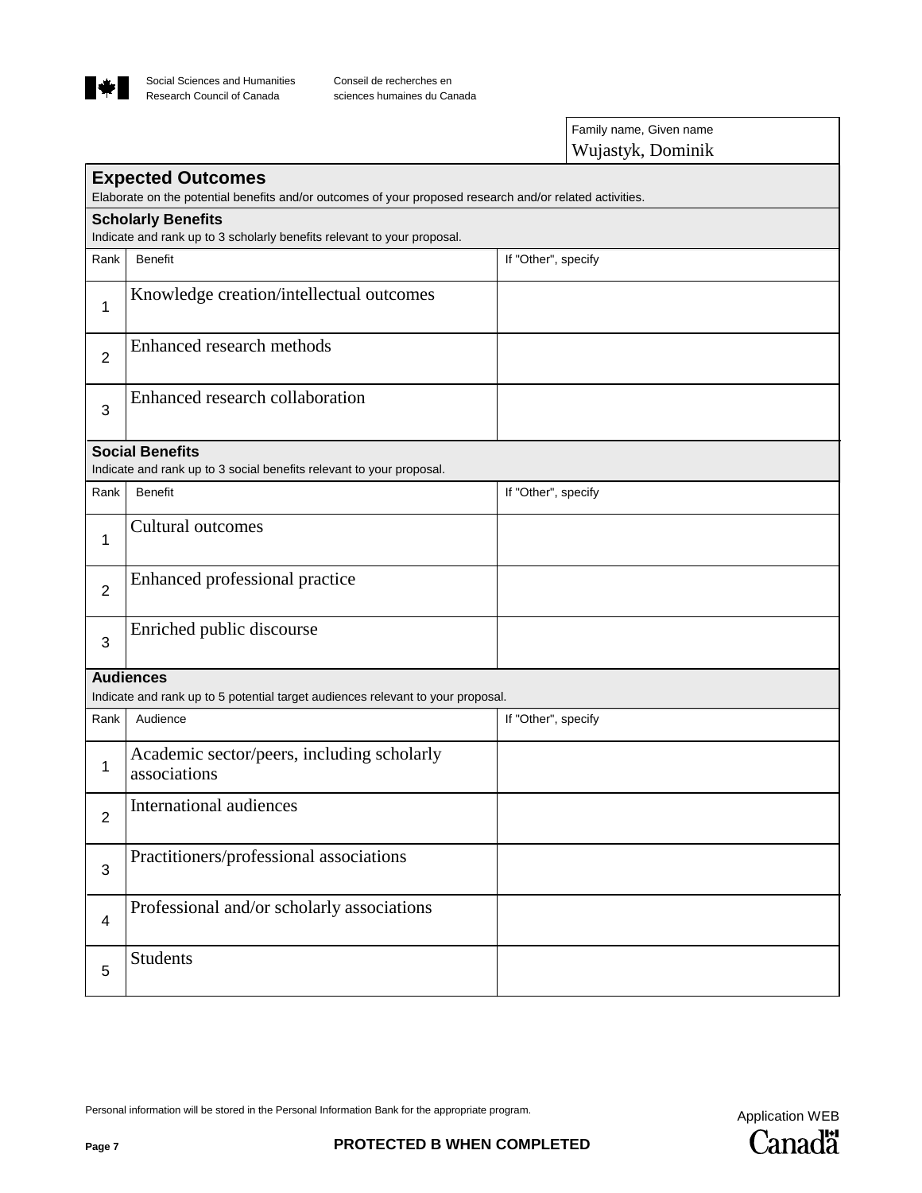Social Sciences and Humanities Research Council of Canada
Conseil de recherches en sciences humaines du Canada

| Family name, Given name |
| --- |
| Wujastyk, Dominik |

## Expected Outcomes

Elaborate on the potential benefits and/or outcomes of your proposed research and/or related activities.

### Scholarly Benefits

Indicate and rank up to 3 scholarly benefits relevant to your proposal.

| Rank | Benefit | If "Other", specify |
| --- | --- | --- |
| 1 | Knowledge creation/intellectual outcomes | |
| 2 | Enhanced research methods | |
| 3 | Enhanced research collaboration | |

### Social Benefits

Indicate and rank up to 3 social benefits relevant to your proposal.

| Rank | Benefit | If "Other", specify |
| --- | --- | --- |
| 1 | Cultural outcomes | |
| 2 | Enhanced professional practice | |
| 3 | Enriched public discourse | |

### Audiences

Indicate and rank up to 5 potential target audiences relevant to your proposal.

| Rank | Audience | If "Other", specify |
| --- | --- | --- |
| 1 | Academic sector/peers, including scholarly associations | |
| 2 | International audiences | |
| 3 | Practitioners/professional associations | |
| 4 | Professional and/or scholarly associations | |
| 5 | Students | |

Personal information will be stored in the Personal Information Bank for the appropriate program.

PROTECTED B WHEN COMPLETED

Application WEB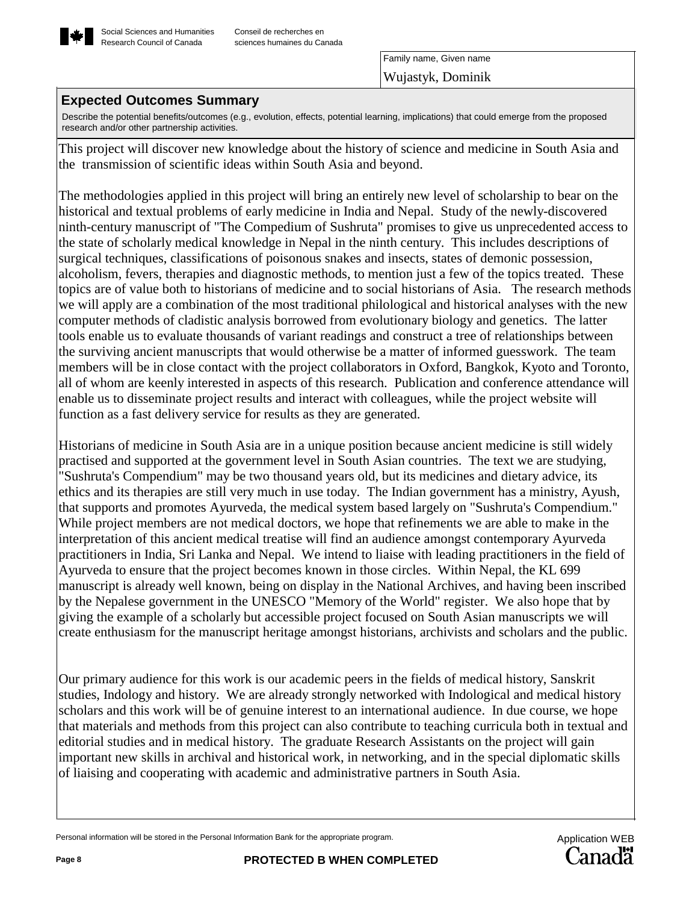Family name, Given name

Wujastyk, Dominik

## Expected Outcomes Summary

Describe the potential benefits/outcomes (e.g., evolution, effects, potential learning, implications) that could emerge from the proposed research and/or other partnership activities.

This project will discover new knowledge about the history of science and medicine in South Asia and the transmission of scientific ideas within South Asia and beyond.

The methodologies applied in this project will bring an entirely new level of scholarship to bear on the historical and textual problems of early medicine in India and Nepal. Study of the newly-discovered ninth-century manuscript of "The Compedium of Sushruta" promises to give us unprecedented access to the state of scholarly medical knowledge in Nepal in the ninth century. This includes descriptions of surgical techniques, classifications of poisonous snakes and insects, states of demonic possession, alcoholism, fevers, therapies and diagnostic methods, to mention just a few of the topics treated. These topics are of value both to historians of medicine and to social historians of Asia. The research methods we will apply are a combination of the most traditional philological and historical analyses with the new computer methods of cladistic analysis borrowed from evolutionary biology and genetics. The latter tools enable us to evaluate thousands of variant readings and construct a tree of relationships between the surviving ancient manuscripts that would otherwise be a matter of informed guesswork. The team members will be in close contact with the project collaborators in Oxford, Bangkok, Kyoto and Toronto, all of whom are keenly interested in aspects of this research. Publication and conference attendance will enable us to disseminate project results and interact with colleagues, while the project website will function as a fast delivery service for results as they are generated.

Historians of medicine in South Asia are in a unique position because ancient medicine is still widely practised and supported at the government level in South Asian countries. The text we are studying, "Sushruta's Compendium" may be two thousand years old, but its medicines and dietary advice, its ethics and its therapies are still very much in use today. The Indian government has a ministry, Ayush, that supports and promotes Ayurveda, the medical system based largely on "Sushruta's Compendium." While project members are not medical doctors, we hope that refinements we are able to make in the interpretation of this ancient medical treatise will find an audience amongst contemporary Ayurveda practitioners in India, Sri Lanka and Nepal. We intend to liaise with leading practitioners in the field of Ayurveda to ensure that the project becomes known in those circles. Within Nepal, the KL 699 manuscript is already well known, being on display in the National Archives, and having been inscribed by the Nepalese government in the UNESCO "Memory of the World" register. We also hope that by giving the example of a scholarly but accessible project focused on South Asian manuscripts we will create enthusiasm for the manuscript heritage amongst historians, archivists and scholars and the public.

Our primary audience for this work is our academic peers in the fields of medical history, Sanskrit studies, Indology and history. We are already strongly networked with Indological and medical history scholars and this work will be of genuine interest to an international audience. In due course, we hope that materials and methods from this project can also contribute to teaching curricula both in textual and editorial studies and in medical history. The graduate Research Assistants on the project will gain important new skills in archival and historical work, in networking, and in the special diplomatic skills of liaising and cooperating with academic and administrative partners in South Asia.

Personal information will be stored in the Personal Information Bank for the appropriate program.

**PROTECTED B WHEN COMPLETED**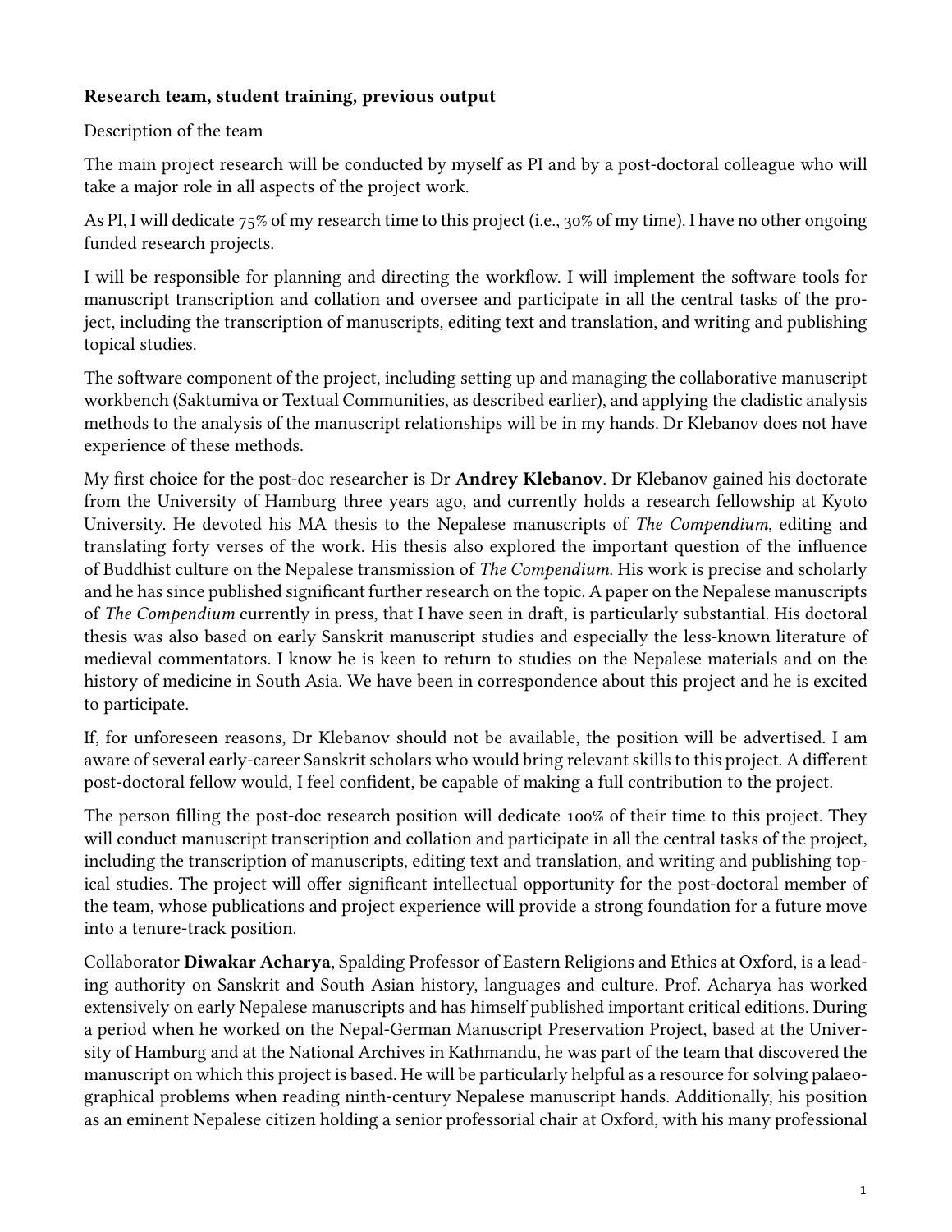**Research team, student training, previous output**

Description of the team

The main project research will be conducted by myself as PI and by a post-doctoral colleague who will take a major role in all aspects of the project work.

As PI, I will dedicate 75% of my research time to this project (i.e., 30% of my time). I have no other ongoing funded research projects.

I will be responsible for planning and directing the workflow. I will implement the software tools for manuscript transcription and collation and oversee and participate in all the central tasks of the project, including the transcription of manuscripts, editing text and translation, and writing and publishing topical studies.

The software component of the project, including setting up and managing the collaborative manuscript workbench (Saktumiva or Textual Communities, as described earlier), and applying the cladistic analysis methods to the analysis of the manuscript relationships will be in my hands. Dr Klebanov does not have experience of these methods.

My first choice for the post-doc researcher is Dr **Andrey Klebanov**. Dr Klebanov gained his doctorate from the University of Hamburg three years ago, and currently holds a research fellowship at Kyoto University. He devoted his MA thesis to the Nepalese manuscripts of *The Compendium*, editing and translating forty verses of the work. His thesis also explored the important question of the influence of Buddhist culture on the Nepalese transmission of *The Compendium*. His work is precise and scholarly and he has since published significant further research on the topic. A paper on the Nepalese manuscripts of *The Compendium* currently in press, that I have seen in draft, is particularly substantial. His doctoral thesis was also based on early Sanskrit manuscript studies and especially the less-known literature of medieval commentators. I know he is keen to return to studies on the Nepalese materials and on the history of medicine in South Asia. We have been in correspondence about this project and he is excited to participate.

If, for unforeseen reasons, Dr Klebanov should not be available, the position will be advertised. I am aware of several early-career Sanskrit scholars who would bring relevant skills to this project. A different post-doctoral fellow would, I feel confident, be capable of making a full contribution to the project.

The person filling the post-doc research position will dedicate 100% of their time to this project. They will conduct manuscript transcription and collation and participate in all the central tasks of the project, including the transcription of manuscripts, editing text and translation, and writing and publishing topical studies. The project will offer significant intellectual opportunity for the post-doctoral member of the team, whose publications and project experience will provide a strong foundation for a future move into a tenure-track position.

Collaborator **Diwakar Acharya**, Spalding Professor of Eastern Religions and Ethics at Oxford, is a leading authority on Sanskrit and South Asian history, languages and culture. Prof. Acharya has worked extensively on early Nepalese manuscripts and has himself published important critical editions. During a period when he worked on the Nepal-German Manuscript Preservation Project, based at the University of Hamburg and at the National Archives in Kathmandu, he was part of the team that discovered the manuscript on which this project is based. He will be particularly helpful as a resource for solving palaeographical problems when reading ninth-century Nepalese manuscript hands. Additionally, his position as an eminent Nepalese citizen holding a senior professorial chair at Oxford, with his many professional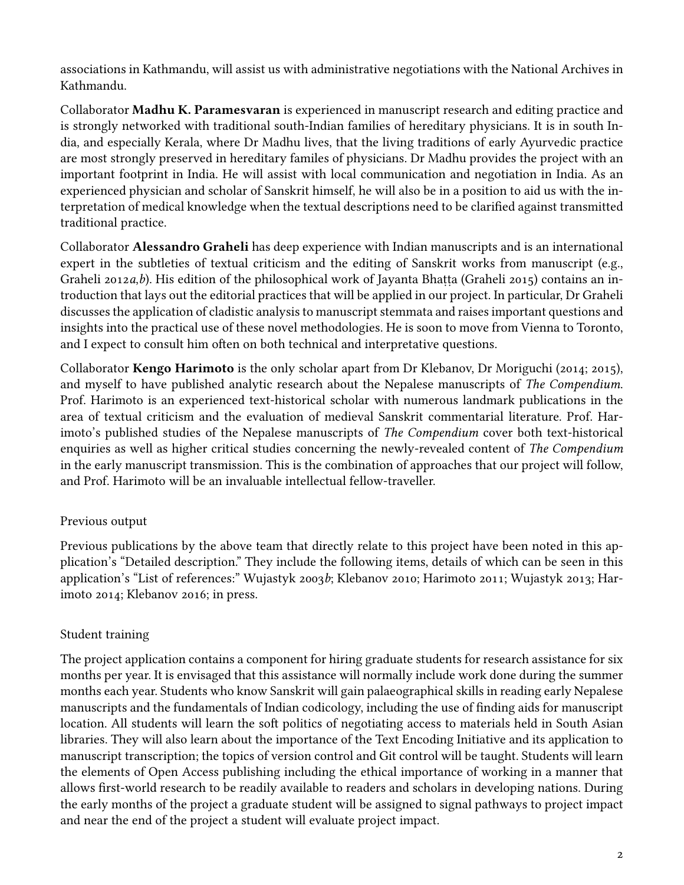associations in Kathmandu, will assist us with administrative negotiations with the National Archives in Kathmandu.

Collaborator **Madhu K. Paramesvaran** is experienced in manuscript research and editing practice and is strongly networked with traditional south-Indian families of hereditary physicians. It is in south India, and especially Kerala, where Dr Madhu lives, that the living traditions of early Ayurvedic practice are most strongly preserved in hereditary familes of physicians. Dr Madhu provides the project with an important footprint in India. He will assist with local communication and negotiation in India. As an experienced physician and scholar of Sanskrit himself, he will also be in a position to aid us with the interpretation of medical knowledge when the textual descriptions need to be clarified against transmitted traditional practice.

Collaborator **Alessandro Graheli** has deep experience with Indian manuscripts and is an international expert in the subtleties of textual criticism and the editing of Sanskrit works from manuscript (e.g., Graheli 2012*a*,*b*). His edition of the philosophical work of Jayanta Bhaṭṭa (Graheli 2015) contains an introduction that lays out the editorial practices that will be applied in our project. In particular, Dr Graheli discusses the application of cladistic analysis to manuscript stemmata and raises important questions and insights into the practical use of these novel methodologies. He is soon to move from Vienna to Toronto, and I expect to consult him often on both technical and interpretative questions.

Collaborator **Kengo Harimoto** is the only scholar apart from Dr Klebanov, Dr Moriguchi (2014; 2015), and myself to have published analytic research about the Nepalese manuscripts of *The Compendium*. Prof. Harimoto is an experienced text-historical scholar with numerous landmark publications in the area of textual criticism and the evaluation of medieval Sanskrit commentarial literature. Prof. Harimoto's published studies of the Nepalese manuscripts of *The Compendium* cover both text-historical enquiries as well as higher critical studies concerning the newly-revealed content of *The Compendium* in the early manuscript transmission. This is the combination of approaches that our project will follow, and Prof. Harimoto will be an invaluable intellectual fellow-traveller.

### Previous output

Previous publications by the above team that directly relate to this project have been noted in this application's "Detailed description." They include the following items, details of which can be seen in this application's "List of references:" Wujastyk 2003*b*; Klebanov 2010; Harimoto 2011; Wujastyk 2013; Harimoto 2014; Klebanov 2016; in press.

### Student training

The project application contains a component for hiring graduate students for research assistance for six months per year. It is envisaged that this assistance will normally include work done during the summer months each year. Students who know Sanskrit will gain palaeographical skills in reading early Nepalese manuscripts and the fundamentals of Indian codicology, including the use of finding aids for manuscript location. All students will learn the soft politics of negotiating access to materials held in South Asian libraries. They will also learn about the importance of the Text Encoding Initiative and its application to manuscript transcription; the topics of version control and Git control will be taught. Students will learn the elements of Open Access publishing including the ethical importance of working in a manner that allows first-world research to be readily available to readers and scholars in developing nations. During the early months of the project a graduate student will be assigned to signal pathways to project impact and near the end of the project a student will evaluate project impact.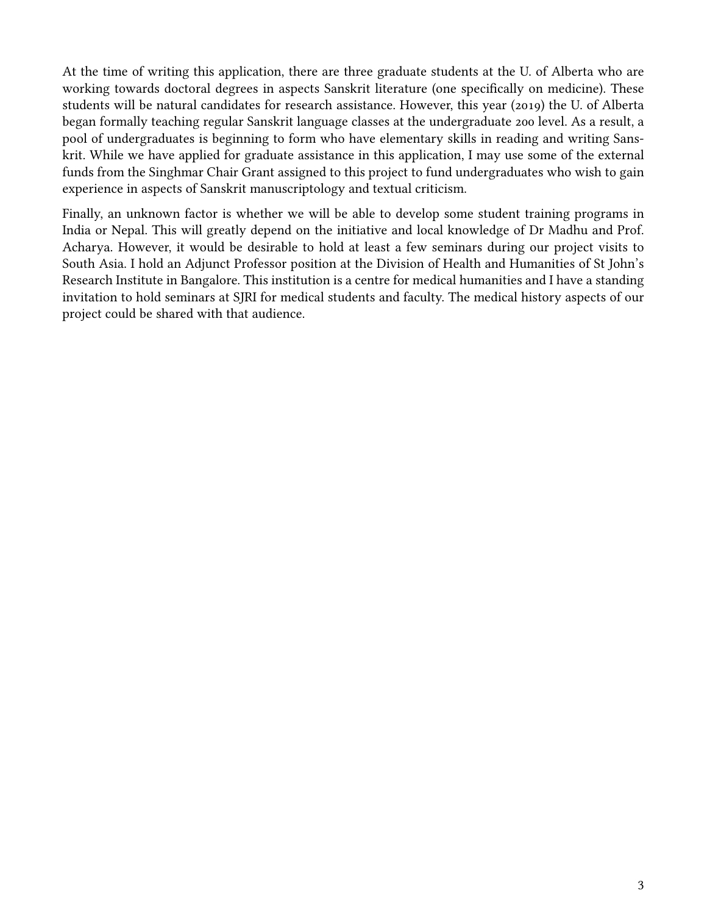At the time of writing this application, there are three graduate students at the U. of Alberta who are working towards doctoral degrees in aspects Sanskrit literature (one specifically on medicine). These students will be natural candidates for research assistance. However, this year (2019) the U. of Alberta began formally teaching regular Sanskrit language classes at the undergraduate 200 level. As a result, a pool of undergraduates is beginning to form who have elementary skills in reading and writing Sanskrit. While we have applied for graduate assistance in this application, I may use some of the external funds from the Singhmar Chair Grant assigned to this project to fund undergraduates who wish to gain experience in aspects of Sanskrit manuscriptology and textual criticism.

Finally, an unknown factor is whether we will be able to develop some student training programs in India or Nepal. This will greatly depend on the initiative and local knowledge of Dr Madhu and Prof. Acharya. However, it would be desirable to hold at least a few seminars during our project visits to South Asia. I hold an Adjunct Professor position at the Division of Health and Humanities of St John's Research Institute in Bangalore. This institution is a centre for medical humanities and I have a standing invitation to hold seminars at SJRI for medical students and faculty. The medical history aspects of our project could be shared with that audience.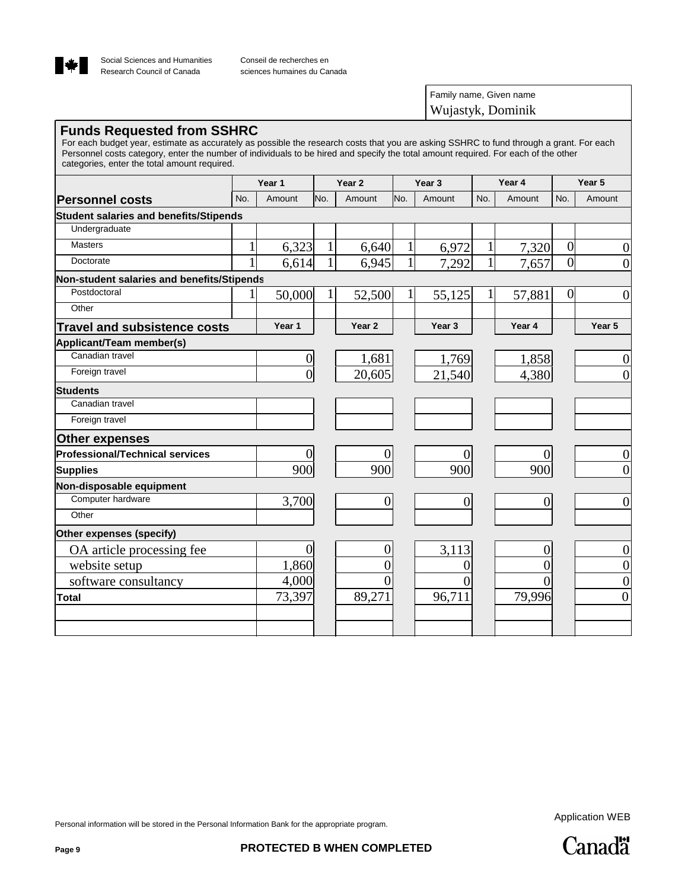Social Sciences and Humanities Research Council of Canada

Conseil de recherches en sciences humaines du Canada

| Family name, Given name |
|---|
| Wujastyk, Dominik |

## Funds Requested from SSHRC

For each budget year, estimate as accurately as possible the research costs that you are asking SSHRC to fund through a grant. For each Personnel costs category, enter the number of individuals to be hired and specify the total amount required. For each of the other categories, enter the total amount required.

| | Year 1 | | Year 2 | | Year 3 | | Year 4 | | Year 5 | |
|---|---|---|---|---|---|---|---|---|---|---|
| **Personnel costs** | No. | Amount | No. | Amount | No. | Amount | No. | Amount | No. | Amount |
| **Student salaries and benefits/Stipends** | | | | | | | | | | |
| Undergraduate | | | | | | | | | | |
| Masters | 1 | 6,323 | 1 | 6,640 | 1 | 6,972 | 1 | 7,320 | 0 | 0 |
| Doctorate | 1 | 6,614 | 1 | 6,945 | 1 | 7,292 | 1 | 7,657 | 0 | 0 |
| **Non-student salaries and benefits/Stipends** | | | | | | | | | | |
| Postdoctoral | 1 | 50,000 | 1 | 52,500 | 1 | 55,125 | 1 | 57,881 | 0 | 0 |
| Other | | | | | | | | | | |

| **Travel and subsistence costs** | Year 1 | Year 2 | Year 3 | Year 4 | Year 5 |
|---|---|---|---|---|---|
| **Applicant/Team member(s)** | | | | | |
| Canadian travel | 0 | 1,681 | 1,769 | 1,858 | 0 |
| Foreign travel | 0 | 20,605 | 21,540 | 4,380 | 0 |
| **Students** | | | | | |
| Canadian travel | | | | | |
| Foreign travel | | | | | |
| **Other expenses** | | | | | |
| **Professional/Technical services** | 0 | 0 | 0 | 0 | 0 |
| **Supplies** | 900 | 900 | 900 | 900 | 0 |
| **Non-disposable equipment** | | | | | |
| Computer hardware | 3,700 | 0 | 0 | 0 | 0 |
| Other | | | | | |
| **Other expenses (specify)** | | | | | |
| OA article processing fee | 0 | 0 | 3,113 | 0 | 0 |
| website setup | 1,860 | 0 | 0 | 0 | 0 |
| software consultancy | 4,000 | 0 | 0 | 0 | 0 |
| **Total** | 73,397 | 89,271 | 96,711 | 79,996 | 0 |

Personal information will be stored in the Personal Information Bank for the appropriate program.

Application WEB

**PROTECTED B WHEN COMPLETED**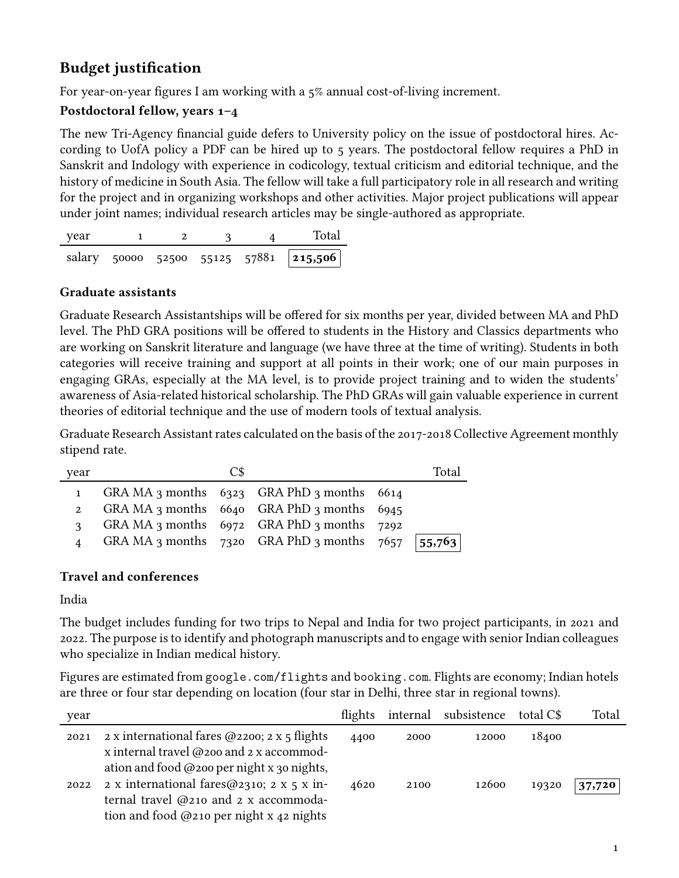## Budget justification

For year-on-year figures I am working with a 5% annual cost-of-living increment.

### Postdoctoral fellow, years 1–4

The new Tri-Agency financial guide defers to University policy on the issue of postdoctoral hires. According to UofA policy a PDF can be hired up to 5 years. The postdoctoral fellow requires a PhD in Sanskrit and Indology with experience in codicology, textual criticism and editorial technique, and the history of medicine in South Asia. The fellow will take a full participatory role in all research and writing for the project and in organizing workshops and other activities. Major project publications will appear under joint names; individual research articles may be single-authored as appropriate.

| year | 1 | 2 | 3 | 4 | Total |
|---|---|---|---|---|---|
| salary | 50000 | 52500 | 55125 | 57881 | **215,506** |

### Graduate assistants

Graduate Research Assistantships will be offered for six months per year, divided between MA and PhD level. The PhD GRA positions will be offered to students in the History and Classics departments who are working on Sanskrit literature and language (we have three at the time of writing). Students in both categories will receive training and support at all points in their work; one of our main purposes in engaging GRAs, especially at the MA level, is to provide project training and to widen the students' awareness of Asia-related historical scholarship. The PhD GRAs will gain valuable experience in current theories of editorial technique and the use of modern tools of textual analysis.

Graduate Research Assistant rates calculated on the basis of the 2017-2018 Collective Agreement monthly stipend rate.

| year | | C$ | | | Total |
|---|---|---|---|---|---|
| 1 | GRA MA 3 months | 6323 | GRA PhD 3 months | 6614 | |
| 2 | GRA MA 3 months | 6640 | GRA PhD 3 months | 6945 | |
| 3 | GRA MA 3 months | 6972 | GRA PhD 3 months | 7292 | |
| 4 | GRA MA 3 months | 7320 | GRA PhD 3 months | 7657 | **55,763** |

### Travel and conferences

India

The budget includes funding for two trips to Nepal and India for two project participants, in 2021 and 2022. The purpose is to identify and photograph manuscripts and to engage with senior Indian colleagues who specialize in Indian medical history.

Figures are estimated from `google.com/flights` and `booking.com`. Flights are economy; Indian hotels are three or four star depending on location (four star in Delhi, three star in regional towns).

| year | | flights | internal | subsistence | total C$ | Total |
|---|---|---|---|---|---|---|
| 2021 | 2 x international fares @2200; 2 x 5 flights x internal travel @200 and 2 x accommodation and food @200 per night x 30 nights, | 4400 | 2000 | 12000 | 18400 | |
| 2022 | 2 x international fares@2310; 2 x 5 x internal travel @210 and 2 x accommodation and food @210 per night x 42 nights | 4620 | 2100 | 12600 | 19320 | **37,720** |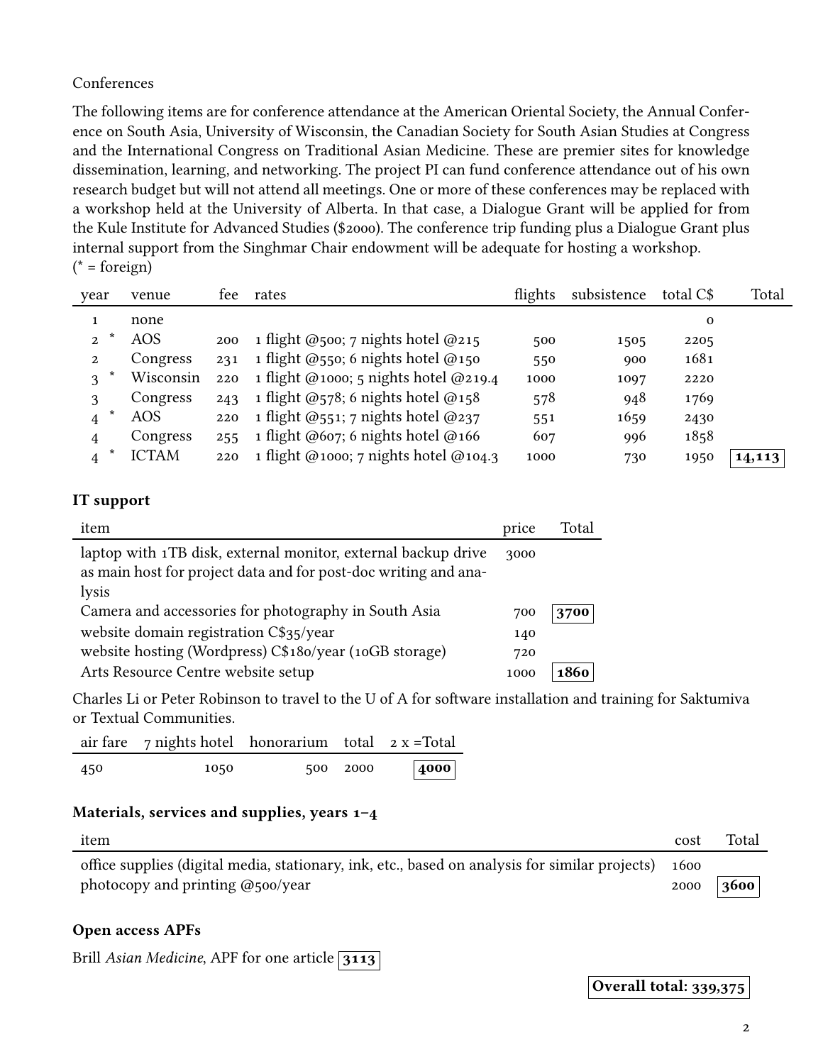Conferences

The following items are for conference attendance at the American Oriental Society, the Annual Conference on South Asia, University of Wisconsin, the Canadian Society for South Asian Studies at Congress and the International Congress on Traditional Asian Medicine. These are premier sites for knowledge dissemination, learning, and networking. The project PI can fund conference attendance out of his own research budget but will not attend all meetings. One or more of these conferences may be replaced with a workshop held at the University of Alberta. In that case, a Dialogue Grant will be applied for from the Kule Institute for Advanced Studies ($2000). The conference trip funding plus a Dialogue Grant plus internal support from the Singhmar Chair endowment will be adequate for hosting a workshop.
(* = foreign)

| year | | venue | fee | rates | flights | subsistence | total C$ | Total |
|---|---|---|---|---|---|---|---|---|
| 1 | | none | | | | | 0 | |
| 2 | * | AOS | 200 | 1 flight @500; 7 nights hotel @215 | 500 | 1505 | 2205 | |
| 2 | | Congress | 231 | 1 flight @550; 6 nights hotel @150 | 550 | 900 | 1681 | |
| 3 | * | Wisconsin | 220 | 1 flight @1000; 5 nights hotel @219.4 | 1000 | 1097 | 2220 | |
| 3 | | Congress | 243 | 1 flight @578; 6 nights hotel @158 | 578 | 948 | 1769 | |
| 4 | * | AOS | 220 | 1 flight @551; 7 nights hotel @237 | 551 | 1659 | 2430 | |
| 4 | | Congress | 255 | 1 flight @607; 6 nights hotel @166 | 607 | 996 | 1858 | |
| 4 | * | ICTAM | 220 | 1 flight @1000; 7 nights hotel @104.3 | 1000 | 730 | 1950 | **14,113** |

**IT support**

| item | price | Total |
|---|---|---|
| laptop with 1TB disk, external monitor, external backup drive as main host for project data and for post-doc writing and analysis | 3000 | |
| Camera and accessories for photography in South Asia | 700 | **3700** |
| website domain registration C$35/year | 140 | |
| website hosting (Wordpress) C$180/year (10GB storage) | 720 | |
| Arts Resource Centre website setup | 1000 | **1860** |

Charles Li or Peter Robinson to travel to the U of A for software installation and training for Saktumiva or Textual Communities.

| air fare | 7 nights hotel | honorarium | total | 2 x =Total |
|---|---|---|---|---|
| 450 | 1050 | 500 | 2000 | **4000** |

**Materials, services and supplies, years 1–4**

| item | cost | Total |
|---|---|---|
| office supplies (digital media, stationary, ink, etc., based on analysis for similar projects) | 1600 | |
| photocopy and printing @500/year | 2000 | **3600** |

**Open access APFs**

Brill *Asian Medicine*, APF for one article **3113**

**Overall total: 339,375**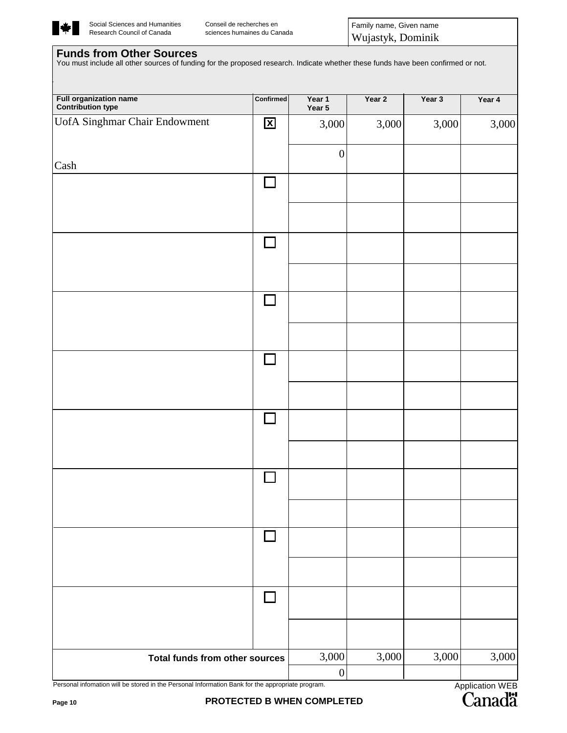Family name, Given name
Wujastyk, Dominik

## Funds from Other Sources

You must include all other sources of funding for the proposed research. Indicate whether these funds have been confirmed or not.

| Full organization name / Contribution type | Confirmed | Year 1 / Year 5 | Year 2 | Year 3 | Year 4 |
|---|---|---|---|---|---|
| UofA Singhmar Chair Endowment | [x] | 3,000 | 3,000 | 3,000 | 3,000 |
| Cash | | 0 | | | |
| | [ ] | | | | |
| | | | | | |
| | [ ] | | | | |
| | | | | | |
| | [ ] | | | | |
| | | | | | |
| | [ ] | | | | |
| | | | | | |
| | [ ] | | | | |
| | | | | | |
| | [ ] | | | | |
| | | | | | |
| | [ ] | | | | |
| | | | | | |
| | [ ] | | | | |
| | | | | | |
| **Total funds from other sources** | | 3,000 | 3,000 | 3,000 | 3,000 |
| | | 0 | | | |

Personal infomation will be stored in the Personal Information Bank for the appropriate program.

Application WEB

PROTECTED B WHEN COMPLETED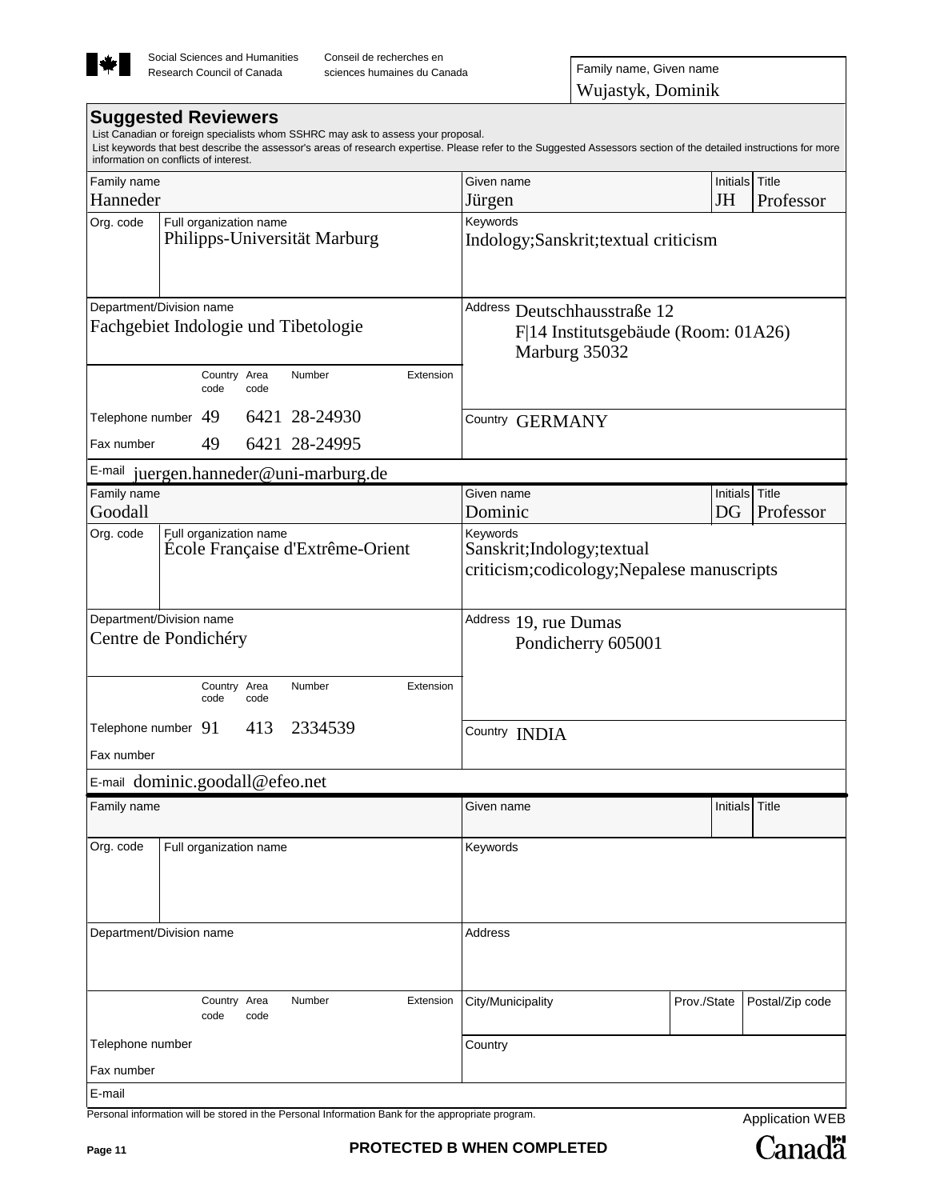Social Sciences and Humanities Research Council of Canada

Conseil de recherches en sciences humaines du Canada

| Family name, Given name |
| --- |
| Wujastyk, Dominik |

## Suggested Reviewers

List Canadian or foreign specialists whom SSHRC may ask to assess your proposal.
List keywords that best describe the assessor's areas of research expertise. Please refer to the Suggested Assessors section of the detailed instructions for more information on conflicts of interest.

| Family name | Given name | Initials | Title |
| --- | --- | --- | --- |
| Hanneder | Jürgen | JH | Professor |

| | |
| --- | --- |
| Org. code | |
| Full organization name | Philipps-Universität Marburg |
| Keywords | Indology;Sanskrit;textual criticism |
| Department/Division name | Fachgebiet Indologie und Tibetologie |
| Address | Deutschhausstraße 12<br>F\|14 Institutsgebäude (Room: 01A26)<br>Marburg 35032 |
| Country | GERMANY |

| | Country code | Area code | Number | Extension |
| --- | --- | --- | --- | --- |
| Telephone number | 49 | 6421 | 28-24930 | |
| Fax number | 49 | 6421 | 28-24995 | |

E-mail juergen.hanneder@uni-marburg.de

| Family name | Given name | Initials | Title |
| --- | --- | --- | --- |
| Goodall | Dominic | DG | Professor |

| | |
| --- | --- |
| Org. code | |
| Full organization name | École Française d'Extrême-Orient |
| Keywords | Sanskrit;Indology;textual criticism;codicology;Nepalese manuscripts |
| Department/Division name | Centre de Pondichéry |
| Address | 19, rue Dumas<br>Pondicherry 605001 |
| Country | INDIA |

| | Country code | Area code | Number | Extension |
| --- | --- | --- | --- | --- |
| Telephone number | 91 | 413 | 2334539 | |
| Fax number | | | | |

E-mail dominic.goodall@efeo.net

| Family name | Given name | Initials | Title |
| --- | --- | --- | --- |
| | | | |

| | |
| --- | --- |
| Org. code | |
| Full organization name | |
| Keywords | |
| Department/Division name | |
| Address | |
| City/Municipality | |
| Prov./State | |
| Postal/Zip code | |
| Country | |

| | Country code | Area code | Number | Extension |
| --- | --- | --- | --- | --- |
| Telephone number | | | | |
| Fax number | | | | |

E-mail

Personal information will be stored in the Personal Information Bank for the appropriate program.

Application WEB

PROTECTED B WHEN COMPLETED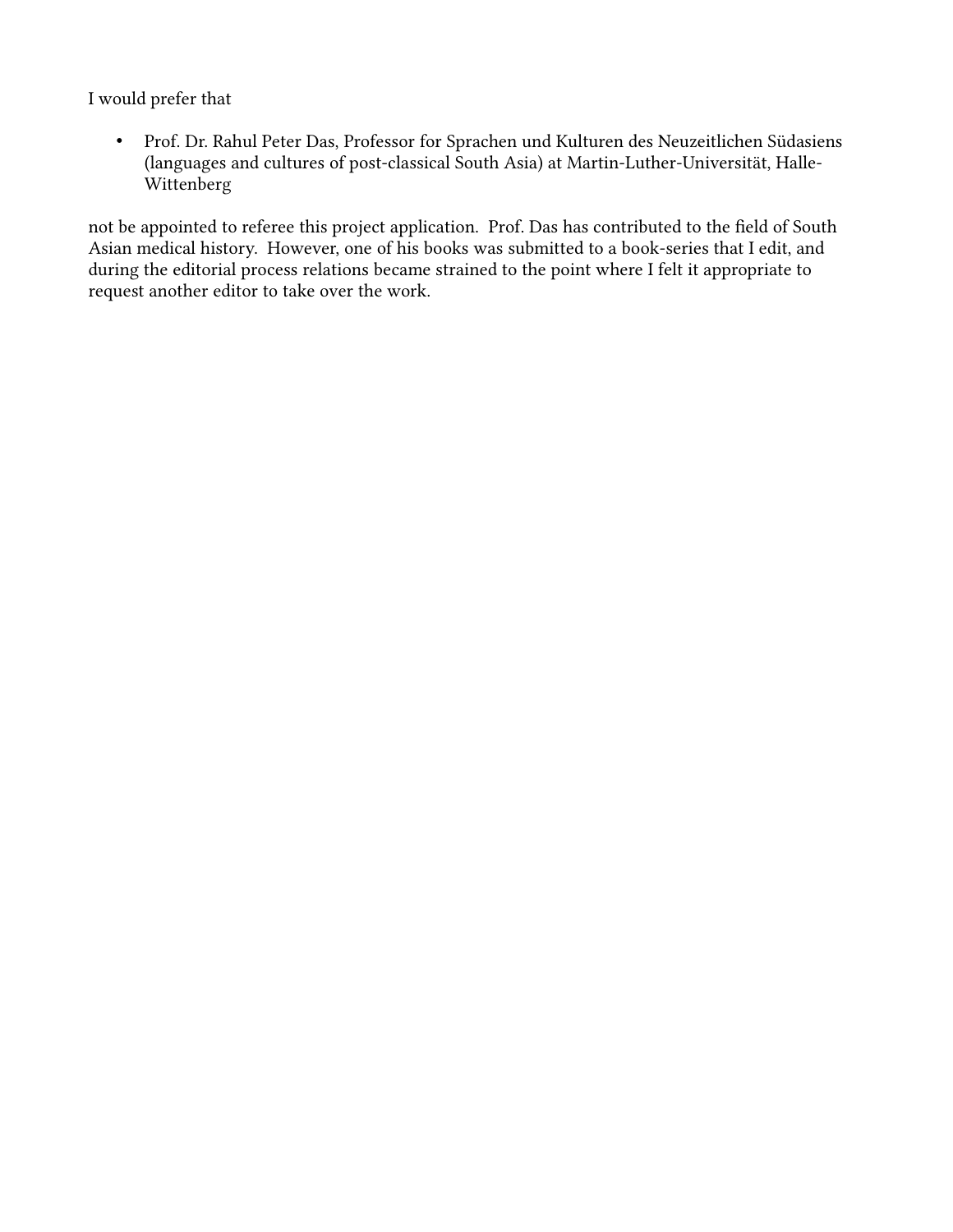I would prefer that

- Prof. Dr. Rahul Peter Das, Professor for Sprachen und Kulturen des Neuzeitlichen Südasiens (languages and cultures of post-classical South Asia) at Martin-Luther-Universität, Halle-Wittenberg

not be appointed to referee this project application. Prof. Das has contributed to the field of South Asian medical history. However, one of his books was submitted to a book-series that I edit, and during the editorial process relations became strained to the point where I felt it appropriate to request another editor to take over the work.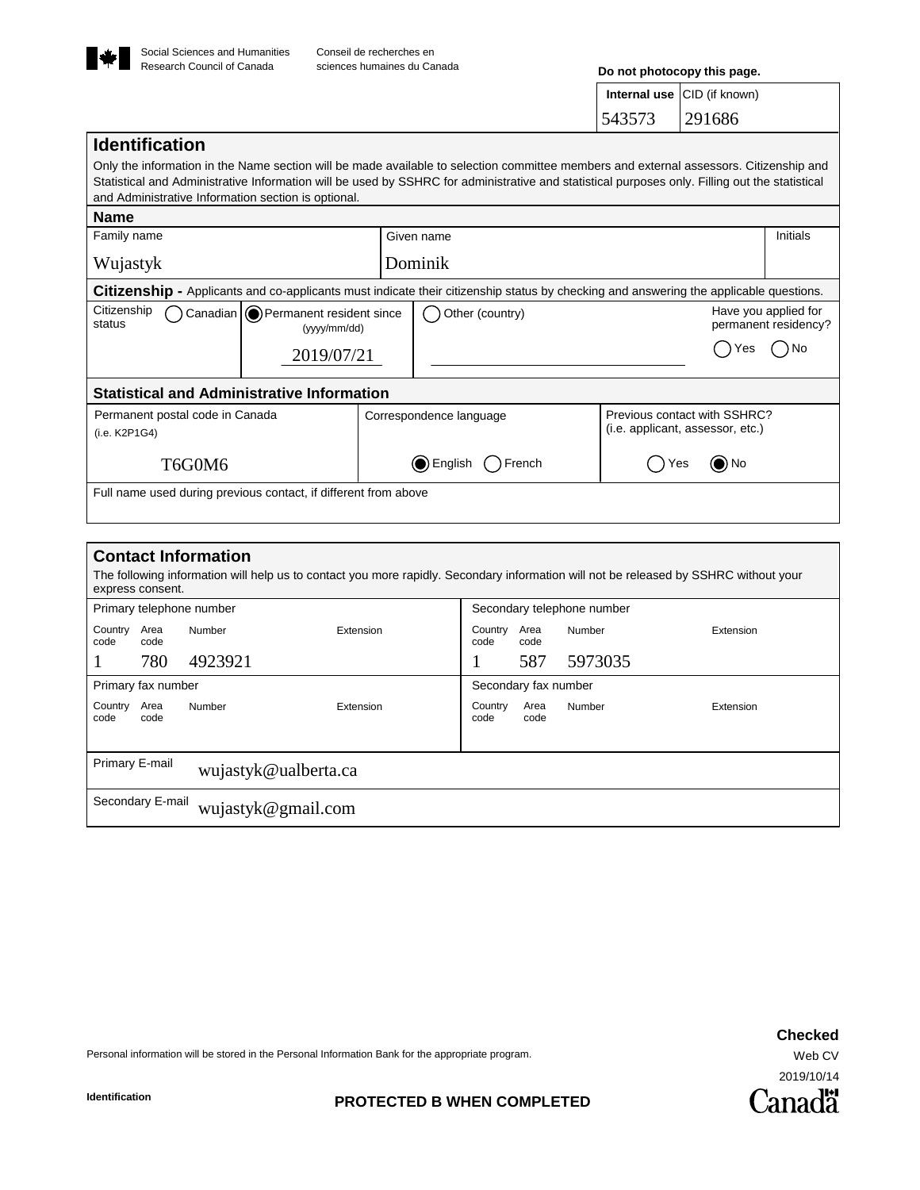Social Sciences and Humanities Research Council of Canada | Conseil de recherches en sciences humaines du Canada

**Do not photocopy this page.**

| Internal use | CID (if known) |
|---|---|
| 543573 | 291686 |

## Identification

Only the information in the Name section will be made available to selection committee members and external assessors. Citizenship and Statistical and Administrative Information will be used by SSHRC for administrative and statistical purposes only. Filling out the statistical and Administrative Information section is optional.

### Name

| Family name | Given name | Initials |
|---|---|---|
| Wujastyk | Dominik | |

### Citizenship

**Citizenship -** Applicants and co-applicants must indicate their citizenship status by checking and answering the applicable questions.

| | | | | |
|---|---|---|---|---|
| Citizenship status | ○ Canadian | ● Permanent resident since (yyyy/mm/dd) 2019/07/21 | ○ Other (country) | Have you applied for permanent residency? ○ Yes ○ No |

### Statistical and Administrative Information

| Permanent postal code in Canada (i.e. K2P1G4) | Correspondence language | Previous contact with SSHRC? (i.e. applicant, assessor, etc.) |
|---|---|---|
| T6G0M6 | ● English ○ French | ○ Yes ● No |

Full name used during previous contact, if different from above

## Contact Information

The following information will help us to contact you more rapidly. Secondary information will not be released by SSHRC without your express consent.

| | Country code | Area code | Number | Extension |
|---|---|---|---|---|
| Primary telephone number | 1 | 780 | 4923921 | |
| Secondary telephone number | 1 | 587 | 5973035 | |
| Primary fax number | | | | |
| Secondary fax number | | | | |

Primary E-mail: wujastyk@ualberta.ca

Secondary E-mail: wujastyk@gmail.com

Personal information will be stored in the Personal Information Bank for the appropriate program.

**Checked**

Web CV

2019/10/14

**Identification**

**PROTECTED B WHEN COMPLETED**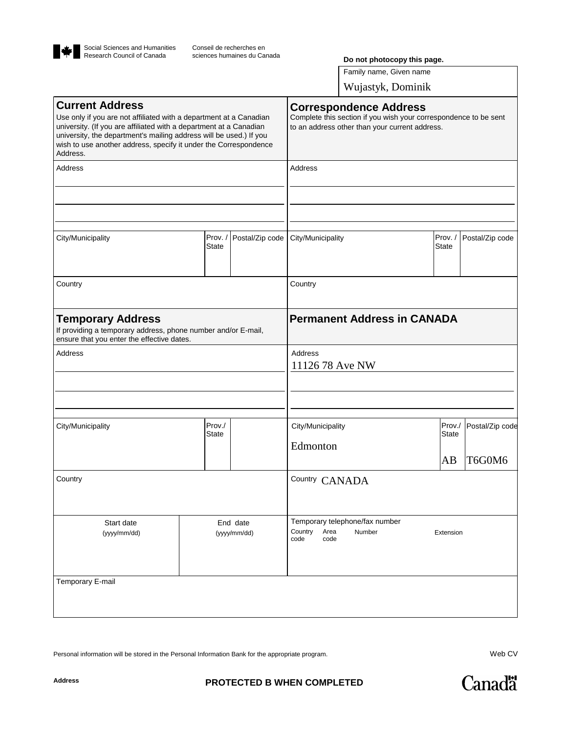Social Sciences and Humanities Research Council of Canada

Conseil de recherches en sciences humaines du Canada

**Do not photocopy this page.**

Family name, Given name

Wujastyk, Dominik

## Current Address

Use only if you are not affiliated with a department at a Canadian university. (If you are affiliated with a department at a Canadian university, the department's mailing address will be used.) If you wish to use another address, specify it under the Correspondence Address.

Address

| City/Municipality | Prov. / State | Postal/Zip code |
|---|---|---|
| | | |

Country

## Correspondence Address

Complete this section if you wish your correspondence to be sent to an address other than your current address.

Address

| City/Municipality | Prov. / State | Postal/Zip code |
|---|---|---|
| | | |

Country

## Temporary Address

If providing a temporary address, phone number and/or E-mail, ensure that you enter the effective dates.

Address

| City/Municipality | Prov./ State | |
|---|---|---|
| | | |

Country

| Start date (yyyy/mm/dd) | End date (yyyy/mm/dd) |
|---|---|
| | |

Temporary E-mail

## Permanent Address in CANADA

Address

11126 78 Ave NW

| City/Municipality | Prov./ State | Postal/Zip code |
|---|---|---|
| Edmonton | AB | T6G0M6 |

Country CANADA

Temporary telephone/fax number

| Country code | Area code | Number | Extension |
|---|---|---|---|
| | | | |

Personal information will be stored in the Personal Information Bank for the appropriate program.

Web CV

Address

**PROTECTED B WHEN COMPLETED**

Canada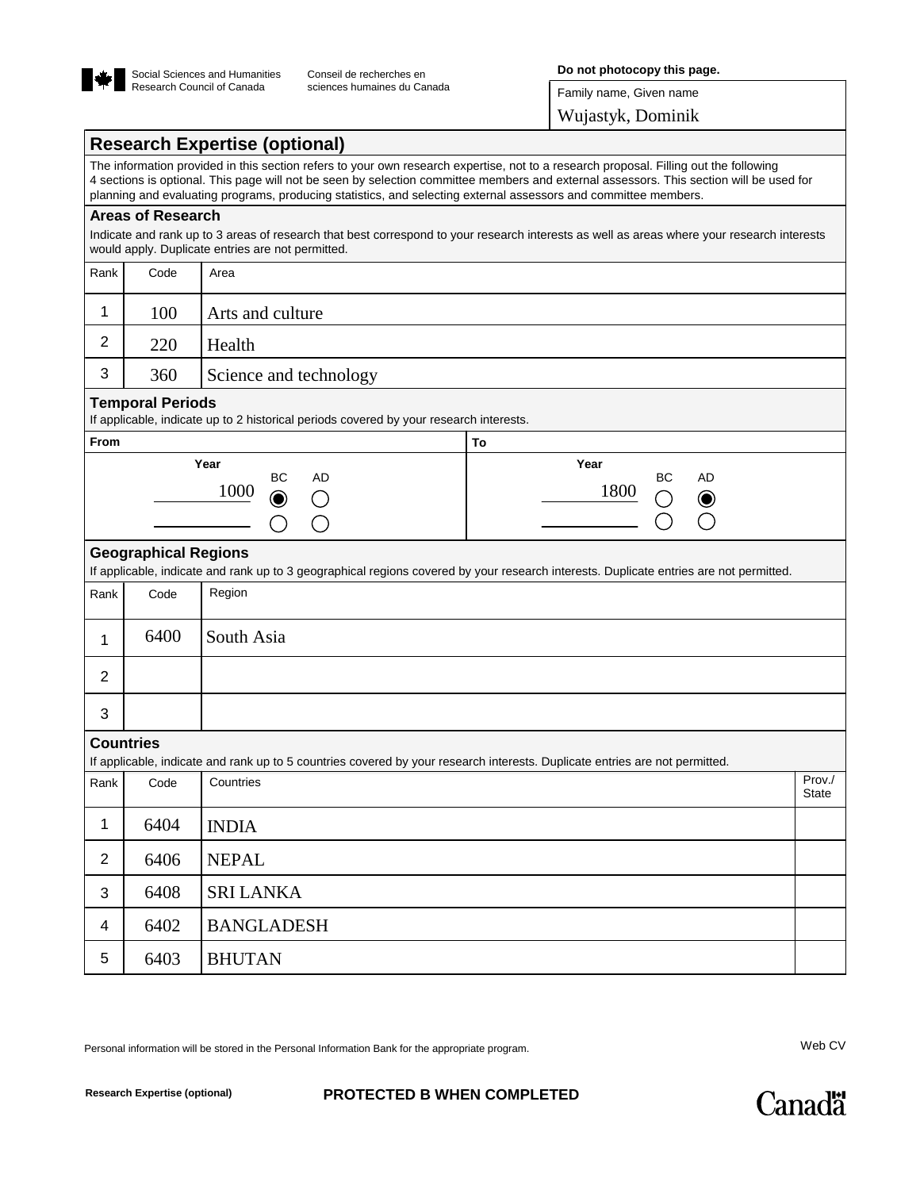Social Sciences and Humanities Research Council of Canada | Conseil de recherches en sciences humaines du Canada

**Do not photocopy this page.**

Family name, Given name

Wujastyk, Dominik

## Research Expertise (optional)

The information provided in this section refers to your own research expertise, not to a research proposal. Filling out the following 4 sections is optional. This page will not be seen by selection committee members and external assessors. This section will be used for planning and evaluating programs, producing statistics, and selecting external assessors and committee members.

### Areas of Research

Indicate and rank up to 3 areas of research that best correspond to your research interests as well as areas where your research interests would apply. Duplicate entries are not permitted.

| Rank | Code | Area |
|---|---|---|
| 1 | 100 | Arts and culture |
| 2 | 220 | Health |
| 3 | 360 | Science and technology |

### Temporal Periods

If applicable, indicate up to 2 historical periods covered by your research interests.

| From Year | BC | AD | To Year | BC | AD |
|---|---|---|---|---|---|
| 1000 | ◉ | ○ | 1800 | ○ | ◉ |
| | ○ | ○ | | ○ | ○ |

### Geographical Regions

If applicable, indicate and rank up to 3 geographical regions covered by your research interests. Duplicate entries are not permitted.

| Rank | Code | Region |
|---|---|---|
| 1 | 6400 | South Asia |
| 2 | | |
| 3 | | |

### Countries

If applicable, indicate and rank up to 5 countries covered by your research interests. Duplicate entries are not permitted.

| Rank | Code | Countries | Prov./ State |
|---|---|---|---|
| 1 | 6404 | INDIA | |
| 2 | 6406 | NEPAL | |
| 3 | 6408 | SRI LANKA | |
| 4 | 6402 | BANGLADESH | |
| 5 | 6403 | BHUTAN | |

Personal information will be stored in the Personal Information Bank for the appropriate program.

Web CV

Research Expertise (optional)

**PROTECTED B WHEN COMPLETED**

Canada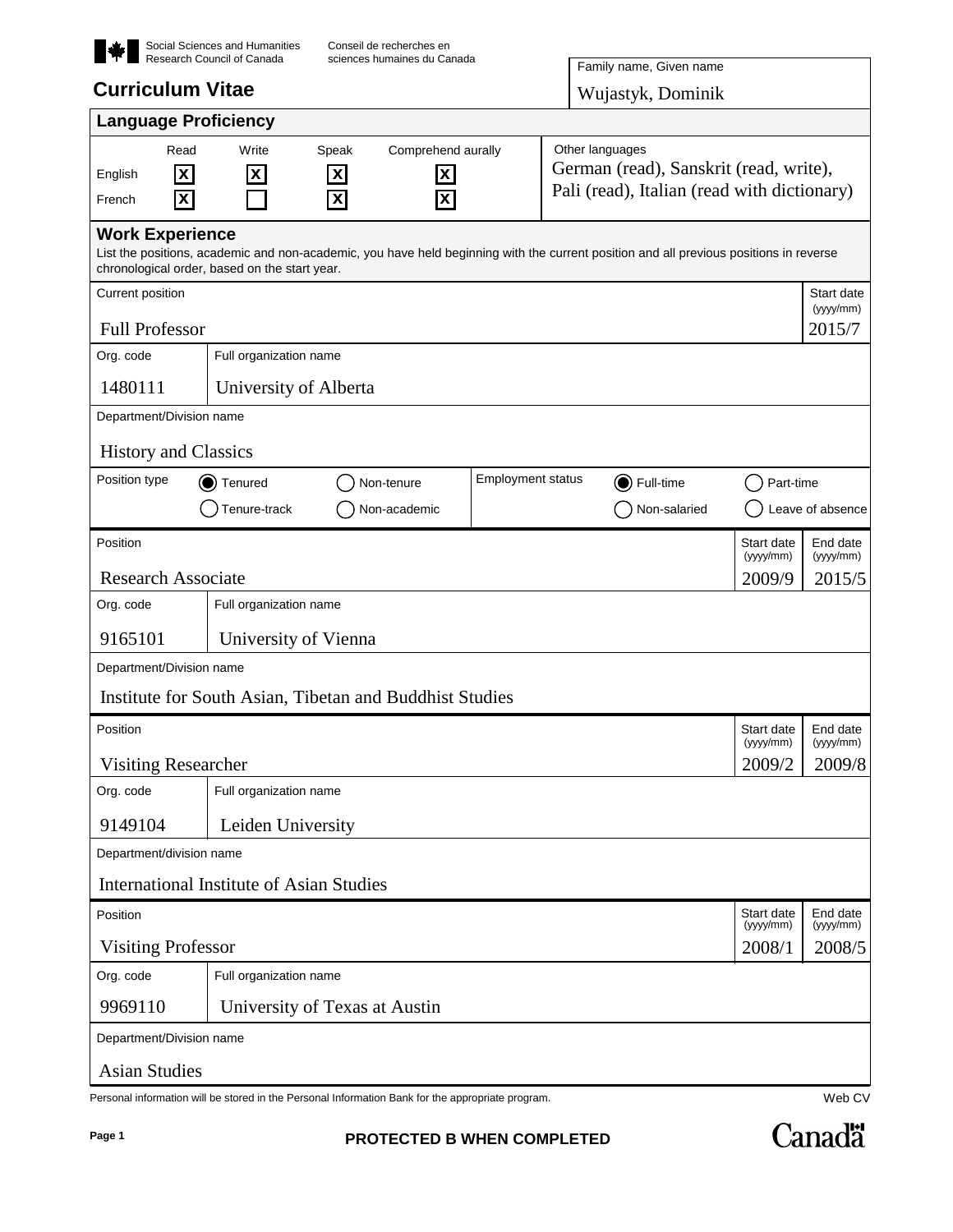Social Sciences and Humanities Research Council of Canada

Conseil de recherches en sciences humaines du Canada

# Curriculum Vitae

Family name, Given name

Wujastyk, Dominik

## Language Proficiency

| | Read | Write | Speak | Comprehend aurally |
|---|---|---|---|---|
| English | X | X | X | X |
| French | X | | X | X |

Other languages

German (read), Sanskrit (read, write), Pali (read), Italian (read with dictionary)

## Work Experience

List the positions, academic and non-academic, you have held beginning with the current position and all previous positions in reverse chronological order, based on the start year.

| Current position | Start date (yyyy/mm) |
|---|---|
| Full Professor | 2015/7 |

| Org. code | Full organization name |
|---|---|
| 1480111 | University of Alberta |

Department/Division name

History and Classics

Position type: (●) Tenured ( ) Non-tenure ( ) Tenure-track ( ) Non-academic

Employment status: (●) Full-time ( ) Part-time ( ) Non-salaried ( ) Leave of absence

| Position | Start date (yyyy/mm) | End date (yyyy/mm) |
|---|---|---|
| Research Associate | 2009/9 | 2015/5 |

| Org. code | Full organization name |
|---|---|
| 9165101 | University of Vienna |

Department/Division name

Institute for South Asian, Tibetan and Buddhist Studies

| Position | Start date (yyyy/mm) | End date (yyyy/mm) |
|---|---|---|
| Visiting Researcher | 2009/2 | 2009/8 |

| Org. code | Full organization name |
|---|---|
| 9149104 | Leiden University |

Department/division name

International Institute of Asian Studies

| Position | Start date (yyyy/mm) | End date (yyyy/mm) |
|---|---|---|
| Visiting Professor | 2008/1 | 2008/5 |

| Org. code | Full organization name |
|---|---|
| 9969110 | University of Texas at Austin |

Department/Division name

Asian Studies

Personal information will be stored in the Personal Information Bank for the appropriate program.

Web CV

PROTECTED B WHEN COMPLETED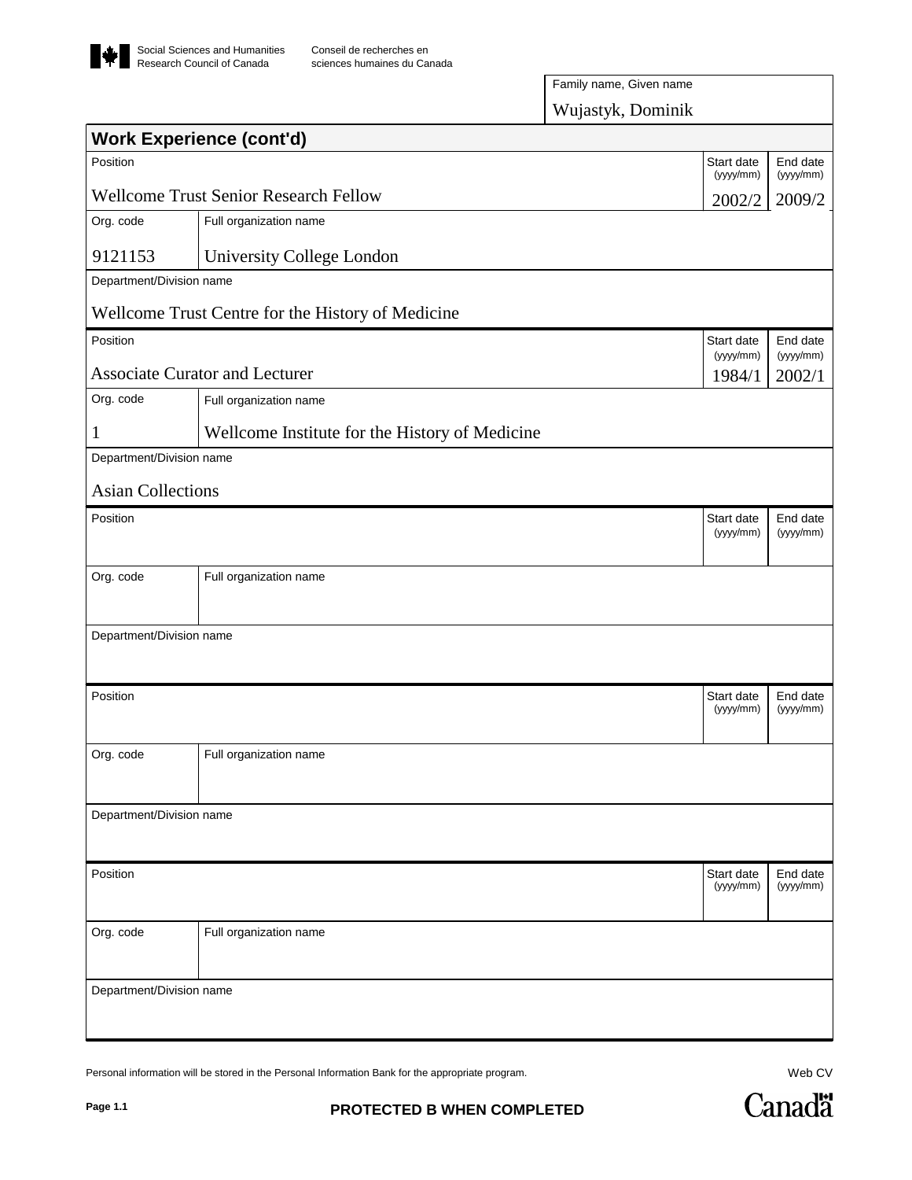Social Sciences and Humanities Research Council of Canada | Conseil de recherches en sciences humaines du Canada

| Family name, Given name |
| --- |
| Wujastyk, Dominik |

## Work Experience (cont'd)

| Position | | Start date (yyyy/mm) | End date (yyyy/mm) |
| --- | --- | --- | --- |
| Wellcome Trust Senior Research Fellow | | 2002/2 | 2009/2 |
| Org. code | Full organization name | | |
| 9121153 | University College London | | |
| Department/Division name | | | |
| Wellcome Trust Centre for the History of Medicine | | | |

| Position | | Start date (yyyy/mm) | End date (yyyy/mm) |
| --- | --- | --- | --- |
| Associate Curator and Lecturer | | 1984/1 | 2002/1 |
| Org. code | Full organization name | | |
| 1 | Wellcome Institute for the History of Medicine | | |
| Department/Division name | | | |
| Asian Collections | | | |

| Position | | Start date (yyyy/mm) | End date (yyyy/mm) |
| --- | --- | --- | --- |
| | | | |
| Org. code | Full organization name | | |
| | | | |
| Department/Division name | | | |
| | | | |

| Position | | Start date (yyyy/mm) | End date (yyyy/mm) |
| --- | --- | --- | --- |
| | | | |
| Org. code | Full organization name | | |
| | | | |
| Department/Division name | | | |
| | | | |

| Position | | Start date (yyyy/mm) | End date (yyyy/mm) |
| --- | --- | --- | --- |
| | | | |
| Org. code | Full organization name | | |
| | | | |
| Department/Division name | | | |
| | | | |

Personal information will be stored in the Personal Information Bank for the appropriate program.

Web CV

PROTECTED B WHEN COMPLETED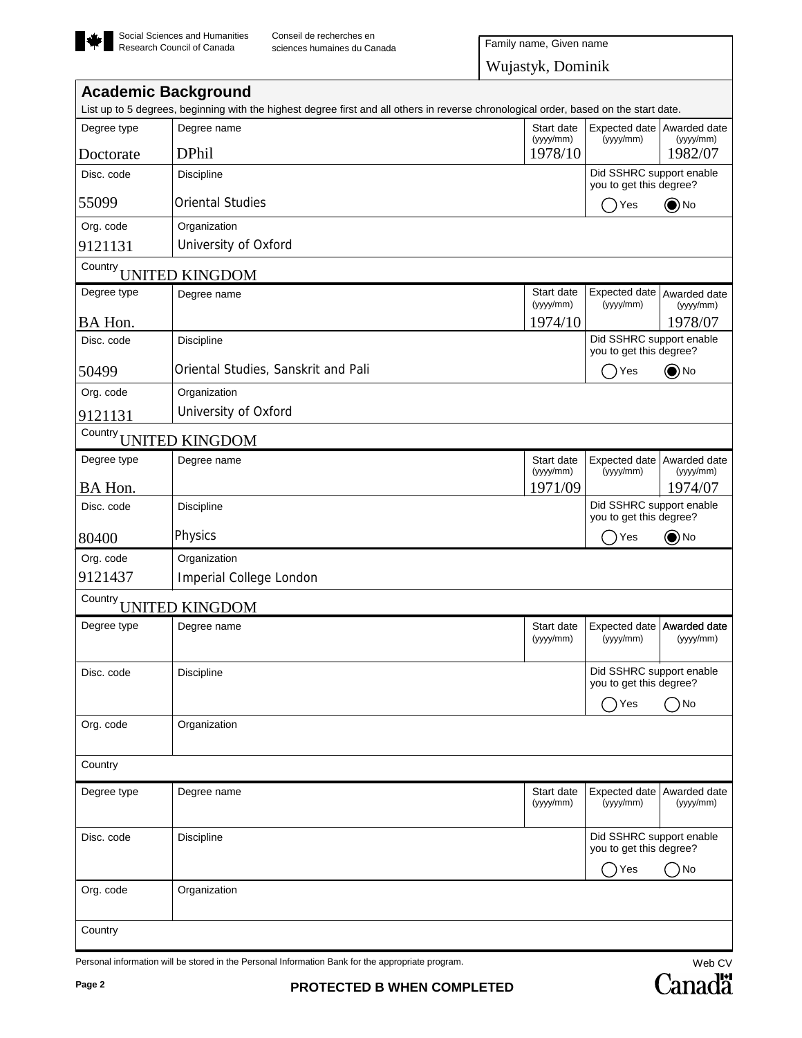Family name, Given name

Wujastyk, Dominik

## Academic Background

List up to 5 degrees, beginning with the highest degree first and all others in reverse chronological order, based on the start date.

| Degree type | Degree name | Start date (yyyy/mm) | Expected date (yyyy/mm) | Awarded date (yyyy/mm) |
|---|---|---|---|---|
| Doctorate | DPhil | 1978/10 | | 1982/07 |

| Disc. code | Discipline | Did SSHRC support enable you to get this degree? |
|---|---|---|
| 55099 | Oriental Studies | No |

| Org. code | Organization |
|---|---|
| 9121131 | University of Oxford |

Country: UNITED KINGDOM

| Degree type | Degree name | Start date (yyyy/mm) | Expected date (yyyy/mm) | Awarded date (yyyy/mm) |
|---|---|---|---|---|
| BA Hon. | | 1974/10 | | 1978/07 |

| Disc. code | Discipline | Did SSHRC support enable you to get this degree? |
|---|---|---|
| 50499 | Oriental Studies, Sanskrit and Pali | No |

| Org. code | Organization |
|---|---|
| 9121131 | University of Oxford |

Country: UNITED KINGDOM

| Degree type | Degree name | Start date (yyyy/mm) | Expected date (yyyy/mm) | Awarded date (yyyy/mm) |
|---|---|---|---|---|
| BA Hon. | | 1971/09 | | 1974/07 |

| Disc. code | Discipline | Did SSHRC support enable you to get this degree? |
|---|---|---|
| 80400 | Physics | No |

| Org. code | Organization |
|---|---|
| 9121437 | Imperial College London |

Country: UNITED KINGDOM

| Degree type | Degree name | Start date (yyyy/mm) | Expected date (yyyy/mm) | Awarded date (yyyy/mm) |
|---|---|---|---|---|
| | | | | |

| Disc. code | Discipline | Did SSHRC support enable you to get this degree? |
|---|---|---|
| | | Yes / No |

| Org. code | Organization |
|---|---|
| | |

Country

| Degree type | Degree name | Start date (yyyy/mm) | Expected date (yyyy/mm) | Awarded date (yyyy/mm) |
|---|---|---|---|---|
| | | | | |

| Disc. code | Discipline | Did SSHRC support enable you to get this degree? |
|---|---|---|
| | | Yes / No |

| Org. code | Organization |
|---|---|
| | |

Country

Personal information will be stored in the Personal Information Bank for the appropriate program.

PROTECTED B WHEN COMPLETED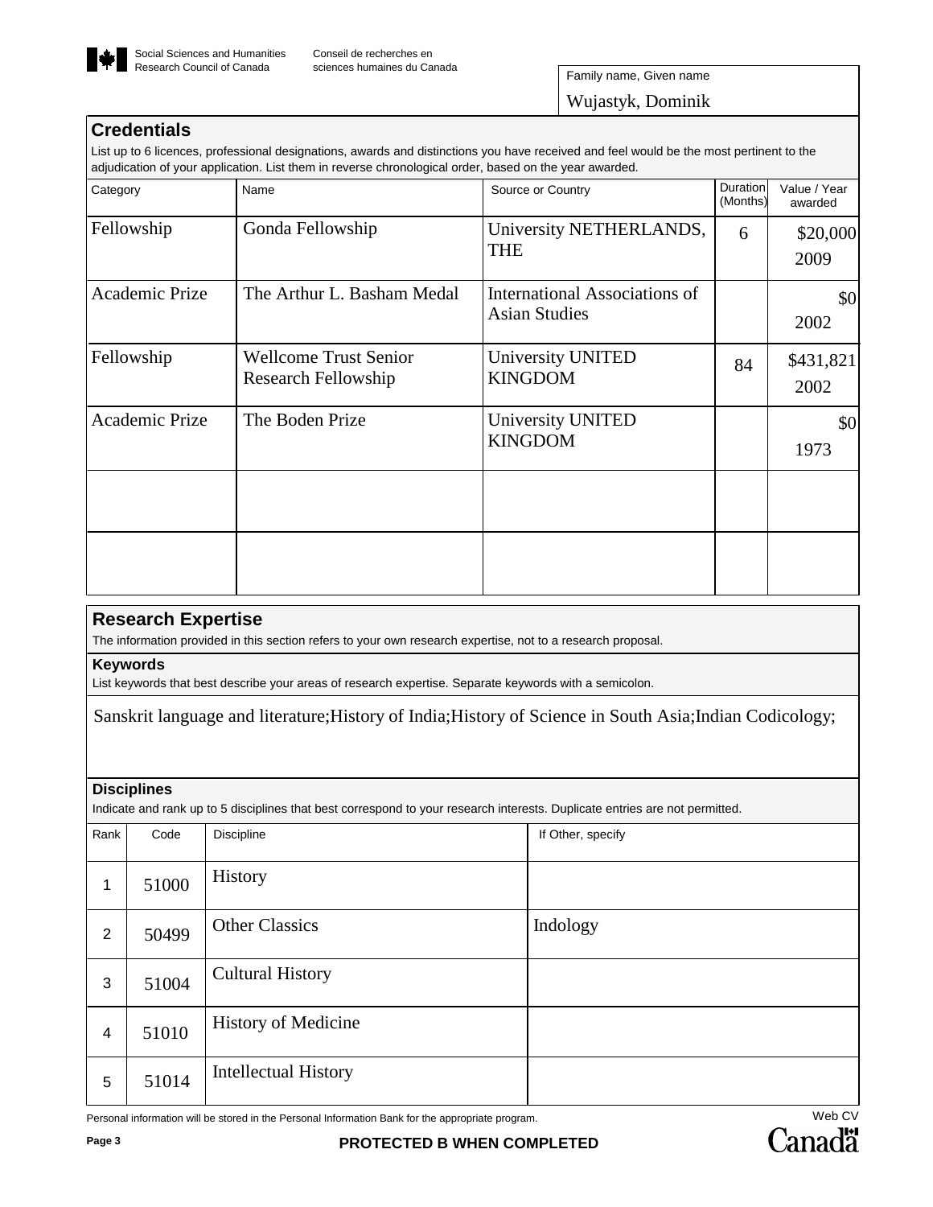Social Sciences and Humanities Research Council of Canada | Conseil de recherches en sciences humaines du Canada

| Family name, Given name |
| --- |
| Wujastyk, Dominik |

## Credentials

List up to 6 licences, professional designations, awards and distinctions you have received and feel would be the most pertinent to the adjudication of your application. List them in reverse chronological order, based on the year awarded.

| Category | Name | Source or Country | Duration (Months) | Value / Year awarded |
| --- | --- | --- | --- | --- |
| Fellowship | Gonda Fellowship | University NETHERLANDS, THE | 6 | $20,000 2009 |
| Academic Prize | The Arthur L. Basham Medal | International Associations of Asian Studies | | $0 2002 |
| Fellowship | Wellcome Trust Senior Research Fellowship | University UNITED KINGDOM | 84 | $431,821 2002 |
| Academic Prize | The Boden Prize | University UNITED KINGDOM | | $0 1973 |
| | | | | |
| | | | | |

## Research Expertise

The information provided in this section refers to your own research expertise, not to a research proposal.

### Keywords

List keywords that best describe your areas of research expertise. Separate keywords with a semicolon.

Sanskrit language and literature;History of India;History of Science in South Asia;Indian Codicology;

### Disciplines

Indicate and rank up to 5 disciplines that best correspond to your research interests. Duplicate entries are not permitted.

| Rank | Code | Discipline | If Other, specify |
| --- | --- | --- | --- |
| 1 | 51000 | History | |
| 2 | 50499 | Other Classics | Indology |
| 3 | 51004 | Cultural History | |
| 4 | 51010 | History of Medicine | |
| 5 | 51014 | Intellectual History | |

Personal information will be stored in the Personal Information Bank for the appropriate program.

PROTECTED B WHEN COMPLETED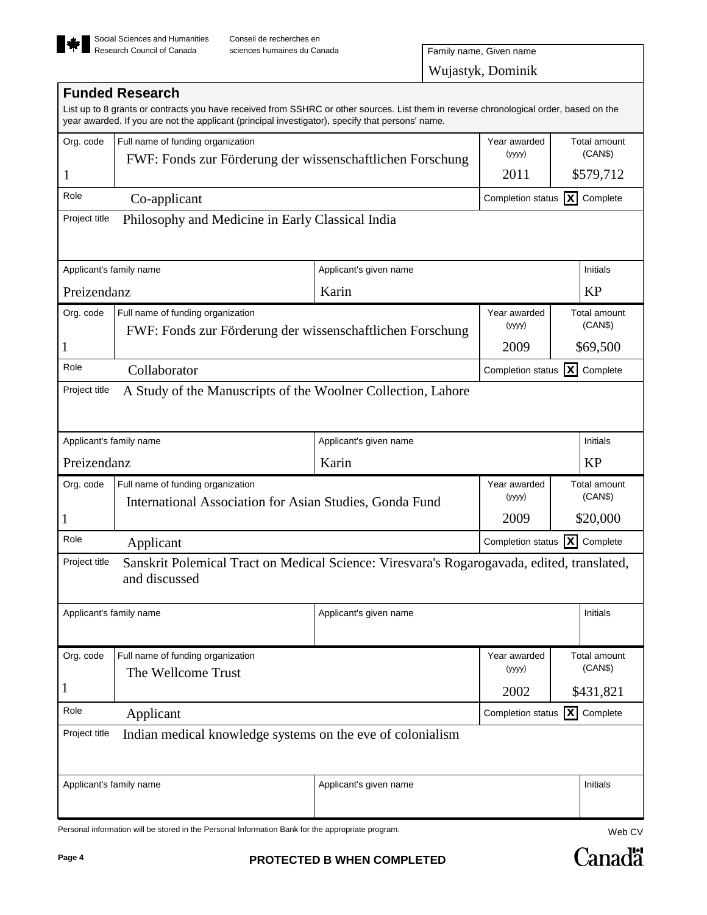Family name, Given name: Wujastyk, Dominik

## Funded Research

List up to 8 grants or contracts you have received from SSHRC or other sources. List them in reverse chronological order, based on the year awarded. If you are not the applicant (principal investigator), specify that persons' name.

| Org. code | Full name of funding organization | Year awarded (yyyy) | Total amount (CAN$) |
|---|---|---|---|
| 1 | FWF: Fonds zur Förderung der wissenschaftlichen Forschung | 2011 | $579,712 |

Role: Co-applicant — Completion status: [X] Complete

Project title: Philosophy and Medicine in Early Classical India

| Applicant's family name | Applicant's given name | Initials |
|---|---|---|
| Preizendanz | Karin | KP |

| Org. code | Full name of funding organization | Year awarded (yyyy) | Total amount (CAN$) |
|---|---|---|---|
| 1 | FWF: Fonds zur Förderung der wissenschaftlichen Forschung | 2009 | $69,500 |

Role: Collaborator — Completion status: [X] Complete

Project title: A Study of the Manuscripts of the Woolner Collection, Lahore

| Applicant's family name | Applicant's given name | Initials |
|---|---|---|
| Preizendanz | Karin | KP |

| Org. code | Full name of funding organization | Year awarded (yyyy) | Total amount (CAN$) |
|---|---|---|---|
| 1 | International Association for Asian Studies, Gonda Fund | 2009 | $20,000 |

Role: Applicant — Completion status: [X] Complete

Project title: Sanskrit Polemical Tract on Medical Science: Viresvara's Rogarogavada, edited, translated, and discussed

| Applicant's family name | Applicant's given name | Initials |
|---|---|---|
| | | |

| Org. code | Full name of funding organization | Year awarded (yyyy) | Total amount (CAN$) |
|---|---|---|---|
| 1 | The Wellcome Trust | 2002 | $431,821 |

Role: Applicant — Completion status: [X] Complete

Project title: Indian medical knowledge systems on the eve of colonialism

| Applicant's family name | Applicant's given name | Initials |
|---|---|---|
| | | |

Personal information will be stored in the Personal Information Bank for the appropriate program.

PROTECTED B WHEN COMPLETED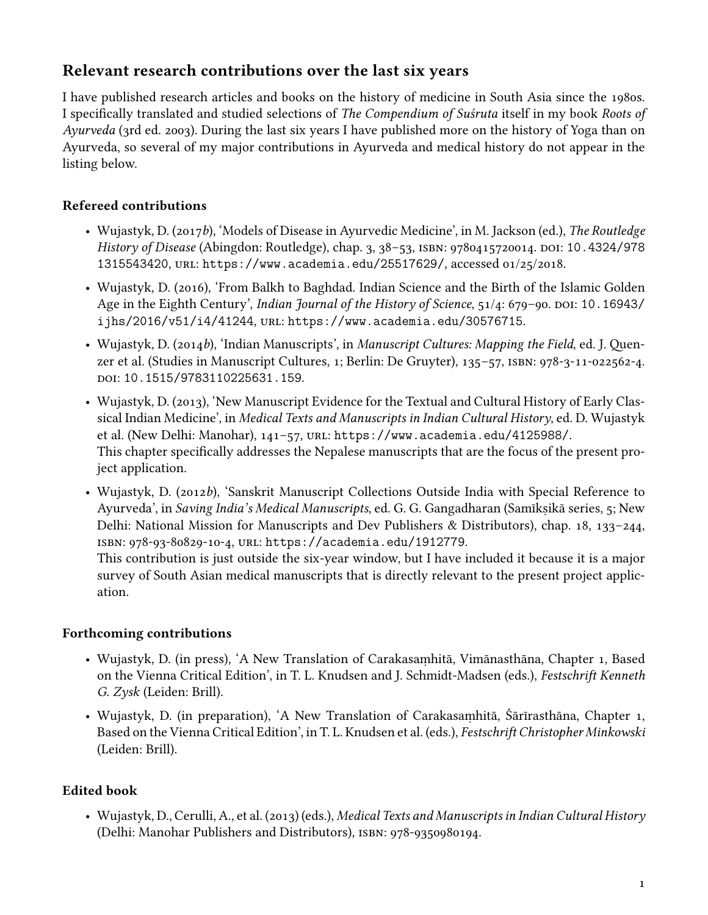## Relevant research contributions over the last six years

I have published research articles and books on the history of medicine in South Asia since the 1980s. I specifically translated and studied selections of *The Compendium of Suśruta* itself in my book *Roots of Ayurveda* (3rd ed. 2003). During the last six years I have published more on the history of Yoga than on Ayurveda, so several of my major contributions in Ayurveda and medical history do not appear in the listing below.

### Refereed contributions

- Wujastyk, D. (2017*b*), 'Models of Disease in Ayurvedic Medicine', in M. Jackson (ed.), *The Routledge History of Disease* (Abingdon: Routledge), chap. 3, 38–53, ISBN: 9780415720014. DOI: `10.4324/9781315543420`, URL: `https://www.academia.edu/25517629/`, accessed 01/25/2018.
- Wujastyk, D. (2016), 'From Balkh to Baghdad. Indian Science and the Birth of the Islamic Golden Age in the Eighth Century', *Indian Journal of the History of Science*, 51/4: 679–90. DOI: `10.16943/ijhs/2016/v51/i4/41244`, URL: `https://www.academia.edu/30576715`.
- Wujastyk, D. (2014*b*), 'Indian Manuscripts', in *Manuscript Cultures: Mapping the Field*, ed. J. Quenzer et al. (Studies in Manuscript Cultures, 1; Berlin: De Gruyter), 135–57, ISBN: 978-3-11-022562-4. DOI: `10.1515/9783110225631.159`.
- Wujastyk, D. (2013), 'New Manuscript Evidence for the Textual and Cultural History of Early Classical Indian Medicine', in *Medical Texts and Manuscripts in Indian Cultural History*, ed. D. Wujastyk et al. (New Delhi: Manohar), 141–57, URL: `https://www.academia.edu/4125988/`.
  This chapter specifically addresses the Nepalese manuscripts that are the focus of the present project application.
- Wujastyk, D. (2012*b*), 'Sanskrit Manuscript Collections Outside India with Special Reference to Ayurveda', in *Saving India's Medical Manuscripts*, ed. G. G. Gangadharan (Samīkṣikā series, 5; New Delhi: National Mission for Manuscripts and Dev Publishers & Distributors), chap. 18, 133–244, ISBN: 978-93-80829-10-4, URL: `https://academia.edu/1912779`.
  This contribution is just outside the six-year window, but I have included it because it is a major survey of South Asian medical manuscripts that is directly relevant to the present project application.

### Forthcoming contributions

- Wujastyk, D. (in press), 'A New Translation of Carakasaṃhitā, Vimānasthāna, Chapter 1, Based on the Vienna Critical Edition', in T. L. Knudsen and J. Schmidt-Madsen (eds.), *Festschrift Kenneth G. Zysk* (Leiden: Brill).
- Wujastyk, D. (in preparation), 'A New Translation of Carakasaṃhitā, Śārīrasthāna, Chapter 1, Based on the Vienna Critical Edition', in T. L. Knudsen et al. (eds.), *Festschrift Christopher Minkowski* (Leiden: Brill).

### Edited book

- Wujastyk, D., Cerulli, A., et al. (2013) (eds.), *Medical Texts and Manuscripts in Indian Cultural History* (Delhi: Manohar Publishers and Distributors), ISBN: 978-9350980194.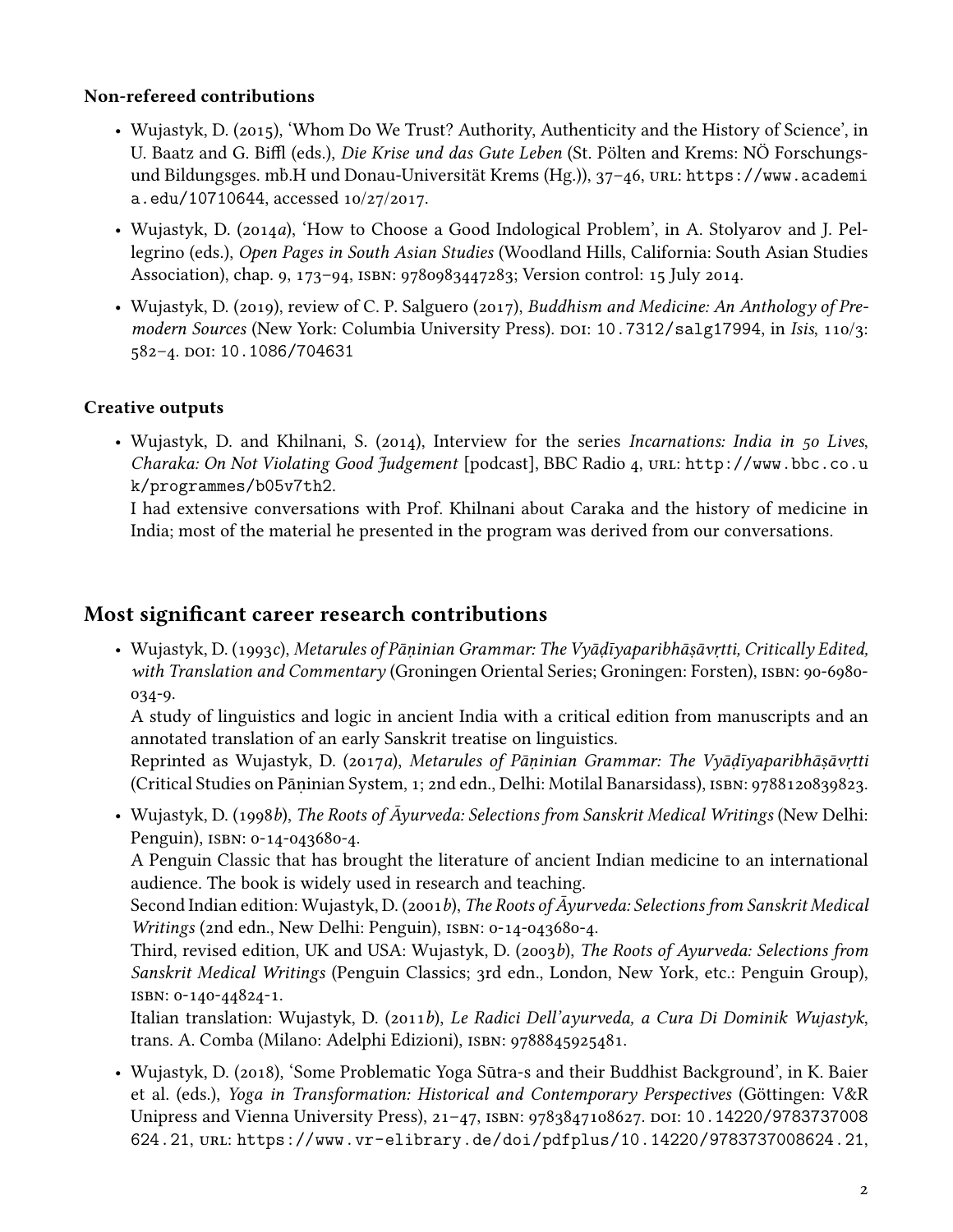### Non-refereed contributions

- Wujastyk, D. (2015), 'Whom Do We Trust? Authority, Authenticity and the History of Science', in U. Baatz and G. Biffl (eds.), *Die Krise und das Gute Leben* (St. Pölten and Krems: NÖ Forschungs- und Bildungsges. mb.H und Donau-Universität Krems (Hg.)), 37–46, URL: https://www.academia.edu/10710644, accessed 10/27/2017.
- Wujastyk, D. (2014*a*), 'How to Choose a Good Indological Problem', in A. Stolyarov and J. Pellegrino (eds.), *Open Pages in South Asian Studies* (Woodland Hills, California: South Asian Studies Association), chap. 9, 173–94, ISBN: 9780983447283; Version control: 15 July 2014.
- Wujastyk, D. (2019), review of C. P. Salguero (2017), *Buddhism and Medicine: An Anthology of Premodern Sources* (New York: Columbia University Press). DOI: 10.7312/salg17994, in *Isis*, 110/3: 582–4. DOI: 10.1086/704631

### Creative outputs

- Wujastyk, D. and Khilnani, S. (2014), Interview for the series *Incarnations: India in 50 Lives*, *Charaka: On Not Violating Good Judgement* [podcast], BBC Radio 4, URL: http://www.bbc.co.uk/programmes/b05v7th2.
  I had extensive conversations with Prof. Khilnani about Caraka and the history of medicine in India; most of the material he presented in the program was derived from our conversations.

## Most significant career research contributions

- Wujastyk, D. (1993*c*), *Metarules of Pāṇinian Grammar: The Vyāḍīyaparibhāṣāvṛtti, Critically Edited, with Translation and Commentary* (Groningen Oriental Series; Groningen: Forsten), ISBN: 90-6980-034-9.
  A study of linguistics and logic in ancient India with a critical edition from manuscripts and an annotated translation of an early Sanskrit treatise on linguistics.
  Reprinted as Wujastyk, D. (2017*a*), *Metarules of Pāṇinian Grammar: The Vyāḍīyaparibhāṣāvṛtti* (Critical Studies on Pāṇinian System, 1; 2nd edn., Delhi: Motilal Banarsidass), ISBN: 9788120839823.
- Wujastyk, D. (1998*b*), *The Roots of Āyurveda: Selections from Sanskrit Medical Writings* (New Delhi: Penguin), ISBN: 0-14-043680-4.
  A Penguin Classic that has brought the literature of ancient Indian medicine to an international audience. The book is widely used in research and teaching.
  Second Indian edition: Wujastyk, D. (2001*b*), *The Roots of Āyurveda: Selections from Sanskrit Medical Writings* (2nd edn., New Delhi: Penguin), ISBN: 0-14-043680-4.
  Third, revised edition, UK and USA: Wujastyk, D. (2003*b*), *The Roots of Ayurveda: Selections from Sanskrit Medical Writings* (Penguin Classics; 3rd edn., London, New York, etc.: Penguin Group), ISBN: 0-140-44824-1.
  Italian translation: Wujastyk, D. (2011*b*), *Le Radici Dell'ayurveda, a Cura Di Dominik Wujastyk*, trans. A. Comba (Milano: Adelphi Edizioni), ISBN: 9788845925481.
- Wujastyk, D. (2018), 'Some Problematic Yoga Sūtra-s and their Buddhist Background', in K. Baier et al. (eds.), *Yoga in Transformation: Historical and Contemporary Perspectives* (Göttingen: V&R Unipress and Vienna University Press), 21–47, ISBN: 9783847108627. DOI: 10.14220/9783737008624.21, URL: https://www.vr-elibrary.de/doi/pdfplus/10.14220/9783737008624.21,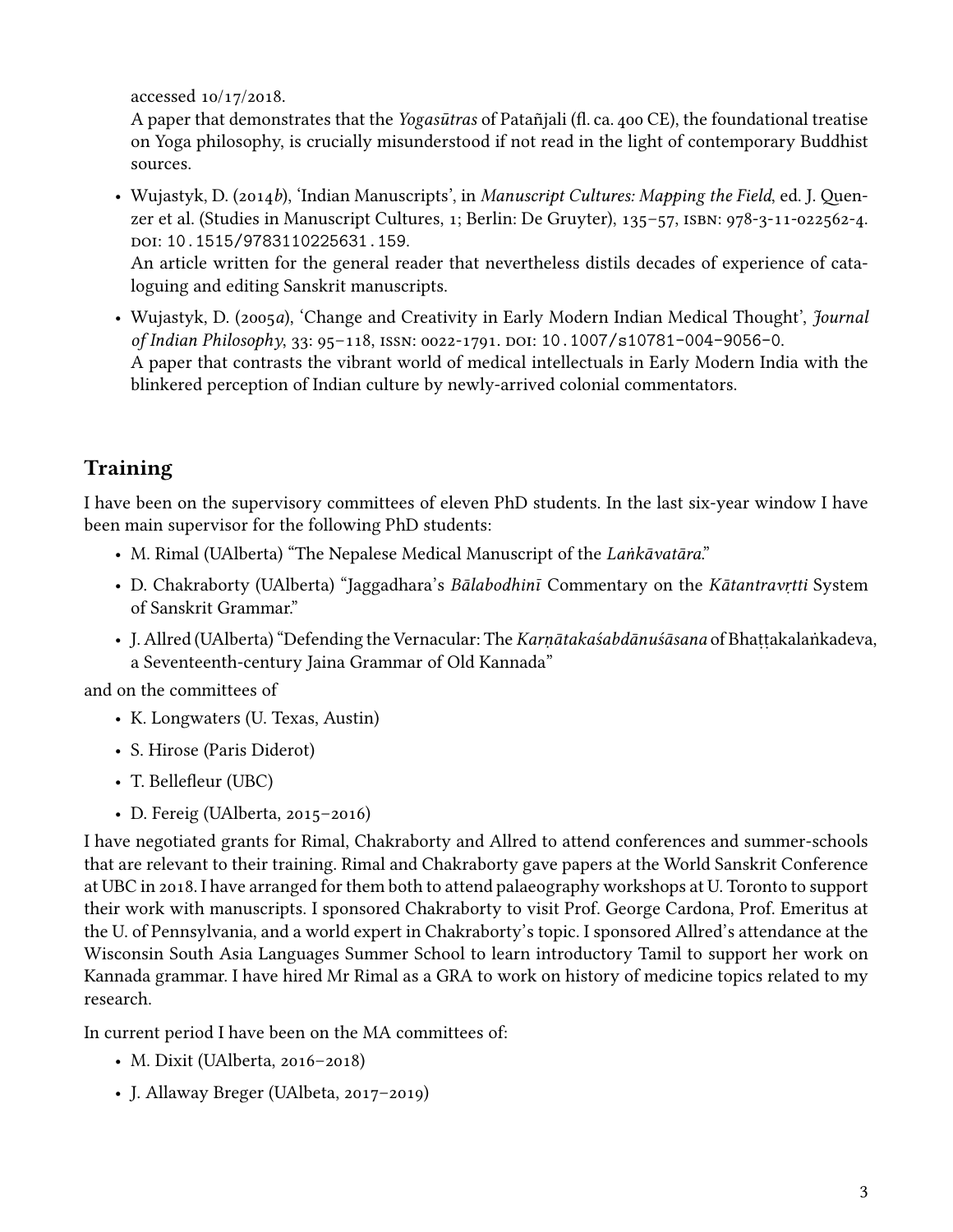accessed 10/17/2018.
A paper that demonstrates that the *Yogasūtras* of Patañjali (fl. ca. 400 CE), the foundational treatise on Yoga philosophy, is crucially misunderstood if not read in the light of contemporary Buddhist sources.

- Wujastyk, D. (2014*b*), 'Indian Manuscripts', in *Manuscript Cultures: Mapping the Field*, ed. J. Quenzer et al. (Studies in Manuscript Cultures, 1; Berlin: De Gruyter), 135–57, ISBN: 978-3-11-022562-4. DOI: 10.1515/9783110225631.159.
An article written for the general reader that nevertheless distils decades of experience of cataloguing and editing Sanskrit manuscripts.
- Wujastyk, D. (2005*a*), 'Change and Creativity in Early Modern Indian Medical Thought', *Journal of Indian Philosophy*, 33: 95–118, ISSN: 0022-1791. DOI: 10.1007/s10781-004-9056-0.
A paper that contrasts the vibrant world of medical intellectuals in Early Modern India with the blinkered perception of Indian culture by newly-arrived colonial commentators.

## Training

I have been on the supervisory committees of eleven PhD students. In the last six-year window I have been main supervisor for the following PhD students:

- M. Rimal (UAlberta) "The Nepalese Medical Manuscript of the *Laṅkāvatāra*."
- D. Chakraborty (UAlberta) "Jaggadhara's *Bālabodhinī* Commentary on the *Kātantravṛtti* System of Sanskrit Grammar."
- J. Allred (UAlberta) "Defending the Vernacular: The *Karṇātakaśabdānuśāsana* of Bhaṭṭakalaṅkadeva, a Seventeenth-century Jaina Grammar of Old Kannada"

and on the committees of

- K. Longwaters (U. Texas, Austin)
- S. Hirose (Paris Diderot)
- T. Bellefleur (UBC)
- D. Fereig (UAlberta, 2015–2016)

I have negotiated grants for Rimal, Chakraborty and Allred to attend conferences and summer-schools that are relevant to their training. Rimal and Chakraborty gave papers at the World Sanskrit Conference at UBC in 2018. I have arranged for them both to attend palaeography workshops at U. Toronto to support their work with manuscripts. I sponsored Chakraborty to visit Prof. George Cardona, Prof. Emeritus at the U. of Pennsylvania, and a world expert in Chakraborty's topic. I sponsored Allred's attendance at the Wisconsin South Asia Languages Summer School to learn introductory Tamil to support her work on Kannada grammar. I have hired Mr Rimal as a GRA to work on history of medicine topics related to my research.

In current period I have been on the MA committees of:

- M. Dixit (UAlberta, 2016–2018)
- J. Allaway Breger (UAlbeta, 2017–2019)